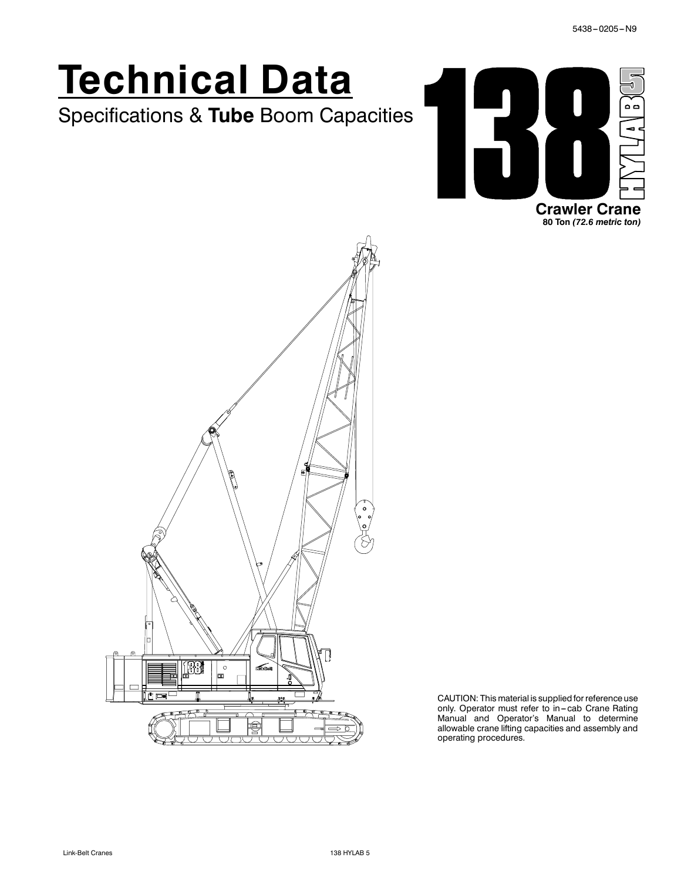5438–0205–N9

# Technical Data

## Specifications & **Tube** Boom Capacities

# 138 HYLAB 5

**Crawler Crane**

**80 Ton *(72.6 metric ton)***

CAUTION: This material is supplied for reference use only. Operator must refer to in–cab Crane Rating Manual and Operator's Manual to determine allowable crane lifting capacities and assembly and operating procedures.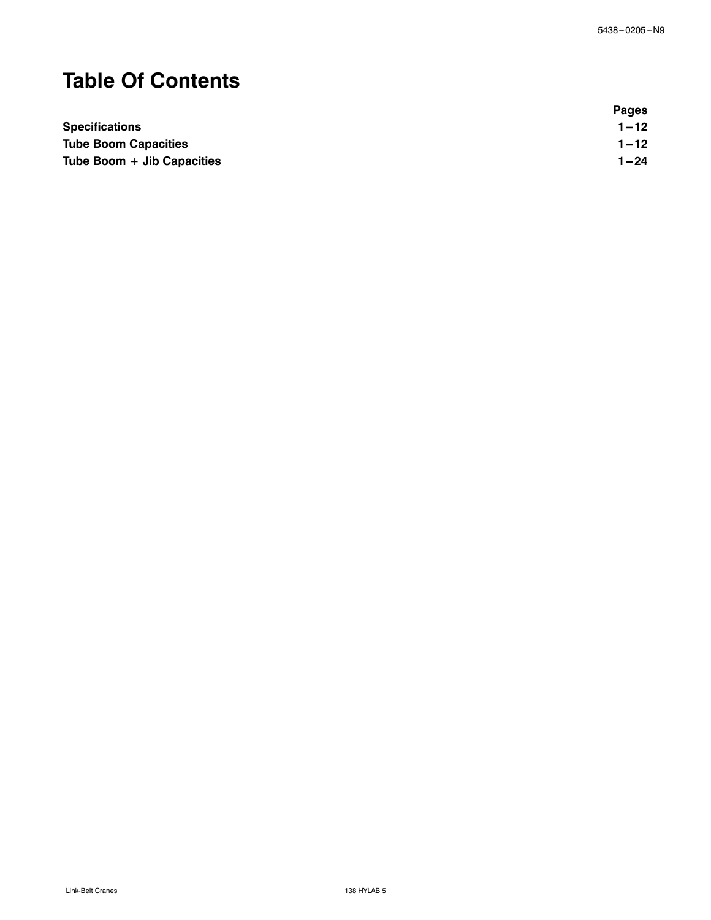# Table Of Contents

| | Pages |
|---|---|
| **Specifications** | **1 -- 12** |
| **Tube Boom Capacities** | **1 -- 12** |
| **Tube Boom + Jib Capacities** | **1 -- 24** |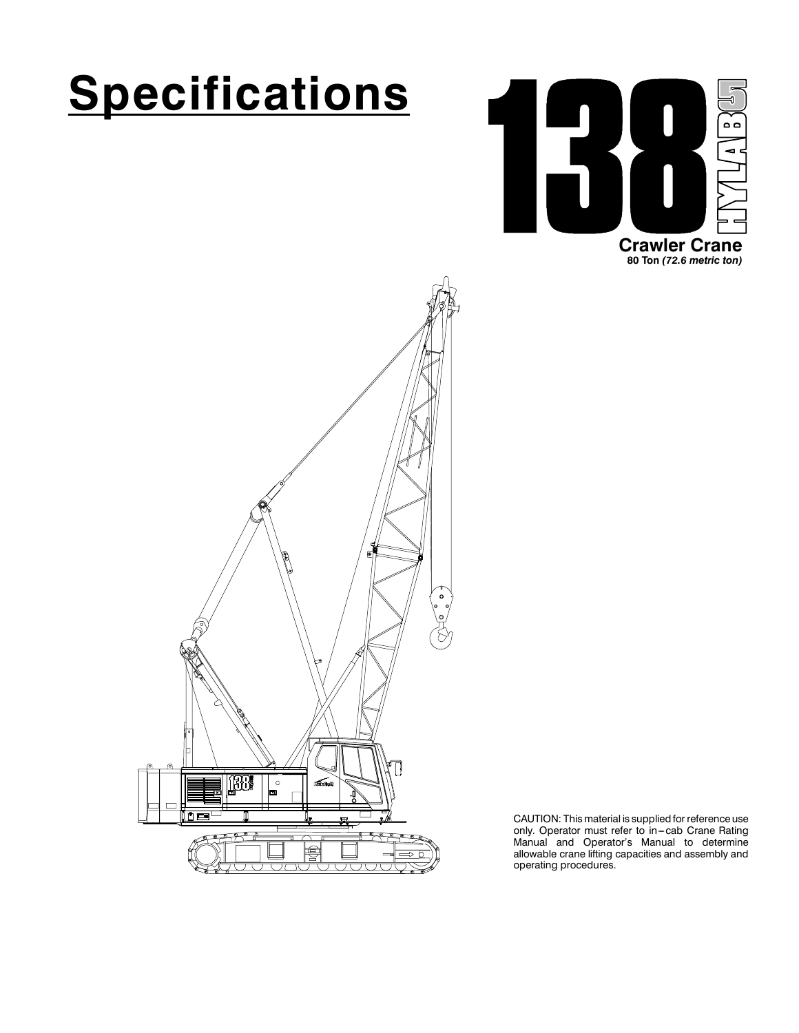# Specifications

# 138 HYLAB 5

**Crawler Crane**
**80 Ton** ***(72.6 metric ton)***

CAUTION: This material is supplied for reference use only. Operator must refer to in-cab Crane Rating Manual and Operator's Manual to determine allowable crane lifting capacities and assembly and operating procedures.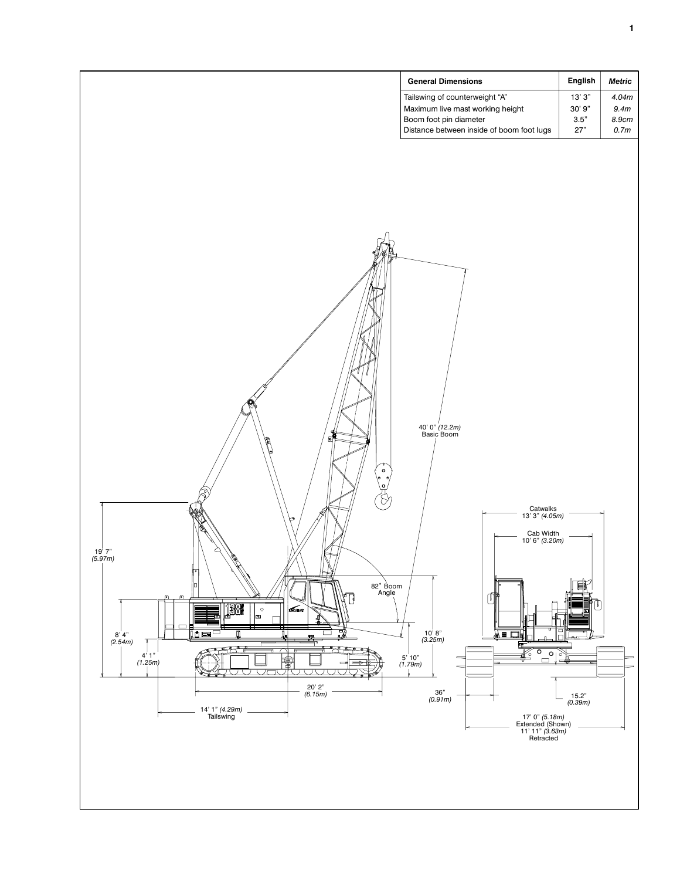| General Dimensions | English | Metric |
|---|---|---|
| Tailswing of counterweight "A" | 13' 3" | *4.04m* |
| Maximum live mast working height | 30' 9" | *9.4m* |
| Boom foot pin diameter | 3.5" | *8.9cm* |
| Distance between inside of boom foot lugs | 27" | *0.7m* |

40' 0" *(12.2m)*
Basic Boom

82° Boom Angle

19' 7" *(5.97m)*

8' 4" *(2.54m)*

4' 1" *(1.25m)*

10' 8" *(3.25m)*

5' 10" *(1.79m)*

20' 2" *(6.15m)*

14' 1" *(4.29m)*
Tailswing

Catwalks
13' 3" *(4.05m)*

Cab Width
10' 6" *(3.20m)*

36" *(0.91m)*

15.2" *(0.39m)*

17' 0" *(5.18m)*
Extended (Shown)
11' 11" *(3.63m)*
Retracted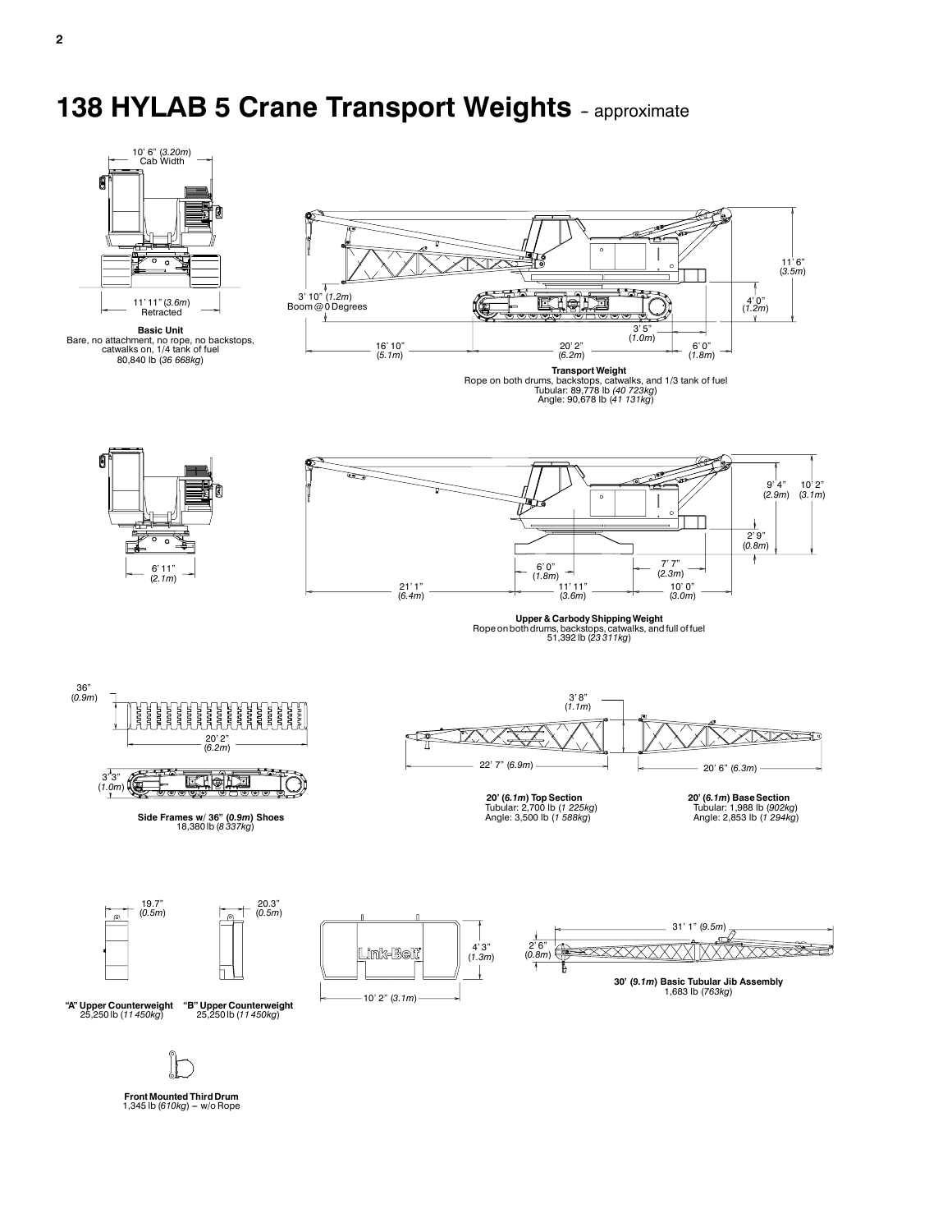# 138 HYLAB 5 Crane Transport Weights – approximate

10' 6" (*3.20m*)
Cab Width

11' 11" (*3.6m*)
Retracted

**Basic Unit**
Bare, no attachment, no rope, no backstops, catwalks on, 1/4 tank of fuel
80,840 lb (*36 668kg*)

3' 10" (*1.2m*)
Boom @ 0 Degrees

16' 10" (*5.1m*)

20' 2" (*6.2m*)

6' 0" (*1.8m*)

3' 5" (*1.0m*)

4' 0" (*1.2m*)

11' 6" (*3.5m*)

**Transport Weight**
Rope on both drums, backstops, catwalks, and 1/3 tank of fuel
Tubular: 89,778 lb (*40 723kg*)
Angle: 90,678 lb (*41 131kg*)

6' 11" (*2.1m*)

21' 1" (*6.4m*)

6' 0" (*1.8m*)

11' 11" (*3.6m*)

7' 7" (*2.3m*)

10' 0" (*3.0m*)

2' 9" (*0.8m*)

9' 4" (*2.9m*)

10' 2" (*3.1m*)

**Upper & Carbody Shipping Weight**
Rope on both drums, backstops, catwalks, and full of fuel
51,392 lb (*23 311kg*)

36" (*0.9m*)

20' 2" (*6.2m*)

3' 3" (*1.0m*)

**Side Frames w/ 36" (*0.9m*) Shoes**
18,380 lb (*8 337kg*)

3' 8" (*1.1m*)

22' 7" (*6.9m*)

20' 6" (*6.3m*)

**20' (*6.1m*) Top Section**
Tubular: 2,700 lb (*1 225kg*)
Angle: 3,500 lb (*1 588kg*)

**20' (*6.1m*) Base Section**
Tubular: 1,988 lb (*902kg*)
Angle: 2,853 lb (*1 294kg*)

19.7" (*0.5m*)

20.3" (*0.5m*)

**"A" Upper Counterweight**
25,250 lb (*11 450kg*)

**"B" Upper Counterweight**
25,250 lb (*11 450kg*)

4' 3" (*1.3m*)

10' 2" (*3.1m*)

31' 1" (*9.5m*)

2' 6" (*0.8m*)

**30' (*9.1m*) Basic Tubular Jib Assembly**
1,683 lb (*763kg*)

**Front Mounted Third Drum**
1,345 lb (*610kg*) – w/o Rope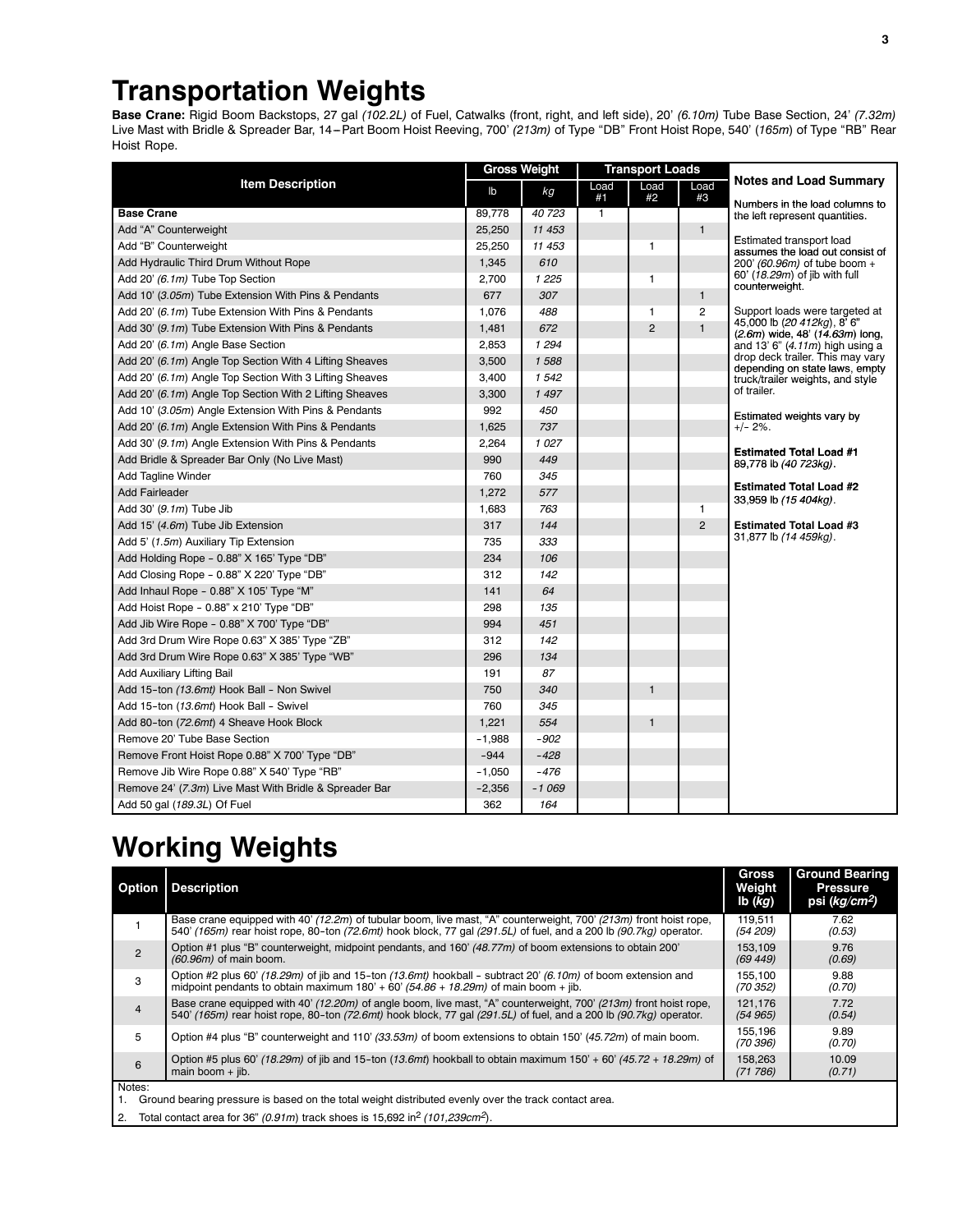# Transportation Weights

**Base Crane:** Rigid Boom Backstops, 27 gal *(102.2L)* of Fuel, Catwalks (front, right, and left side), 20' *(6.10m)* Tube Base Section, 24' *(7.32m)* Live Mast with Bridle & Spreader Bar, 14-Part Boom Hoist Reeving, 700' *(213m)* of Type "DB" Front Hoist Rope, 540' (*165m*) of Type "RB" Rear Hoist Rope.

| Item Description | Gross Weight | | Transport Loads | | |
|---|---|---|---|---|---|
| | lb | *kg* | Load #1 | Load #2 | Load #3 |
| **Base Crane** | 89,778 | *40 723* | 1 | | |
| Add "A" Counterweight | 25,250 | *11 453* | | | 1 |
| Add "B" Counterweight | 25,250 | *11 453* | | 1 | |
| Add Hydraulic Third Drum Without Rope | 1,345 | *610* | | | |
| Add 20' *(6.1m)* Tube Top Section | 2,700 | *1 225* | | 1 | |
| Add 10' (*3.05m*) Tube Extension With Pins & Pendants | 677 | *307* | | | 1 |
| Add 20' (*6.1m*) Tube Extension With Pins & Pendants | 1,076 | *488* | | 1 | 2 |
| Add 30' (*9.1m*) Tube Extension With Pins & Pendants | 1,481 | *672* | | 2 | 1 |
| Add 20' (*6.1m*) Angle Base Section | 2,853 | *1 294* | | | |
| Add 20' (*6.1m*) Angle Top Section With 4 Lifting Sheaves | 3,500 | *1 588* | | | |
| Add 20' (*6.1m*) Angle Top Section With 3 Lifting Sheaves | 3,400 | *1 542* | | | |
| Add 20' (*6.1m*) Angle Top Section With 2 Lifting Sheaves | 3,300 | *1 497* | | | |
| Add 10' (*3.05m*) Angle Extension With Pins & Pendants | 992 | *450* | | | |
| Add 20' (*6.1m*) Angle Extension With Pins & Pendants | 1,625 | *737* | | | |
| Add 30' (*9.1m*) Angle Extension With Pins & Pendants | 2,264 | *1 027* | | | |
| Add Bridle & Spreader Bar Only (No Live Mast) | 990 | *449* | | | |
| Add Tagline Winder | 760 | *345* | | | |
| Add Fairleader | 1,272 | *577* | | | |
| Add 30' (*9.1m*) Tube Jib | 1,683 | *763* | | | 1 |
| Add 15' (*4.6m*) Tube Jib Extension | 317 | *144* | | | 2 |
| Add 5' (*1.5m*) Auxiliary Tip Extension | 735 | *333* | | | |
| Add Holding Rope - 0.88" X 165' Type "DB" | 234 | *106* | | | |
| Add Closing Rope - 0.88" X 220' Type "DB" | 312 | *142* | | | |
| Add Inhaul Rope - 0.88" X 105' Type "M" | 141 | *64* | | | |
| Add Hoist Rope - 0.88" x 210' Type "DB" | 298 | *135* | | | |
| Add Jib Wire Rope - 0.88" X 700' Type "DB" | 994 | *451* | | | |
| Add 3rd Drum Wire Rope 0.63" X 385' Type "ZB" | 312 | *142* | | | |
| Add 3rd Drum Wire Rope 0.63" X 385' Type "WB" | 296 | *134* | | | |
| Add Auxiliary Lifting Bail | 191 | *87* | | | |
| Add 15-ton *(13.6mt)* Hook Ball - Non Swivel | 750 | *340* | | 1 | |
| Add 15-ton (*13.6mt*) Hook Ball - Swivel | 760 | *345* | | | |
| Add 80-ton (*72.6mt*) 4 Sheave Hook Block | 1,221 | *554* | | 1 | |
| Remove 20' Tube Base Section | -1,988 | *-902* | | | |
| Remove Front Hoist Rope 0.88" X 700' Type "DB" | -944 | *-428* | | | |
| Remove Jib Wire Rope 0.88" X 540' Type "RB" | -1,050 | *-476* | | | |
| Remove 24' (*7.3m*) Live Mast With Bridle & Spreader Bar | -2,356 | *-1 069* | | | |
| Add 50 gal (*189.3L*) Of Fuel | 362 | *164* | | | |

**Notes and Load Summary**

Numbers in the load columns to the left represent quantities.

Estimated transport load assumes the load out consist of 200' *(60.96m)* of tube boom + 60' (*18.29m*) of jib with full counterweight.

Support loads were targeted at 45,000 lb (*20 412kg*), 8' 6" (*2.6m*) wide, 48' (*14.63m*) long, and 13' 6" (*4.11m*) high using a drop deck trailer. This may vary depending on state laws, empty truck/trailer weights, and style of trailer.

Estimated weights vary by +/- 2%.

**Estimated Total Load #1**
89,778 lb *(40 723kg)*.

**Estimated Total Load #2**
33,959 lb *(15 404kg)*.

**Estimated Total Load #3**
31,877 lb *(14 459kg)*.

# Working Weights

| Option | Description | Gross Weight lb (*kg*) | Ground Bearing Pressure psi (*kg/cm²*) |
|---|---|---|---|
| 1 | Base crane equipped with 40' *(12.2m)* of tubular boom, live mast, "A" counterweight, 700' *(213m)* front hoist rope, 540' *(165m)* rear hoist rope, 80-ton *(72.6mt)* hook block, 77 gal *(291.5L)* of fuel, and a 200 lb *(90.7kg)* operator. | 119,511 *(54 209)* | 7.62 *(0.53)* |
| 2 | Option #1 plus "B" counterweight, midpoint pendants, and 160' *(48.77m)* of boom extensions to obtain 200' *(60.96m)* of main boom. | 153,109 *(69 449)* | 9.76 *(0.69)* |
| 3 | Option #2 plus 60' *(18.29m)* of jib and 15-ton *(13.6mt)* hookball - subtract 20' *(6.10m)* of boom extension and midpoint pendants to obtain maximum 180' + 60' *(54.86 + 18.29m)* of main boom + jib. | 155,100 *(70 352)* | 9.88 *(0.70)* |
| 4 | Base crane equipped with 40' *(12.20m)* of angle boom, live mast, "A" counterweight, 700' *(213m)* front hoist rope, 540' *(165m)* rear hoist rope, 80-ton *(72.6mt)* hook block, 77 gal *(291.5L)* of fuel, and a 200 lb *(90.7kg)* operator. | 121,176 *(54 965)* | 7.72 *(0.54)* |
| 5 | Option #4 plus "B" counterweight and 110' *(33.53m)* of boom extensions to obtain 150' (*45.72m*) of main boom. | 155,196 *(70 396)* | 9.89 *(0.70)* |
| 6 | Option #5 plus 60' (*18.29m*) of jib and 15-ton (*13.6mt*) hookball to obtain maximum 150' + 60' *(45.72 + 18.29m)* of main boom + jib. | 158,263 *(71 786)* | 10.09 *(0.71)* |

Notes:
1. Ground bearing pressure is based on the total weight distributed evenly over the track contact area.
2. Total contact area for 36" *(0.91m)* track shoes is 15,692 in² *(101,239cm²)*.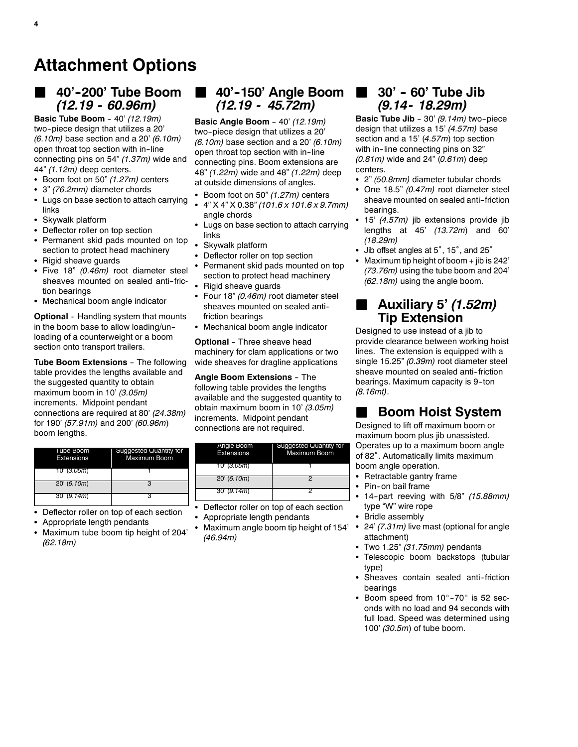# Attachment Options

## ■ 40'-200' Tube Boom *(12.19 - 60.96m)*

**Basic Tube Boom** - 40' *(12.19m)* two-piece design that utilizes a 20' *(6.10m)* base section and a 20' *(6.10m)* open throat top section with in-line connecting pins on 54" *(1.37m)* wide and 44" *(1.12m)* deep centers.

- Boom foot on 50" *(1.27m)* centers
- 3" *(76.2mm)* diameter chords
- Lugs on base section to attach carrying links
- Skywalk platform
- Deflector roller on top section
- Permanent skid pads mounted on top section to protect head machinery
- Rigid sheave guards
- Five 18" *(0.46m)* root diameter steel sheaves mounted on sealed anti-friction bearings
- Mechanical boom angle indicator

**Optional** - Handling system that mounts in the boom base to allow loading/unloading of a counterweight or a boom section onto transport trailers.

**Tube Boom Extensions** - The following table provides the lengths available and the suggested quantity to obtain maximum boom in 10' *(3.05m)* increments. Midpoint pendant connections are required at 80' *(24.38m)* for 190' *(57.91m)* and 200' *(60.96m)* boom lengths.

| Tube Boom Extensions | Suggested Quantity for Maximum Boom |
|---|---|
| 10' *(3.05m)* | 1 |
| 20' *(6.10m)* | 3 |
| 30' *(9.14m)* | 3 |

- Deflector roller on top of each section
- Appropriate length pendants
- Maximum tube boom tip height of 204' *(62.18m)*

## ■ 40'-150' Angle Boom *(12.19 - 45.72m)*

**Basic Angle Boom** - 40' *(12.19m)* two-piece design that utilizes a 20' *(6.10m)* base section and a 20' *(6.10m)* open throat top section with in-line connecting pins. Boom extensions are 48" *(1.22m)* wide and 48" *(1.22m)* deep at outside dimensions of angles.

- Boom foot on 50" *(1.27m)* centers
- 4" X 4" X 0.38" *(101.6 x 101.6 x 9.7mm)* angle chords
- Lugs on base section to attach carrying links
- Skywalk platform
- Deflector roller on top section
- Permanent skid pads mounted on top section to protect head machinery
- Rigid sheave guards
- Four 18" *(0.46m)* root diameter steel sheaves mounted on sealed anti-friction bearings
- Mechanical boom angle indicator

**Optional** - Three sheave head machinery for clam applications or two wide sheaves for dragline applications

**Angle Boom Extensions** - The following table provides the lengths available and the suggested quantity to obtain maximum boom in 10' *(3.05m)* increments. Midpoint pendant connections are not required.

| Angle Boom Extensions | Suggested Quantity for Maximum Boom |
|---|---|
| 10' *(3.05m)* | 1 |
| 20' *(6.10m)* | 2 |
| 30' *(9.14m)* | 2 |

- Deflector roller on top of each section
- Appropriate length pendants
- Maximum angle boom tip height of 154' *(46.94m)*

## ■ 30' - 60' Tube Jib *(9.14- 18.29m)*

**Basic Tube Jib** - 30' *(9.14m)* two-piece design that utilizes a 15' *(4.57m)* base section and a 15' (*4.57m*) top section with in-line connecting pins on 32" *(0.81m)* wide and 24" (*0.61m*) deep centers.

- 2" *(50.8mm)* diameter tubular chords
- One 18.5" *(0.47m)* root diameter steel sheave mounted on sealed anti-friction bearings.
- 15' *(4.57m)* jib extensions provide jib lengths at 45' *(13.72m)* and 60' *(18.29m)*
- Jib offset angles at 5˚, 15˚, and 25˚
- Maximum tip height of boom + jib is 242' *(73.76m)* using the tube boom and 204' *(62.18m)* using the angle boom.

## ■ Auxiliary 5' *(1.52m)* Tip Extension

Designed to use instead of a jib to provide clearance between working hoist lines. The extension is equipped with a single 15.25" *(0.39m)* root diameter steel sheave mounted on sealed anti-friction bearings. Maximum capacity is 9-ton *(8.16mt)*.

## ■ Boom Hoist System

Designed to lift off maximum boom or maximum boom plus jib unassisted. Operates up to a maximum boom angle of 82˚. Automatically limits maximum boom angle operation.

- Retractable gantry frame
- Pin-on bail frame
- 14-part reeving with 5/8" *(15.88mm)* type "W" wire rope
- Bridle assembly
- 24' *(7.31m)* live mast (optional for angle attachment)
- Two 1.25" *(31.75mm)* pendants
- Telescopic boom backstops (tubular type)
- Sheaves contain sealed anti-friction bearings
- Boom speed from 10°-70° is 52 seconds with no load and 94 seconds with full load. Speed was determined using 100' *(30.5m*) of tube boom.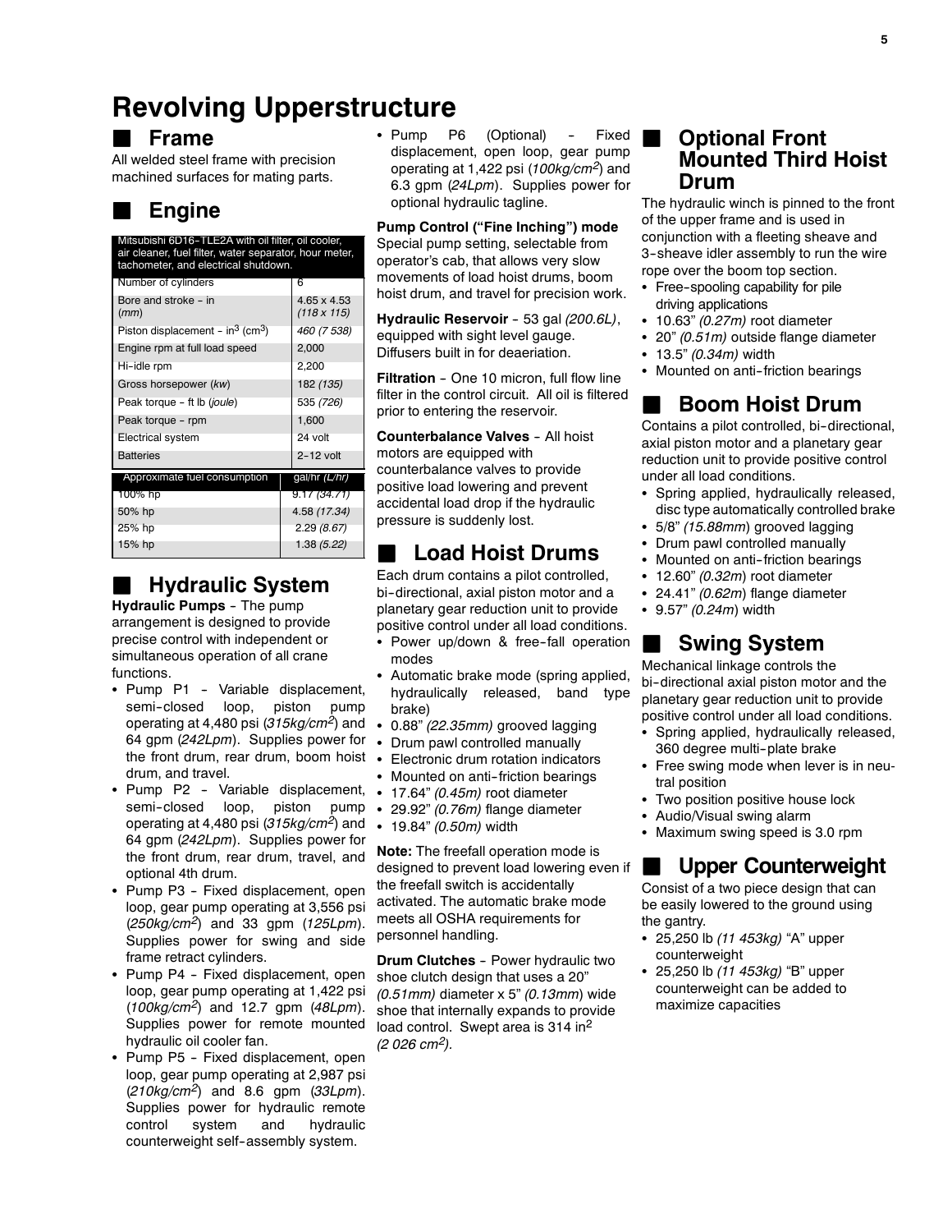# Revolving Upperstructure

## Frame

All welded steel frame with precision machined surfaces for mating parts.

## Engine

| Mitsubishi 6D16-TLE2A with oil filter, oil cooler, air cleaner, fuel filter, water separator, hour meter, tachometer, and electrical shutdown. | |
|---|---|
| Number of cylinders | 6 |
| Bore and stroke - in (*mm*) | 4.65 x 4.53 *(118 x 115)* |
| Piston displacement - $in^3$ ($cm^3$) | 460 *(7 538)* |
| Engine rpm at full load speed | 2,000 |
| Hi-idle rpm | 2,200 |
| Gross horsepower (*kw*) | 182 *(135)* |
| Peak torque - ft lb (*joule*) | 535 *(726)* |
| Peak torque - rpm | 1,600 |
| Electrical system | 24 volt |
| Batteries | 2-12 volt |

| Approximate fuel consumption | gal/hr *(L/hr)* |
|---|---|
| 100% hp | 9.17 *(34.71)* |
| 50% hp | 4.58 *(17.34)* |
| 25% hp | 2.29 *(8.67)* |
| 15% hp | 1.38 *(5.22)* |

## Hydraulic System

**Hydraulic Pumps** - The pump arrangement is designed to provide precise control with independent or simultaneous operation of all crane functions.

- Pump P1 - Variable displacement, semi-closed loop, piston pump operating at 4,480 psi (*315kg/cm²*) and 64 gpm (*242Lpm*). Supplies power for the front drum, rear drum, boom hoist drum, and travel.
- Pump P2 - Variable displacement, semi-closed loop, piston pump operating at 4,480 psi (*315kg/cm²*) and 64 gpm (*242Lpm*). Supplies power for the front drum, rear drum, travel, and optional 4th drum.
- Pump P3 - Fixed displacement, open loop, gear pump operating at 3,556 psi (*250kg/cm²*) and 33 gpm (*125Lpm*). Supplies power for swing and side frame retract cylinders.
- Pump P4 - Fixed displacement, open loop, gear pump operating at 1,422 psi (*100kg/cm²*) and 12.7 gpm (*48Lpm*). Supplies power for remote mounted hydraulic oil cooler fan.
- Pump P5 - Fixed displacement, open loop, gear pump operating at 2,987 psi (*210kg/cm²*) and 8.6 gpm (*33Lpm*). Supplies power for hydraulic remote control system and hydraulic counterweight self-assembly system.
- Pump P6 (Optional) - Fixed displacement, open loop, gear pump operating at 1,422 psi (*100kg/cm²*) and 6.3 gpm (*24Lpm*). Supplies power for optional hydraulic tagline.

**Pump Control ("Fine Inching") mode** Special pump setting, selectable from operator's cab, that allows very slow movements of load hoist drums, boom hoist drum, and travel for precision work.

**Hydraulic Reservoir** - 53 gal *(200.6L)*, equipped with sight level gauge. Diffusers built in for deaeriation.

**Filtration** - One 10 micron, full flow line filter in the control circuit. All oil is filtered prior to entering the reservoir.

**Counterbalance Valves** - All hoist motors are equipped with counterbalance valves to provide positive load lowering and prevent accidental load drop if the hydraulic pressure is suddenly lost.

## Load Hoist Drums

Each drum contains a pilot controlled, bi-directional, axial piston motor and a planetary gear reduction unit to provide positive control under all load conditions.

- Power up/down & free-fall operation modes
- Automatic brake mode (spring applied, hydraulically released, band type brake)
- 0.88" *(22.35mm)* grooved lagging
- Drum pawl controlled manually
- Electronic drum rotation indicators
- Mounted on anti-friction bearings
- 17.64" *(0.45m)* root diameter
- 29.92" *(0.76m)* flange diameter
- 19.84" *(0.50m)* width

**Note:** The freefall operation mode is designed to prevent load lowering even if the freefall switch is accidentally activated. The automatic brake mode meets all OSHA requirements for personnel handling.

**Drum Clutches** - Power hydraulic two shoe clutch design that uses a 20" *(0.51mm)* diameter x 5" *(0.13mm)* wide shoe that internally expands to provide load control. Swept area is 314 in² *(2 026 cm²)*.

## Optional Front Mounted Third Hoist Drum

The hydraulic winch is pinned to the front of the upper frame and is used in conjunction with a fleeting sheave and 3-sheave idler assembly to run the wire rope over the boom top section.

- Free-spooling capability for pile driving applications
- 10.63" *(0.27m)* root diameter
- 20" *(0.51m)* outside flange diameter
- 13.5" *(0.34m)* width
- Mounted on anti-friction bearings

## Boom Hoist Drum

Contains a pilot controlled, bi-directional, axial piston motor and a planetary gear reduction unit to provide positive control under all load conditions.

- Spring applied, hydraulically released, disc type automatically controlled brake
- 5/8" *(15.88mm)* grooved lagging
- Drum pawl controlled manually
- Mounted on anti-friction bearings
- 12.60" *(0.32m)* root diameter
- 24.41" *(0.62m)* flange diameter
- 9.57" *(0.24m)* width

## Swing System

Mechanical linkage controls the bi-directional axial piston motor and the planetary gear reduction unit to provide positive control under all load conditions.

- Spring applied, hydraulically released, 360 degree multi-plate brake
- Free swing mode when lever is in neutral position
- Two position positive house lock
- Audio/Visual swing alarm
- Maximum swing speed is 3.0 rpm

## Upper Counterweight

Consist of a two piece design that can be easily lowered to the ground using the gantry.

- 25,250 lb *(11 453kg)* "A" upper counterweight
- 25,250 lb *(11 453kg)* "B" upper counterweight can be added to maximize capacities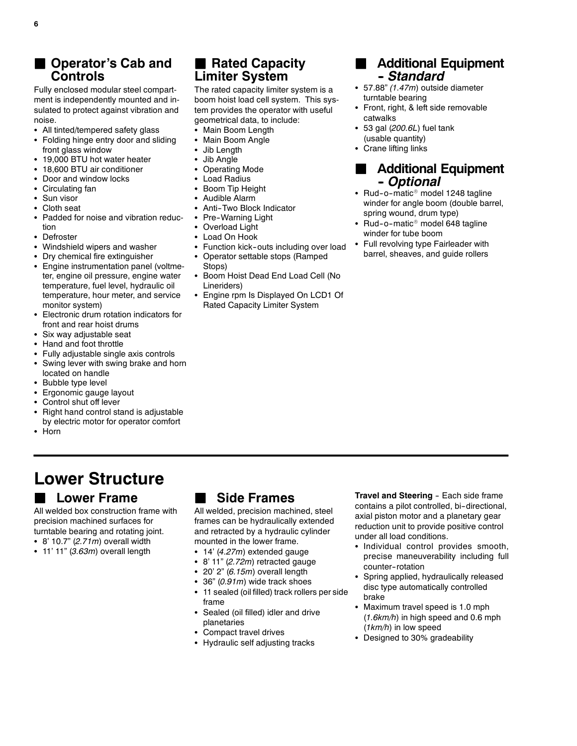## Operator's Cab and Controls

Fully enclosed modular steel compartment is independently mounted and insulated to protect against vibration and noise.

- All tinted/tempered safety glass
- Folding hinge entry door and sliding front glass window
- 19,000 BTU hot water heater
- 18,600 BTU air conditioner
- Door and window locks
- Circulating fan
- Sun visor
- Cloth seat
- Padded for noise and vibration reduction
- Defroster
- Windshield wipers and washer
- Dry chemical fire extinguisher
- Engine instrumentation panel (voltmeter, engine oil pressure, engine water temperature, fuel level, hydraulic oil temperature, hour meter, and service monitor system)
- Electronic drum rotation indicators for front and rear hoist drums
- Six way adjustable seat
- Hand and foot throttle
- Fully adjustable single axis controls
- Swing lever with swing brake and horn located on handle
- Bubble type level
- Ergonomic gauge layout
- Control shut off lever
- Right hand control stand is adjustable by electric motor for operator comfort
- Horn

## Rated Capacity Limiter System

The rated capacity limiter system is a boom hoist load cell system. This system provides the operator with useful geometrical data, to include:

- Main Boom Length
- Main Boom Angle
- Jib Length
- Jib Angle
- Operating Mode
- Load Radius
- Boom Tip Height
- Audible Alarm
- Anti-Two Block Indicator
- Pre-Warning Light
- Overload Light
- Load On Hook
- Function kick-outs including over load
- Operator settable stops (Ramped Stops)
- Boom Hoist Dead End Load Cell (No Lineriders)
- Engine rpm Is Displayed On LCD1 Of Rated Capacity Limiter System

## Additional Equipment - *Standard*

- 57.88" *(1.47m)* outside diameter turntable bearing
- Front, right, & left side removable catwalks
- 53 gal (*200.6L*) fuel tank (usable quantity)
- Crane lifting links

## Additional Equipment - *Optional*

- Rud-o-matic® model 1248 tagline winder for angle boom (double barrel, spring wound, drum type)
- Rud-o-matic® model 648 tagline winder for tube boom
- Full revolving type Fairleader with barrel, sheaves, and guide rollers

# Lower Structure

## Lower Frame

All welded box construction frame with precision machined surfaces for turntable bearing and rotating joint.

- 8' 10.7" (*2.71m*) overall width
- 11' 11" (*3.63m*) overall length

## Side Frames

All welded, precision machined, steel frames can be hydraulically extended and retracted by a hydraulic cylinder mounted in the lower frame.

- 14' (*4.27m*) extended gauge
- 8' 11" (*2.72m*) retracted gauge
- 20' 2" (*6.15m*) overall length
- 36" (*0.91m*) wide track shoes
- 11 sealed (oil filled) track rollers per side frame
- Sealed (oil filled) idler and drive planetaries
- Compact travel drives
- Hydraulic self adjusting tracks

**Travel and Steering** - Each side frame contains a pilot controlled, bi-directional, axial piston motor and a planetary gear reduction unit to provide positive control under all load conditions.

- Individual control provides smooth, precise maneuverability including full counter-rotation
- Spring applied, hydraulically released disc type automatically controlled brake
- Maximum travel speed is 1.0 mph (*1.6km/h*) in high speed and 0.6 mph (*1km/h*) in low speed
- Designed to 30% gradeability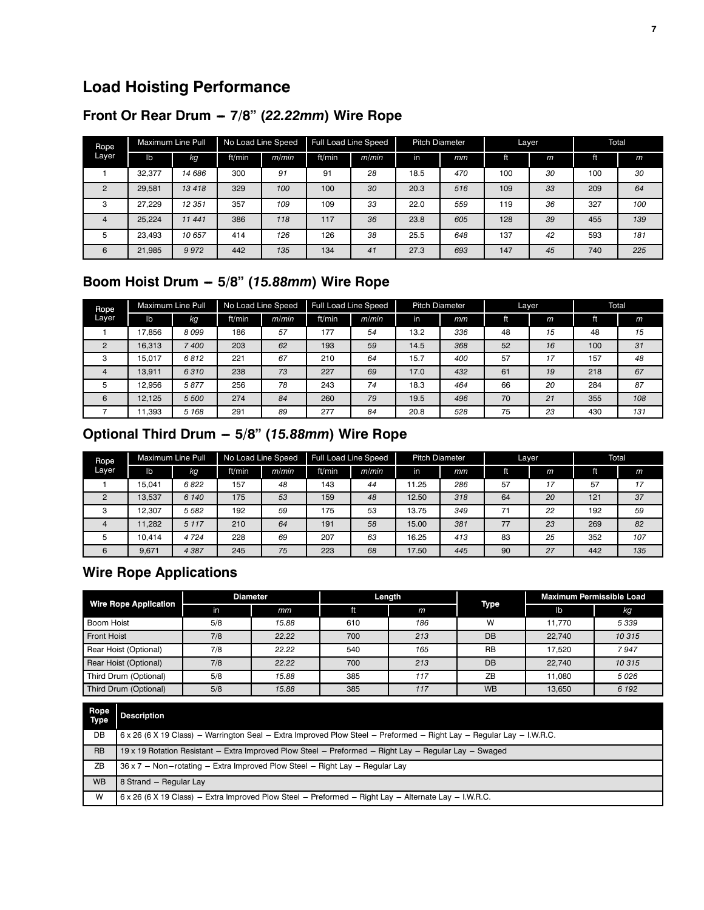# Load Hoisting Performance

## Front Or Rear Drum – 7/8" (*22.22mm*) Wire Rope

| Rope Layer | Maximum Line Pull | | No Load Line Speed | | Full Load Line Speed | | Pitch Diameter | | Layer | | Total | |
|---|---|---|---|---|---|---|---|---|---|---|---|---|
| | lb | *kg* | ft/min | *m/min* | ft/min | *m/min* | in | *mm* | ft | *m* | ft | *m* |
| 1 | 32,377 | *14 686* | 300 | *91* | 91 | *28* | 18.5 | *470* | 100 | *30* | 100 | *30* |
| 2 | 29,581 | *13 418* | 329 | *100* | 100 | *30* | 20.3 | *516* | 109 | *33* | 209 | *64* |
| 3 | 27,229 | *12 351* | 357 | *109* | 109 | *33* | 22.0 | *559* | 119 | *36* | 327 | *100* |
| 4 | 25,224 | *11 441* | 386 | *118* | 117 | *36* | 23.8 | *605* | 128 | *39* | 455 | *139* |
| 5 | 23,493 | *10 657* | 414 | *126* | 126 | *38* | 25.5 | *648* | 137 | *42* | 593 | *181* |
| 6 | 21,985 | *9 972* | 442 | *135* | 134 | *41* | 27.3 | *693* | 147 | *45* | 740 | *225* |

## Boom Hoist Drum – 5/8" (*15.88mm*) Wire Rope

| Rope Layer | Maximum Line Pull | | No Load Line Speed | | Full Load Line Speed | | Pitch Diameter | | Layer | | Total | |
|---|---|---|---|---|---|---|---|---|---|---|---|---|
| | lb | *kg* | ft/min | *m/min* | ft/min | *m/min* | in | *mm* | ft | *m* | ft | *m* |
| 1 | 17,856 | *8 099* | 186 | *57* | 177 | *54* | 13.2 | *336* | 48 | *15* | 48 | *15* |
| 2 | 16,313 | *7 400* | 203 | *62* | 193 | *59* | 14.5 | *368* | 52 | *16* | 100 | *31* |
| 3 | 15,017 | *6 812* | 221 | *67* | 210 | *64* | 15.7 | *400* | 57 | *17* | 157 | *48* |
| 4 | 13,911 | *6 310* | 238 | *73* | 227 | *69* | 17.0 | *432* | 61 | *19* | 218 | *67* |
| 5 | 12,956 | *5 877* | 256 | *78* | 243 | *74* | 18.3 | *464* | 66 | *20* | 284 | *87* |
| 6 | 12,125 | *5 500* | 274 | *84* | 260 | *79* | 19.5 | *496* | 70 | *21* | 355 | *108* |
| 7 | 11,393 | *5 168* | 291 | *89* | 277 | *84* | 20.8 | *528* | 75 | *23* | 430 | *131* |

## Optional Third Drum – 5/8" (*15.88mm*) Wire Rope

| Rope Layer | Maximum Line Pull | | No Load Line Speed | | Full Load Line Speed | | Pitch Diameter | | Layer | | Total | |
|---|---|---|---|---|---|---|---|---|---|---|---|---|
| | lb | *kg* | ft/min | *m/min* | ft/min | *m/min* | in | *mm* | ft | *m* | ft | *m* |
| 1 | 15,041 | *6 822* | 157 | *48* | 143 | *44* | 11.25 | *286* | 57 | *17* | 57 | *17* |
| 2 | 13,537 | *6 140* | 175 | *53* | 159 | *48* | 12.50 | *318* | 64 | *20* | 121 | *37* |
| 3 | 12,307 | *5 582* | 192 | *59* | 175 | *53* | 13.75 | *349* | 71 | *22* | 192 | *59* |
| 4 | 11,282 | *5 117* | 210 | *64* | 191 | *58* | 15.00 | *381* | 77 | *23* | 269 | *82* |
| 5 | 10,414 | *4 724* | 228 | *69* | 207 | *63* | 16.25 | *413* | 83 | *25* | 352 | *107* |
| 6 | 9,671 | *4 387* | 245 | *75* | 223 | *68* | 17.50 | *445* | 90 | *27* | 442 | *135* |

## Wire Rope Applications

| Wire Rope Application | Diameter | | Length | | Type | Maximum Permissible Load | |
|---|---|---|---|---|---|---|---|
| | in | *mm* | ft | *m* | | lb | *kg* |
| Boom Hoist | 5/8 | *15.88* | 610 | *186* | W | 11,770 | *5 339* |
| Front Hoist | 7/8 | *22.22* | 700 | *213* | DB | 22,740 | *10 315* |
| Rear Hoist (Optional) | 7/8 | *22.22* | 540 | *165* | RB | 17,520 | *7 947* |
| Rear Hoist (Optional) | 7/8 | *22.22* | 700 | *213* | DB | 22,740 | *10 315* |
| Third Drum (Optional) | 5/8 | *15.88* | 385 | *117* | ZB | 11,080 | *5 026* |
| Third Drum (Optional) | 5/8 | *15.88* | 385 | *117* | WB | 13,650 | *6 192* |

| Rope Type | Description |
|---|---|
| DB | 6 x 26 (6 X 19 Class) – Warrington Seal – Extra Improved Plow Steel – Preformed – Right Lay – Regular Lay – I.W.R.C. |
| RB | 19 x 19 Rotation Resistant – Extra Improved Plow Steel – Preformed – Right Lay – Regular Lay – Swaged |
| ZB | 36 x 7 – Non–rotating – Extra Improved Plow Steel – Right Lay – Regular Lay |
| WB | 8 Strand – Regular Lay |
| W | 6 x 26 (6 X 19 Class) – Extra Improved Plow Steel – Preformed – Right Lay – Alternate Lay – I.W.R.C. |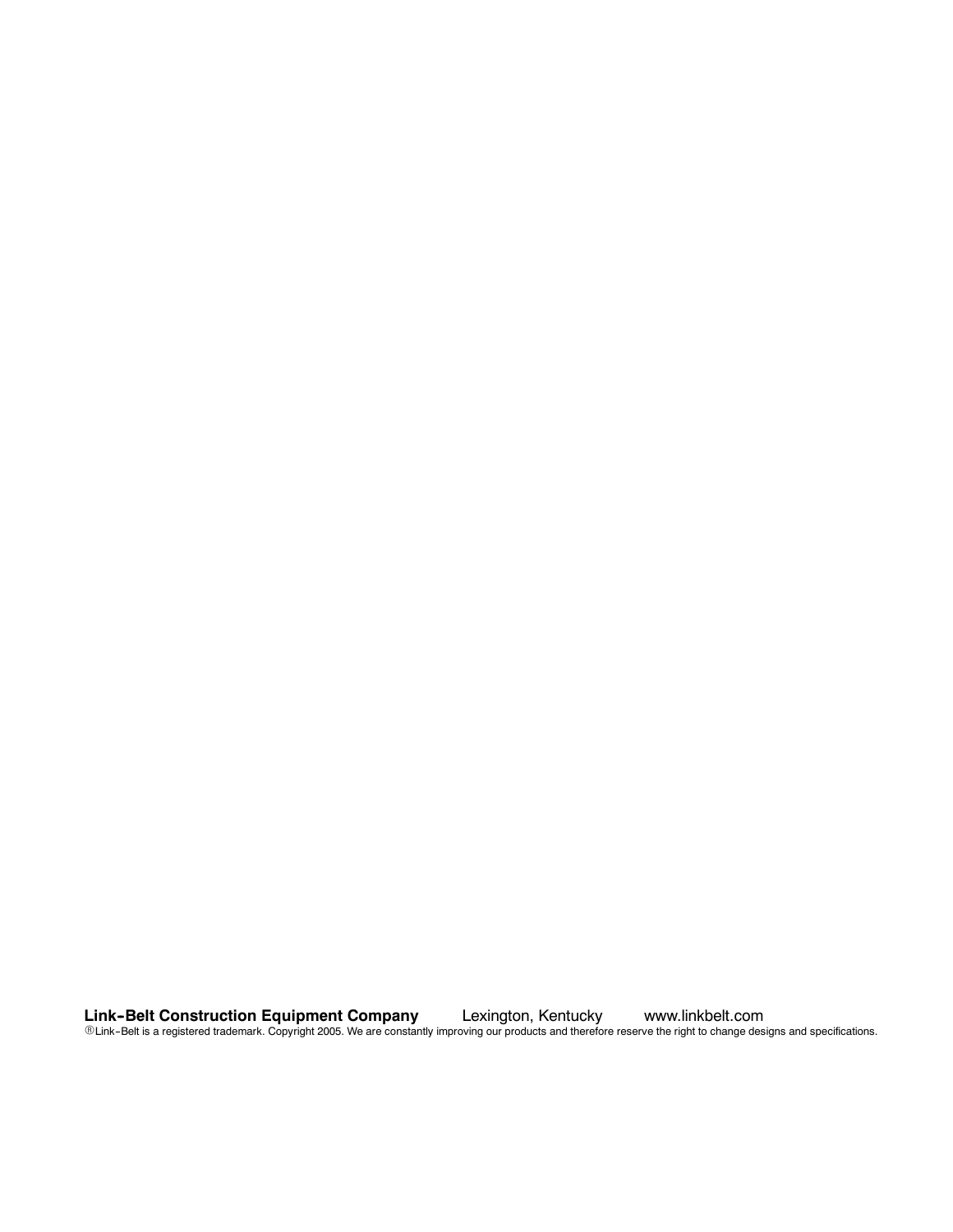**Link-Belt Construction Equipment Company** Lexington, Kentucky www.linkbelt.com

®Link-Belt is a registered trademark. Copyright 2005. We are constantly improving our products and therefore reserve the right to change designs and specifications.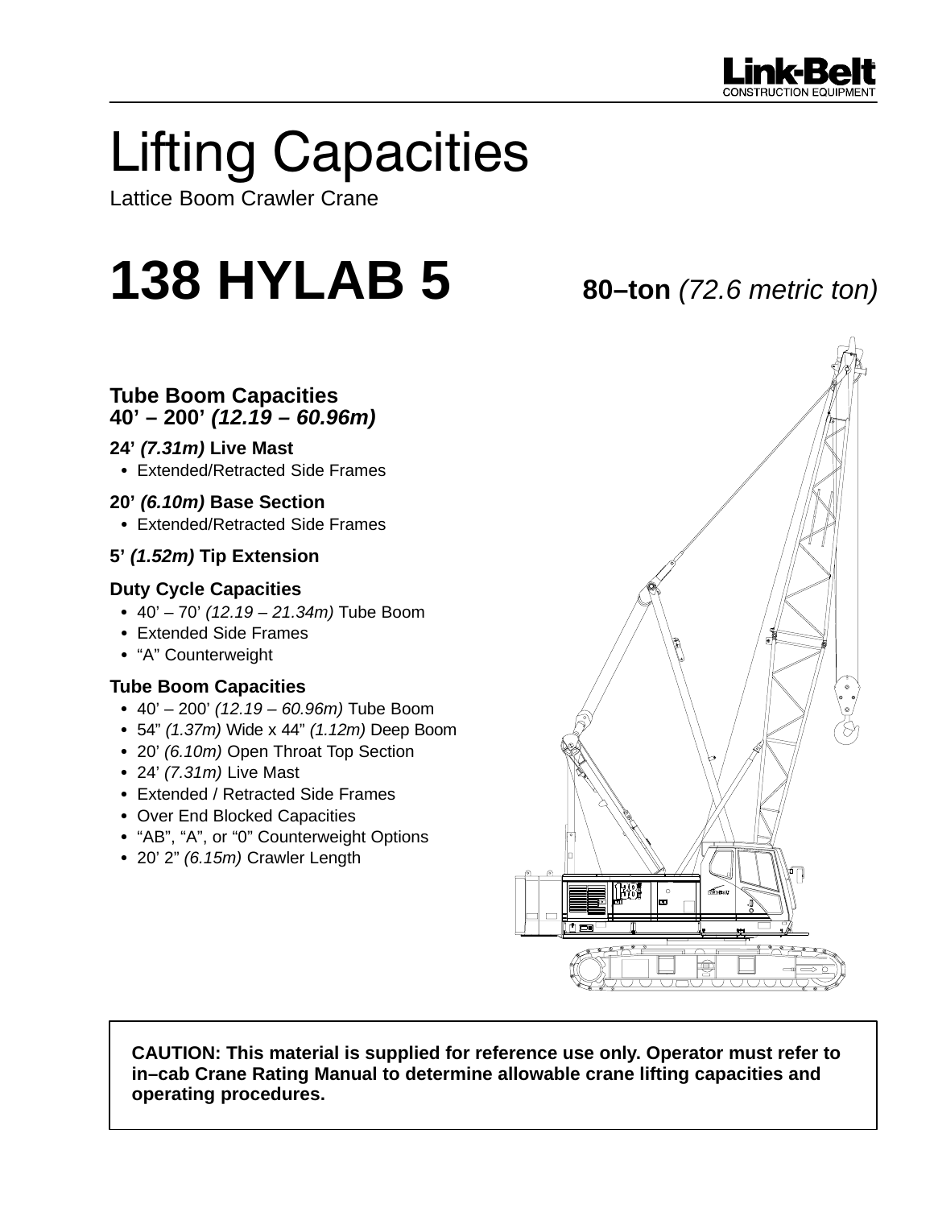Link-Belt
CONSTRUCTION EQUIPMENT

# Lifting Capacities

Lattice Boom Crawler Crane

# 138 HYLAB 5

**80–ton** *(72.6 metric ton)*

## Tube Boom Capacities
## 40' – 200' *(12.19 – 60.96m)*

### 24' *(7.31m)* Live Mast

- Extended/Retracted Side Frames

### 20' *(6.10m)* Base Section

- Extended/Retracted Side Frames

### 5' *(1.52m)* Tip Extension

### Duty Cycle Capacities

- 40' – 70' *(12.19 – 21.34m)* Tube Boom
- Extended Side Frames
- "A" Counterweight

### Tube Boom Capacities

- 40' – 200' *(12.19 – 60.96m)* Tube Boom
- 54" *(1.37m)* Wide x 44" *(1.12m)* Deep Boom
- 20' *(6.10m)* Open Throat Top Section
- 24' *(7.31m)* Live Mast
- Extended / Retracted Side Frames
- Over End Blocked Capacities
- "AB", "A", or "0" Counterweight Options
- 20' 2" *(6.15m)* Crawler Length

**CAUTION: This material is supplied for reference use only. Operator must refer to in–cab Crane Rating Manual to determine allowable crane lifting capacities and operating procedures.**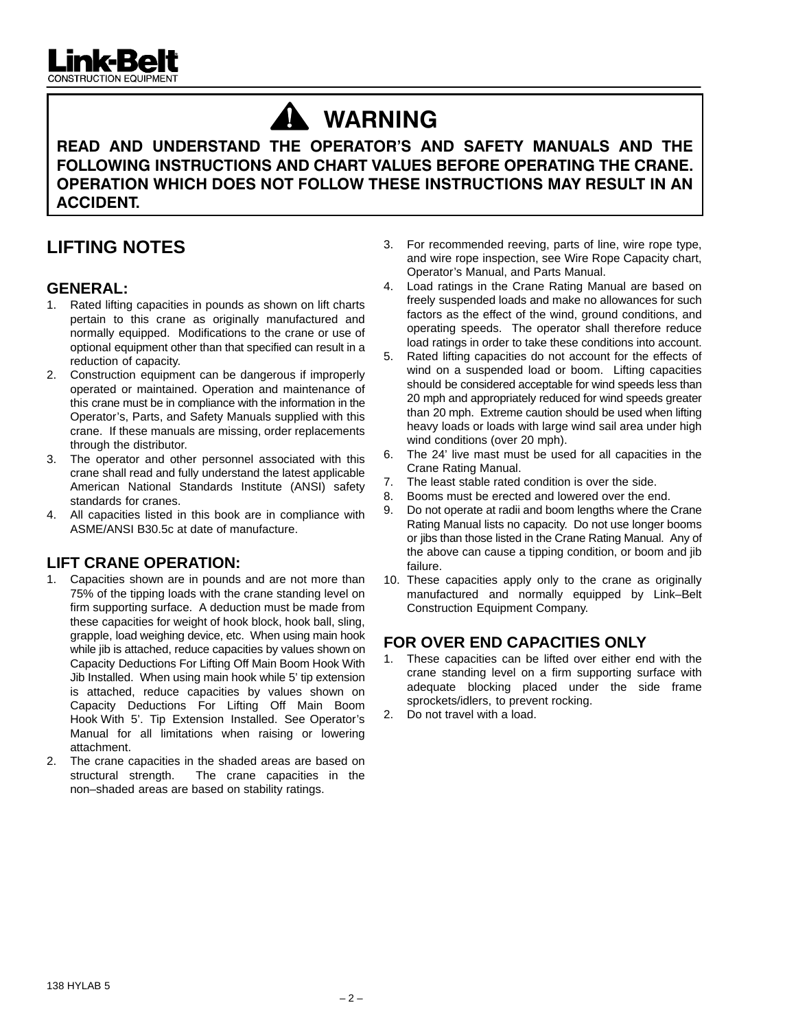# ⚠ WARNING

**READ AND UNDERSTAND THE OPERATOR'S AND SAFETY MANUALS AND THE FOLLOWING INSTRUCTIONS AND CHART VALUES BEFORE OPERATING THE CRANE. OPERATION WHICH DOES NOT FOLLOW THESE INSTRUCTIONS MAY RESULT IN AN ACCIDENT.**

## LIFTING NOTES

### GENERAL:

1. Rated lifting capacities in pounds as shown on lift charts pertain to this crane as originally manufactured and normally equipped. Modifications to the crane or use of optional equipment other than that specified can result in a reduction of capacity.
2. Construction equipment can be dangerous if improperly operated or maintained. Operation and maintenance of this crane must be in compliance with the information in the Operator's, Parts, and Safety Manuals supplied with this crane. If these manuals are missing, order replacements through the distributor.
3. The operator and other personnel associated with this crane shall read and fully understand the latest applicable American National Standards Institute (ANSI) safety standards for cranes.
4. All capacities listed in this book are in compliance with ASME/ANSI B30.5c at date of manufacture.

### LIFT CRANE OPERATION:

1. Capacities shown are in pounds and are not more than 75% of the tipping loads with the crane standing level on firm supporting surface. A deduction must be made from these capacities for weight of hook block, hook ball, sling, grapple, load weighing device, etc. When using main hook while jib is attached, reduce capacities by values shown on Capacity Deductions For Lifting Off Main Boom Hook With Jib Installed. When using main hook while 5' tip extension is attached, reduce capacities by values shown on Capacity Deductions For Lifting Off Main Boom Hook With 5'. Tip Extension Installed. See Operator's Manual for all limitations when raising or lowering attachment.
2. The crane capacities in the shaded areas are based on structural strength. The crane capacities in the non–shaded areas are based on stability ratings.
3. For recommended reeving, parts of line, wire rope type, and wire rope inspection, see Wire Rope Capacity chart, Operator's Manual, and Parts Manual.
4. Load ratings in the Crane Rating Manual are based on freely suspended loads and make no allowances for such factors as the effect of the wind, ground conditions, and operating speeds. The operator shall therefore reduce load ratings in order to take these conditions into account.
5. Rated lifting capacities do not account for the effects of wind on a suspended load or boom. Lifting capacities should be considered acceptable for wind speeds less than 20 mph and appropriately reduced for wind speeds greater than 20 mph. Extreme caution should be used when lifting heavy loads or loads with large wind sail area under high wind conditions (over 20 mph).
6. The 24' live mast must be used for all capacities in the Crane Rating Manual.
7. The least stable rated condition is over the side.
8. Booms must be erected and lowered over the end.
9. Do not operate at radii and boom lengths where the Crane Rating Manual lists no capacity. Do not use longer booms or jibs than those listed in the Crane Rating Manual. Any of the above can cause a tipping condition, or boom and jib failure.
10. These capacities apply only to the crane as originally manufactured and normally equipped by Link–Belt Construction Equipment Company.

### FOR OVER END CAPACITIES ONLY

1. These capacities can be lifted over either end with the crane standing level on a firm supporting surface with adequate blocking placed under the side frame sprockets/idlers, to prevent rocking.
2. Do not travel with a load.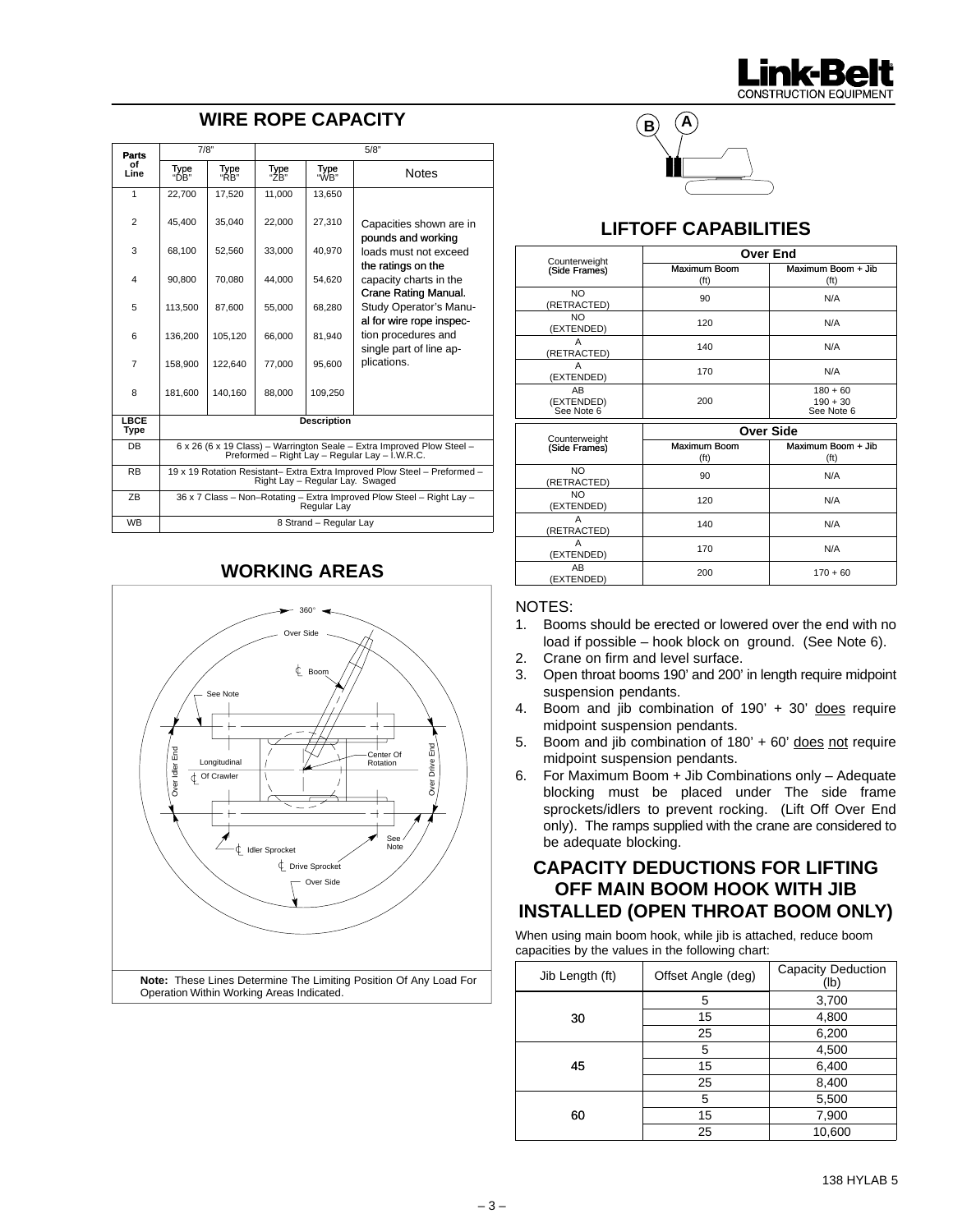## WIRE ROPE CAPACITY

| Parts of Line | 7/8" Type "DB" | 7/8" Type "RB" | 5/8" Type "ZB" | 5/8" Type "WB" | Notes |
|---|---|---|---|---|---|
| 1 | 22,700 | 17,520 | 11,000 | 13,650 | Capacities shown are in pounds and working loads must not exceed the ratings on the capacity charts in the Crane Rating Manual. Study Operator's Manual for wire rope inspection procedures and single part of line applications. |
| 2 | 45,400 | 35,040 | 22,000 | 27,310 | |
| 3 | 68,100 | 52,560 | 33,000 | 40,970 | |
| 4 | 90,800 | 70,080 | 44,000 | 54,620 | |
| 5 | 113,500 | 87,600 | 55,000 | 68,280 | |
| 6 | 136,200 | 105,120 | 66,000 | 81,940 | |
| 7 | 158,900 | 122,640 | 77,000 | 95,600 | |
| 8 | 181,600 | 140,160 | 88,000 | 109,250 | |

| LBCE Type | Description |
|---|---|
| DB | 6 x 26 (6 x 19 Class) – Warrington Seale – Extra Improved Plow Steel – Preformed – Right Lay – Regular Lay – I.W.R.C. |
| RB | 19 x 19 Rotation Resistant– Extra Extra Improved Plow Steel – Preformed – Right Lay – Regular Lay. Swaged |
| ZB | 36 x 7 Class – Non–Rotating – Extra Improved Plow Steel – Right Lay – Regular Lay |
| WB | 8 Strand – Regular Lay |

## WORKING AREAS

360° — Over Side — Boom — See Note — Over Idler End — Longitudinal Of Crawler — Center Of Rotation — Over Drive End — Idler Sprocket — Drive Sprocket — See Note — Over Side

**Note:** These Lines Determine The Limiting Position Of Any Load For Operation Within Working Areas Indicated.

## LIFTOFF CAPABILITIES

| Counterweight (Side Frames) | Over End Maximum Boom (ft) | Over End Maximum Boom + Jib (ft) |
|---|---|---|
| NO (RETRACTED) | 90 | N/A |
| NO (EXTENDED) | 120 | N/A |
| A (RETRACTED) | 140 | N/A |
| A (EXTENDED) | 170 | N/A |
| AB (EXTENDED) See Note 6 | 200 | 180 + 60<br>190 + 30<br>See Note 6 |

| Counterweight (Side Frames) | Over Side Maximum Boom (ft) | Over Side Maximum Boom + Jib (ft) |
|---|---|---|
| NO (RETRACTED) | 90 | N/A |
| NO (EXTENDED) | 120 | N/A |
| A (RETRACTED) | 140 | N/A |
| A (EXTENDED) | 170 | N/A |
| AB (EXTENDED) | 200 | 170 + 60 |

NOTES:
1. Booms should be erected or lowered over the end with no load if possible – hook block on ground. (See Note 6).
2. Crane on firm and level surface.
3. Open throat booms 190' and 200' in length require midpoint suspension pendants.
4. Boom and jib combination of 190' + 30' does require midpoint suspension pendants.
5. Boom and jib combination of 180' + 60' does not require midpoint suspension pendants.
6. For Maximum Boom + Jib Combinations only – Adequate blocking must be placed under The side frame sprockets/idlers to prevent rocking. (Lift Off Over End only). The ramps supplied with the crane are considered to be adequate blocking.

## CAPACITY DEDUCTIONS FOR LIFTING OFF MAIN BOOM HOOK WITH JIB INSTALLED (OPEN THROAT BOOM ONLY)

When using main boom hook, while jib is attached, reduce boom capacities by the values in the following chart:

| Jib Length (ft) | Offset Angle (deg) | Capacity Deduction (lb) |
|---|---|---|
| 30 | 5 | 3,700 |
| | 15 | 4,800 |
| | 25 | 6,200 |
| 45 | 5 | 4,500 |
| | 15 | 6,400 |
| | 25 | 8,400 |
| 60 | 5 | 5,500 |
| | 15 | 7,900 |
| | 25 | 10,600 |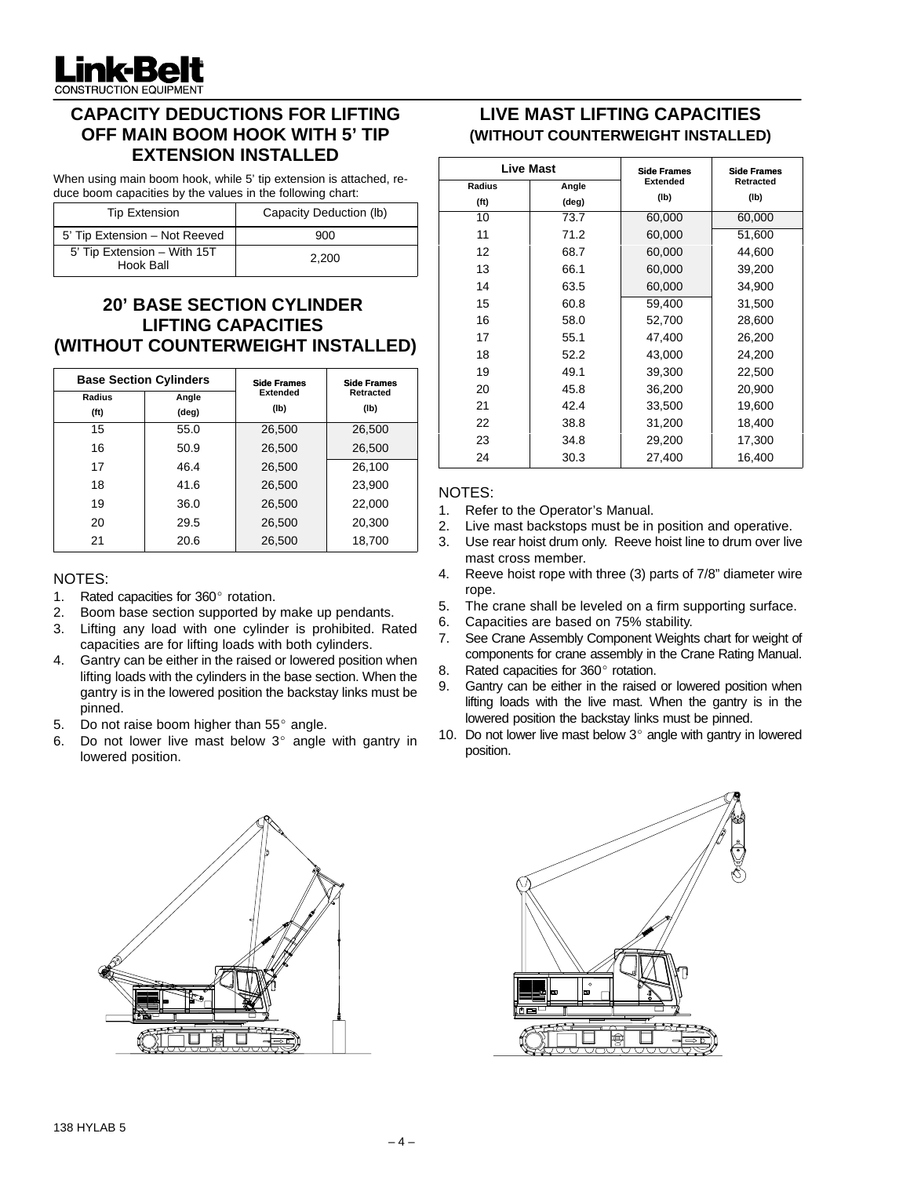## CAPACITY DEDUCTIONS FOR LIFTING OFF MAIN BOOM HOOK WITH 5' TIP EXTENSION INSTALLED

When using main boom hook, while 5' tip extension is attached, reduce boom capacities by the values in the following chart:

| Tip Extension | Capacity Deduction (lb) |
|---|---|
| 5' Tip Extension – Not Reeved | 900 |
| 5' Tip Extension – With 15T Hook Ball | 2,200 |

## 20' BASE SECTION CYLINDER LIFTING CAPACITIES (WITHOUT COUNTERWEIGHT INSTALLED)

| Base Section Cylinders | | Side Frames Extended | Side Frames Retracted |
|---|---|---|---|
| Radius (ft) | Angle (deg) | (lb) | (lb) |
| 15 | 55.0 | 26,500 | 26,500 |
| 16 | 50.9 | 26,500 | 26,500 |
| 17 | 46.4 | 26,500 | 26,100 |
| 18 | 41.6 | 26,500 | 23,900 |
| 19 | 36.0 | 26,500 | 22,000 |
| 20 | 29.5 | 26,500 | 20,300 |
| 21 | 20.6 | 26,500 | 18,700 |

NOTES:

1. Rated capacities for 360° rotation.
2. Boom base section supported by make up pendants.
3. Lifting any load with one cylinder is prohibited. Rated capacities are for lifting loads with both cylinders.
4. Gantry can be either in the raised or lowered position when lifting loads with the cylinders in the base section. When the gantry is in the lowered position the backstay links must be pinned.
5. Do not raise boom higher than 55° angle.
6. Do not lower live mast below 3° angle with gantry in lowered position.

## LIVE MAST LIFTING CAPACITIES (WITHOUT COUNTERWEIGHT INSTALLED)

| Live Mast | | Side Frames Extended | Side Frames Retracted |
|---|---|---|---|
| Radius (ft) | Angle (deg) | (lb) | (lb) |
| 10 | 73.7 | 60,000 | 60,000 |
| 11 | 71.2 | 60,000 | 51,600 |
| 12 | 68.7 | 60,000 | 44,600 |
| 13 | 66.1 | 60,000 | 39,200 |
| 14 | 63.5 | 60,000 | 34,900 |
| 15 | 60.8 | 59,400 | 31,500 |
| 16 | 58.0 | 52,700 | 28,600 |
| 17 | 55.1 | 47,400 | 26,200 |
| 18 | 52.2 | 43,000 | 24,200 |
| 19 | 49.1 | 39,300 | 22,500 |
| 20 | 45.8 | 36,200 | 20,900 |
| 21 | 42.4 | 33,500 | 19,600 |
| 22 | 38.8 | 31,200 | 18,400 |
| 23 | 34.8 | 29,200 | 17,300 |
| 24 | 30.3 | 27,400 | 16,400 |

NOTES:

1. Refer to the Operator's Manual.
2. Live mast backstops must be in position and operative.
3. Use rear hoist drum only. Reeve hoist line to drum over live mast cross member.
4. Reeve hoist rope with three (3) parts of 7/8" diameter wire rope.
5. The crane shall be leveled on a firm supporting surface.
6. Capacities are based on 75% stability.
7. See Crane Assembly Component Weights chart for weight of components for crane assembly in the Crane Rating Manual.
8. Rated capacities for 360° rotation.
9. Gantry can be either in the raised or lowered position when lifting loads with the live mast. When the gantry is in the lowered position the backstay links must be pinned.
10. Do not lower live mast below 3° angle with gantry in lowered position.

138 HYLAB 5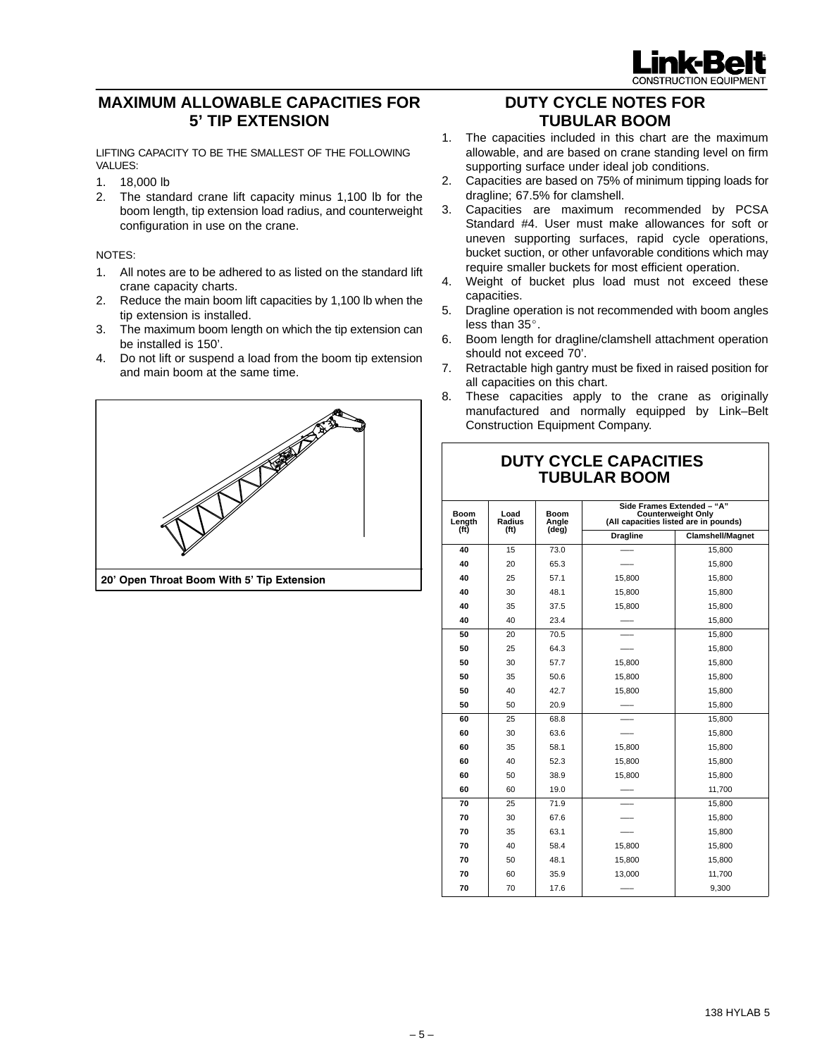## MAXIMUM ALLOWABLE CAPACITIES FOR 5' TIP EXTENSION

LIFTING CAPACITY TO BE THE SMALLEST OF THE FOLLOWING VALUES:

1. 18,000 lb
2. The standard crane lift capacity minus 1,100 lb for the boom length, tip extension load radius, and counterweight configuration in use on the crane.

NOTES:

1. All notes are to be adhered to as listed on the standard lift crane capacity charts.
2. Reduce the main boom lift capacities by 1,100 lb when the tip extension is installed.
3. The maximum boom length on which the tip extension can be installed is 150'.
4. Do not lift or suspend a load from the boom tip extension and main boom at the same time.

**20' Open Throat Boom With 5' Tip Extension**

## DUTY CYCLE NOTES FOR TUBULAR BOOM

1. The capacities included in this chart are the maximum allowable, and are based on crane standing level on firm supporting surface under ideal job conditions.
2. Capacities are based on 75% of minimum tipping loads for dragline; 67.5% for clamshell.
3. Capacities are maximum recommended by PCSA Standard #4. User must make allowances for soft or uneven supporting surfaces, rapid cycle operations, bucket suction, or other unfavorable conditions which may require smaller buckets for most efficient operation.
4. Weight of bucket plus load must not exceed these capacities.
5. Dragline operation is not recommended with boom angles less than 35°.
6. Boom length for dragline/clamshell attachment operation should not exceed 70'.
7. Retractable high gantry must be fixed in raised position for all capacities on this chart.
8. These capacities apply to the crane as originally manufactured and normally equipped by Link–Belt Construction Equipment Company.

## DUTY CYCLE CAPACITIES TUBULAR BOOM

| Boom Length (ft) | Load Radius (ft) | Boom Angle (deg) | Side Frames Extended – "A" Counterweight Only (All capacities listed are in pounds) | |
|---|---|---|---|---|
| | | | Dragline | Clamshell/Magnet |
| 40 | 15 | 73.0 | —— | 15,800 |
| 40 | 20 | 65.3 | —— | 15,800 |
| 40 | 25 | 57.1 | 15,800 | 15,800 |
| 40 | 30 | 48.1 | 15,800 | 15,800 |
| 40 | 35 | 37.5 | 15,800 | 15,800 |
| 40 | 40 | 23.4 | —— | 15,800 |
| 50 | 20 | 70.5 | —— | 15,800 |
| 50 | 25 | 64.3 | —— | 15,800 |
| 50 | 30 | 57.7 | 15,800 | 15,800 |
| 50 | 35 | 50.6 | 15,800 | 15,800 |
| 50 | 40 | 42.7 | 15,800 | 15,800 |
| 50 | 50 | 20.9 | —— | 15,800 |
| 60 | 25 | 68.8 | —— | 15,800 |
| 60 | 30 | 63.6 | —— | 15,800 |
| 60 | 35 | 58.1 | 15,800 | 15,800 |
| 60 | 40 | 52.3 | 15,800 | 15,800 |
| 60 | 50 | 38.9 | 15,800 | 15,800 |
| 60 | 60 | 19.0 | —— | 11,700 |
| 70 | 25 | 71.9 | —— | 15,800 |
| 70 | 30 | 67.6 | —— | 15,800 |
| 70 | 35 | 63.1 | —— | 15,800 |
| 70 | 40 | 58.4 | 15,800 | 15,800 |
| 70 | 50 | 48.1 | 15,800 | 15,800 |
| 70 | 60 | 35.9 | 13,000 | 11,700 |
| 70 | 70 | 17.6 | —— | 9,300 |

138 HYLAB 5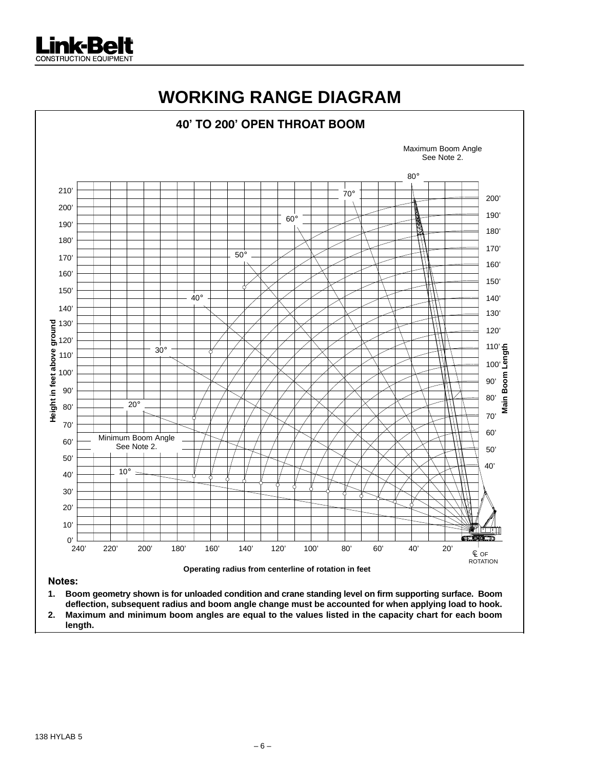# WORKING RANGE DIAGRAM

## 40' TO 200' OPEN THROAT BOOM

Maximum Boom Angle
See Note 2.

80°

70°

60°

50°

40°

30°

20°

Minimum Boom Angle
See Note 2.

10°

Height in feet above ground

210'
200'
190'
180'
170'
160'
150'
140'
130'
120'
110'
100'
90'
80'
70'
60'
50'
40'
30'
20'
10'
0'

Main Boom Length

200'
190'
180'
170'
160'
150'
140'
130'
120'
110'
100'
90'
80'
70'
60'
50'
40'

240' 220' 200' 180' 160' 140' 120' 100' 80' 60' 40' 20'

℄ OF ROTATION

Operating radius from centerline of rotation in feet

**Notes:**

1. **Boom geometry shown is for unloaded condition and crane standing level on firm supporting surface. Boom deflection, subsequent radius and boom angle change must be accounted for when applying load to hook.**
2. **Maximum and minimum boom angles are equal to the values listed in the capacity chart for each boom length.**

138 HYLAB 5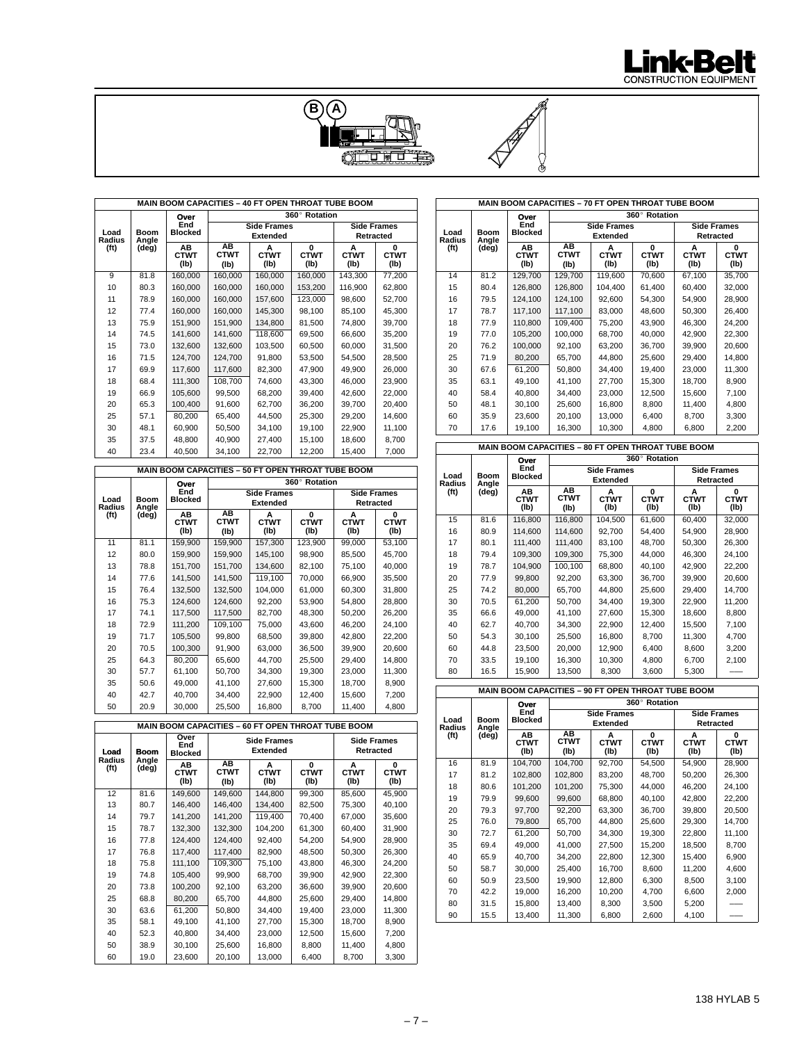B A

| MAIN BOOM CAPACITIES – 40 FT OPEN THROAT TUBE BOOM | | | | | | | |
|---|---|---|---|---|---|---|---|
| Load Radius (ft) | Boom Angle (deg) | Over End Blocked | 360° Rotation | | | | |
| | | | Side Frames Extended | | | Side Frames Retracted | |
| | | AB CTWT (lb) | AB CTWT (lb) | A CTWT (lb) | 0 CTWT (lb) | A CTWT (lb) | 0 CTWT (lb) |
| 9 | 81.8 | 160,000 | 160,000 | 160,000 | 160,000 | 143,300 | 77,200 |
| 10 | 80.3 | 160,000 | 160,000 | 160,000 | 153,200 | 116,900 | 62,800 |
| 11 | 78.9 | 160,000 | 160,000 | 157,600 | 123,000 | 98,600 | 52,700 |
| 12 | 77.4 | 160,000 | 160,000 | 145,300 | 98,100 | 85,100 | 45,300 |
| 13 | 75.9 | 151,900 | 151,900 | 134,800 | 81,500 | 74,800 | 39,700 |
| 14 | 74.5 | 141,600 | 141,600 | 118,600 | 69,500 | 66,600 | 35,200 |
| 15 | 73.0 | 132,600 | 132,600 | 103,500 | 60,500 | 60,000 | 31,500 |
| 16 | 71.5 | 124,700 | 124,700 | 91,800 | 53,500 | 54,500 | 28,500 |
| 17 | 69.9 | 117,600 | 117,600 | 82,300 | 47,900 | 49,900 | 26,000 |
| 18 | 68.4 | 111,300 | 108,700 | 74,600 | 43,300 | 46,000 | 23,900 |
| 19 | 66.9 | 105,600 | 99,500 | 68,200 | 39,400 | 42,600 | 22,000 |
| 20 | 65.3 | 100,400 | 91,600 | 62,700 | 36,200 | 39,700 | 20,400 |
| 25 | 57.1 | 80,200 | 65,400 | 44,500 | 25,300 | 29,200 | 14,600 |
| 30 | 48.1 | 60,900 | 50,500 | 34,100 | 19,100 | 22,900 | 11,100 |
| 35 | 37.5 | 48,800 | 40,900 | 27,400 | 15,100 | 18,600 | 8,700 |
| 40 | 23.4 | 40,500 | 34,100 | 22,700 | 12,200 | 15,400 | 7,000 |

| MAIN BOOM CAPACITIES – 50 FT OPEN THROAT TUBE BOOM | | | | | | | |
|---|---|---|---|---|---|---|---|
| Load Radius (ft) | Boom Angle (deg) | Over End Blocked | 360° Rotation | | | | |
| | | | Side Frames Extended | | | Side Frames Retracted | |
| | | AB CTWT (lb) | AB CTWT (lb) | A CTWT (lb) | 0 CTWT (lb) | A CTWT (lb) | 0 CTWT (lb) |
| 11 | 81.1 | 159,900 | 159,900 | 157,300 | 123,900 | 99,000 | 53,100 |
| 12 | 80.0 | 159,900 | 159,900 | 145,100 | 98,900 | 85,500 | 45,700 |
| 13 | 78.8 | 151,700 | 151,700 | 134,600 | 82,100 | 75,100 | 40,000 |
| 14 | 77.6 | 141,500 | 141,500 | 119,100 | 70,000 | 66,900 | 35,500 |
| 15 | 76.4 | 132,500 | 132,500 | 104,000 | 61,000 | 60,300 | 31,800 |
| 16 | 75.3 | 124,600 | 124,600 | 92,200 | 53,900 | 54,800 | 28,800 |
| 17 | 74.1 | 117,500 | 117,500 | 82,700 | 48,300 | 50,200 | 26,200 |
| 18 | 72.9 | 111,200 | 109,100 | 75,000 | 43,600 | 46,200 | 24,100 |
| 19 | 71.7 | 105,500 | 99,800 | 68,500 | 39,800 | 42,800 | 22,200 |
| 20 | 70.5 | 100,300 | 91,900 | 63,000 | 36,500 | 39,900 | 20,600 |
| 25 | 64.3 | 80,200 | 65,600 | 44,700 | 25,500 | 29,400 | 14,800 |
| 30 | 57.7 | 61,100 | 50,700 | 34,300 | 19,300 | 23,000 | 11,300 |
| 35 | 50.6 | 49,000 | 41,100 | 27,600 | 15,300 | 18,700 | 8,900 |
| 40 | 42.7 | 40,700 | 34,400 | 22,900 | 12,400 | 15,600 | 7,200 |
| 50 | 20.9 | 30,000 | 25,500 | 16,800 | 8,700 | 11,400 | 4,800 |

| MAIN BOOM CAPACITIES – 60 FT OPEN THROAT TUBE BOOM | | | | | | | |
|---|---|---|---|---|---|---|---|
| Load Radius (ft) | Boom Angle (deg) | Over End Blocked | Side Frames Extended | | | Side Frames Retracted | |
| | | AB CTWT (lb) | AB CTWT (lb) | A CTWT (lb) | 0 CTWT (lb) | A CTWT (lb) | 0 CTWT (lb) |
| 12 | 81.6 | 149,600 | 149,600 | 144,800 | 99,300 | 85,600 | 45,900 |
| 13 | 80.7 | 146,400 | 146,400 | 134,400 | 82,500 | 75,300 | 40,100 |
| 14 | 79.7 | 141,200 | 141,200 | 119,400 | 70,400 | 67,000 | 35,600 |
| 15 | 78.7 | 132,300 | 132,300 | 104,200 | 61,300 | 60,400 | 31,900 |
| 16 | 77.8 | 124,400 | 124,400 | 92,400 | 54,200 | 54,900 | 28,900 |
| 17 | 76.8 | 117,400 | 117,400 | 82,900 | 48,500 | 50,300 | 26,300 |
| 18 | 75.8 | 111,100 | 109,300 | 75,100 | 43,800 | 46,300 | 24,200 |
| 19 | 74.8 | 105,400 | 99,900 | 68,700 | 39,900 | 42,900 | 22,300 |
| 20 | 73.8 | 100,200 | 92,100 | 63,200 | 36,600 | 39,900 | 20,600 |
| 25 | 68.8 | 80,200 | 65,700 | 44,800 | 25,600 | 29,400 | 14,800 |
| 30 | 63.6 | 61,200 | 50,800 | 34,400 | 19,400 | 23,000 | 11,300 |
| 35 | 58.1 | 49,100 | 41,100 | 27,700 | 15,300 | 18,700 | 8,900 |
| 40 | 52.3 | 40,800 | 34,400 | 23,000 | 12,500 | 15,600 | 7,200 |
| 50 | 38.9 | 30,100 | 25,600 | 16,800 | 8,800 | 11,400 | 4,800 |
| 60 | 19.0 | 23,600 | 20,100 | 13,000 | 6,400 | 8,700 | 3,300 |

| MAIN BOOM CAPACITIES – 70 FT OPEN THROAT TUBE BOOM | | | | | | | |
|---|---|---|---|---|---|---|---|
| Load Radius (ft) | Boom Angle (deg) | Over End Blocked | 360° Rotation | | | | |
| | | | Side Frames Extended | | | Side Frames Retracted | |
| | | AB CTWT (lb) | AB CTWT (lb) | A CTWT (lb) | 0 CTWT (lb) | A CTWT (lb) | 0 CTWT (lb) |
| 14 | 81.2 | 129,700 | 129,700 | 119,600 | 70,600 | 67,100 | 35,700 |
| 15 | 80.4 | 126,800 | 126,800 | 104,400 | 61,400 | 60,400 | 32,000 |
| 16 | 79.5 | 124,100 | 124,100 | 92,600 | 54,300 | 54,900 | 28,900 |
| 17 | 78.7 | 117,100 | 117,100 | 83,000 | 48,600 | 50,300 | 26,400 |
| 18 | 77.9 | 110,800 | 109,400 | 75,200 | 43,900 | 46,300 | 24,200 |
| 19 | 77.0 | 105,200 | 100,000 | 68,700 | 40,000 | 42,900 | 22,300 |
| 20 | 76.2 | 100,000 | 92,100 | 63,200 | 36,700 | 39,900 | 20,600 |
| 25 | 71.9 | 80,200 | 65,700 | 44,800 | 25,600 | 29,400 | 14,800 |
| 30 | 67.6 | 61,200 | 50,800 | 34,400 | 19,400 | 23,000 | 11,300 |
| 35 | 63.1 | 49,100 | 41,100 | 27,700 | 15,300 | 18,700 | 8,900 |
| 40 | 58.4 | 40,800 | 34,400 | 23,000 | 12,500 | 15,600 | 7,100 |
| 50 | 48.1 | 30,100 | 25,600 | 16,800 | 8,800 | 11,400 | 4,800 |
| 60 | 35.9 | 23,600 | 20,100 | 13,000 | 6,400 | 8,700 | 3,300 |
| 70 | 17.6 | 19,100 | 16,300 | 10,300 | 4,800 | 6,800 | 2,200 |

| MAIN BOOM CAPACITIES – 80 FT OPEN THROAT TUBE BOOM | | | | | | | |
|---|---|---|---|---|---|---|---|
| Load Radius (ft) | Boom Angle (deg) | Over End Blocked | 360° Rotation | | | | |
| | | | Side Frames Extended | | | Side Frames Retracted | |
| | | AB CTWT (lb) | AB CTWT (lb) | A CTWT (lb) | 0 CTWT (lb) | A CTWT (lb) | 0 CTWT (lb) |
| 15 | 81.6 | 116,800 | 116,800 | 104,500 | 61,600 | 60,400 | 32,000 |
| 16 | 80.9 | 114,600 | 114,600 | 92,700 | 54,400 | 54,900 | 28,900 |
| 17 | 80.1 | 111,400 | 111,400 | 83,100 | 48,700 | 50,300 | 26,300 |
| 18 | 79.4 | 109,300 | 109,300 | 75,300 | 44,000 | 46,300 | 24,100 |
| 19 | 78.7 | 104,900 | 100,100 | 68,800 | 40,100 | 42,900 | 22,200 |
| 20 | 77.9 | 99,800 | 92,200 | 63,300 | 36,700 | 39,900 | 20,600 |
| 25 | 74.2 | 80,000 | 65,700 | 44,800 | 25,600 | 29,400 | 14,700 |
| 30 | 70.5 | 61,200 | 50,700 | 34,400 | 19,300 | 22,900 | 11,200 |
| 35 | 66.6 | 49,000 | 41,100 | 27,600 | 15,300 | 18,600 | 8,800 |
| 40 | 62.7 | 40,700 | 34,300 | 22,900 | 12,400 | 15,500 | 7,100 |
| 50 | 54.3 | 30,100 | 25,500 | 16,800 | 8,700 | 11,300 | 4,700 |
| 60 | 44.8 | 23,500 | 20,000 | 12,900 | 6,400 | 8,600 | 3,200 |
| 70 | 33.5 | 19,100 | 16,300 | 10,300 | 4,800 | 6,700 | 2,100 |
| 80 | 16.5 | 15,900 | 13,500 | 8,300 | 3,600 | 5,300 | —— |

| MAIN BOOM CAPACITIES – 90 FT OPEN THROAT TUBE BOOM | | | | | | | |
|---|---|---|---|---|---|---|---|
| Load Radius (ft) | Boom Angle (deg) | Over End Blocked | 360° Rotation | | | | |
| | | | Side Frames Extended | | | Side Frames Retracted | |
| | | AB CTWT (lb) | AB CTWT (lb) | A CTWT (lb) | 0 CTWT (lb) | A CTWT (lb) | 0 CTWT (lb) |
| 16 | 81.9 | 104,700 | 104,700 | 92,700 | 54,500 | 54,900 | 28,900 |
| 17 | 81.2 | 102,800 | 102,800 | 83,200 | 48,700 | 50,200 | 26,300 |
| 18 | 80.6 | 101,200 | 101,200 | 75,300 | 44,000 | 46,200 | 24,100 |
| 19 | 79.9 | 99,600 | 99,600 | 68,800 | 40,100 | 42,800 | 22,200 |
| 20 | 79.3 | 97,700 | 92,200 | 63,300 | 36,700 | 39,800 | 20,500 |
| 25 | 76.0 | 79,800 | 65,700 | 44,800 | 25,600 | 29,300 | 14,700 |
| 30 | 72.7 | 61,200 | 50,700 | 34,300 | 19,300 | 22,800 | 11,100 |
| 35 | 69.4 | 49,000 | 41,000 | 27,500 | 15,200 | 18,500 | 8,700 |
| 40 | 65.9 | 40,700 | 34,200 | 22,800 | 12,300 | 15,400 | 6,900 |
| 50 | 58.7 | 30,000 | 25,400 | 16,700 | 8,600 | 11,200 | 4,600 |
| 60 | 50.9 | 23,500 | 19,900 | 12,800 | 6,300 | 8,500 | 3,100 |
| 70 | 42.2 | 19,000 | 16,200 | 10,200 | 4,700 | 6,600 | 2,000 |
| 80 | 31.5 | 15,800 | 13,400 | 8,300 | 3,500 | 5,200 | —— |
| 90 | 15.5 | 13,400 | 11,300 | 6,800 | 2,600 | 4,100 | —— |

138 HYLAB 5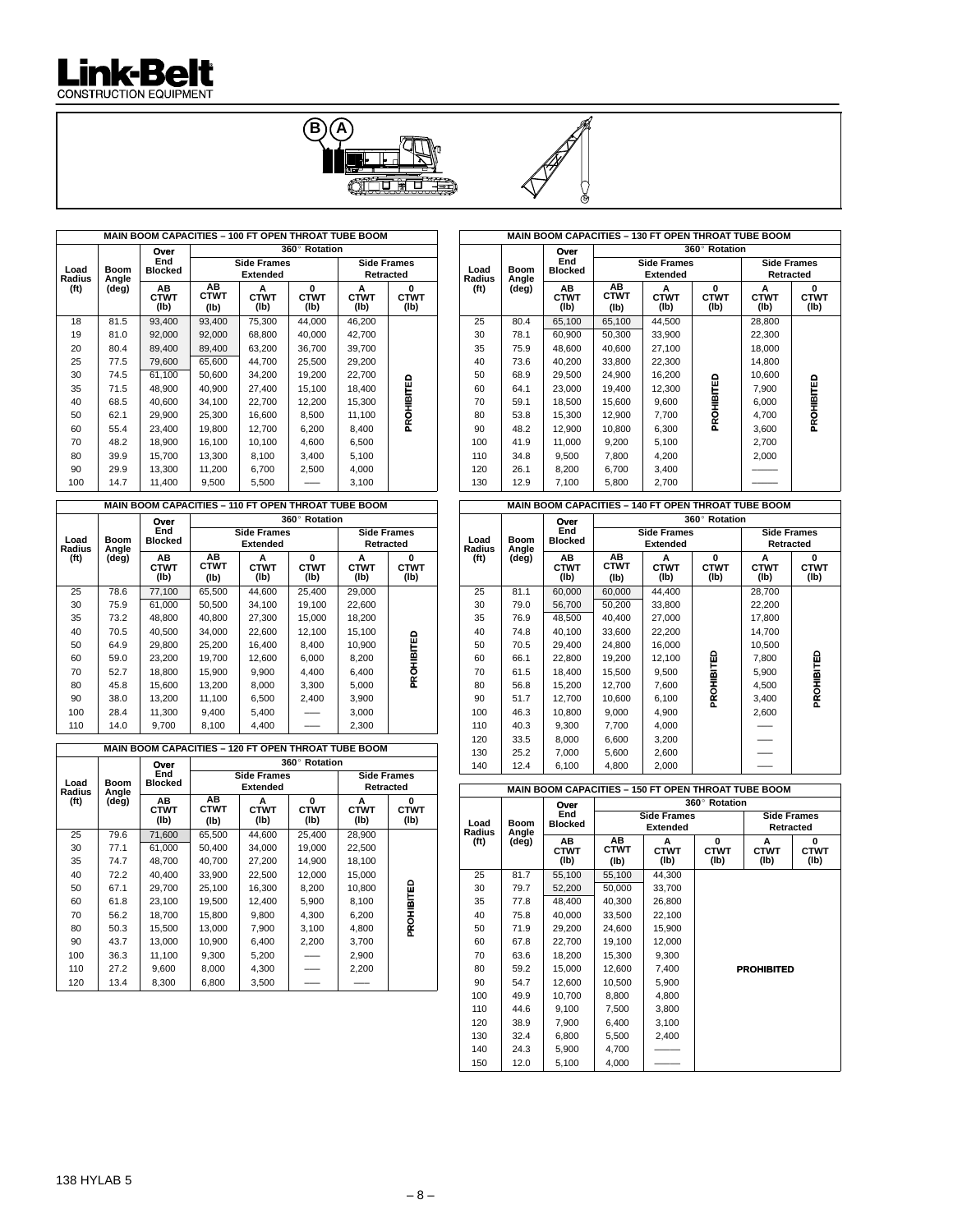# Link-Belt
CONSTRUCTION EQUIPMENT

B A

### MAIN BOOM CAPACITIES – 100 FT OPEN THROAT TUBE BOOM

| Load Radius (ft) | Boom Angle (deg) | Over End Blocked | 360° Rotation | | | | |
|---|---|---|---|---|---|---|---|
| | | | Side Frames Extended | | | Side Frames Retracted | |
| | | AB CTWT (lb) | AB CTWT (lb) | A CTWT (lb) | 0 CTWT (lb) | A CTWT (lb) | 0 CTWT (lb) |
| 18 | 81.5 | 93,400 | 93,400 | 75,300 | 44,000 | 46,200 | PROHIBITED |
| 19 | 81.0 | 92,000 | 92,000 | 68,800 | 40,000 | 42,700 | |
| 20 | 80.4 | 89,400 | 89,400 | 63,200 | 36,700 | 39,700 | |
| 25 | 77.5 | 79,600 | 65,600 | 44,700 | 25,500 | 29,200 | |
| 30 | 74.5 | 61,100 | 50,600 | 34,200 | 19,200 | 22,700 | |
| 35 | 71.5 | 48,900 | 40,900 | 27,400 | 15,100 | 18,400 | |
| 40 | 68.5 | 40,600 | 34,100 | 22,700 | 12,200 | 15,300 | |
| 50 | 62.1 | 29,900 | 25,300 | 16,600 | 8,500 | 11,100 | |
| 60 | 55.4 | 23,400 | 19,800 | 12,700 | 6,200 | 8,400 | |
| 70 | 48.2 | 18,900 | 16,100 | 10,100 | 4,600 | 6,500 | |
| 80 | 39.9 | 15,700 | 13,300 | 8,100 | 3,400 | 5,100 | |
| 90 | 29.9 | 13,300 | 11,200 | 6,700 | 2,500 | 4,000 | |
| 100 | 14.7 | 11,400 | 9,500 | 5,500 | —— | 3,100 | |

### MAIN BOOM CAPACITIES – 110 FT OPEN THROAT TUBE BOOM

| Load Radius (ft) | Boom Angle (deg) | Over End Blocked | 360° Rotation | | | | |
|---|---|---|---|---|---|---|---|
| | | | Side Frames Extended | | | Side Frames Retracted | |
| | | AB CTWT (lb) | AB CTWT (lb) | A CTWT (lb) | 0 CTWT (lb) | A CTWT (lb) | 0 CTWT (lb) |
| 25 | 78.6 | 77,100 | 65,500 | 44,600 | 25,400 | 29,000 | PROHIBITED |
| 30 | 75.9 | 61,000 | 50,500 | 34,100 | 19,100 | 22,600 | |
| 35 | 73.2 | 48,800 | 40,800 | 27,300 | 15,000 | 18,200 | |
| 40 | 70.5 | 40,500 | 34,000 | 22,600 | 12,100 | 15,100 | |
| 50 | 64.9 | 29,800 | 25,200 | 16,400 | 8,400 | 10,900 | |
| 60 | 59.0 | 23,200 | 19,700 | 12,600 | 6,000 | 8,200 | |
| 70 | 52.7 | 18,800 | 15,900 | 9,900 | 4,400 | 6,400 | |
| 80 | 45.8 | 15,600 | 13,200 | 8,000 | 3,300 | 5,000 | |
| 90 | 38.0 | 13,200 | 11,100 | 6,500 | 2,400 | 3,900 | |
| 100 | 28.4 | 11,300 | 9,400 | 5,400 | —— | 3,000 | |
| 110 | 14.0 | 9,700 | 8,100 | 4,400 | —— | 2,300 | |

### MAIN BOOM CAPACITIES – 120 FT OPEN THROAT TUBE BOOM

| Load Radius (ft) | Boom Angle (deg) | Over End Blocked | 360° Rotation | | | | |
|---|---|---|---|---|---|---|---|
| | | | Side Frames Extended | | | Side Frames Retracted | |
| | | AB CTWT (lb) | AB CTWT (lb) | A CTWT (lb) | 0 CTWT (lb) | A CTWT (lb) | 0 CTWT (lb) |
| 25 | 79.6 | 71,600 | 65,500 | 44,600 | 25,400 | 28,900 | PROHIBITED |
| 30 | 77.1 | 61,000 | 50,400 | 34,000 | 19,000 | 22,500 | |
| 35 | 74.7 | 48,700 | 40,700 | 27,200 | 14,900 | 18,100 | |
| 40 | 72.2 | 40,400 | 33,900 | 22,500 | 12,000 | 15,000 | |
| 50 | 67.1 | 29,700 | 25,100 | 16,300 | 8,200 | 10,800 | |
| 60 | 61.8 | 23,100 | 19,500 | 12,400 | 5,900 | 8,100 | |
| 70 | 56.2 | 18,700 | 15,800 | 9,800 | 4,300 | 6,200 | |
| 80 | 50.3 | 15,500 | 13,000 | 7,900 | 3,100 | 4,800 | |
| 90 | 43.7 | 13,000 | 10,900 | 6,400 | 2,200 | 3,700 | |
| 100 | 36.3 | 11,100 | 9,300 | 5,200 | —— | 2,900 | |
| 110 | 27.2 | 9,600 | 8,000 | 4,300 | —— | 2,200 | |
| 120 | 13.4 | 8,300 | 6,800 | 3,500 | —— | —— | |

### MAIN BOOM CAPACITIES – 130 FT OPEN THROAT TUBE BOOM

| Load Radius (ft) | Boom Angle (deg) | Over End Blocked | 360° Rotation | | | | |
|---|---|---|---|---|---|---|---|
| | | | Side Frames Extended | | | Side Frames Retracted | |
| | | AB CTWT (lb) | AB CTWT (lb) | A CTWT (lb) | 0 CTWT (lb) | A CTWT (lb) | 0 CTWT (lb) |
| 25 | 80.4 | 65,100 | 65,100 | 44,500 | PROHIBITED | 28,800 | PROHIBITED |
| 30 | 78.1 | 60,900 | 50,300 | 33,900 | | 22,300 | |
| 35 | 75.9 | 48,600 | 40,600 | 27,100 | | 18,000 | |
| 40 | 73.6 | 40,200 | 33,800 | 22,300 | | 14,800 | |
| 50 | 68.9 | 29,500 | 24,900 | 16,200 | | 10,600 | |
| 60 | 64.1 | 23,000 | 19,400 | 12,300 | | 7,900 | |
| 70 | 59.1 | 18,500 | 15,600 | 9,600 | | 6,000 | |
| 80 | 53.8 | 15,300 | 12,900 | 7,700 | | 4,700 | |
| 90 | 48.2 | 12,900 | 10,800 | 6,300 | | 3,600 | |
| 100 | 41.9 | 11,000 | 9,200 | 5,100 | | 2,700 | |
| 110 | 34.8 | 9,500 | 7,800 | 4,200 | | 2,000 | |
| 120 | 26.1 | 8,200 | 6,700 | 3,400 | | —— | |
| 130 | 12.9 | 7,100 | 5,800 | 2,700 | | —— | |

### MAIN BOOM CAPACITIES – 140 FT OPEN THROAT TUBE BOOM

| Load Radius (ft) | Boom Angle (deg) | Over End Blocked | 360° Rotation | | | | |
|---|---|---|---|---|---|---|---|
| | | | Side Frames Extended | | | Side Frames Retracted | |
| | | AB CTWT (lb) | AB CTWT (lb) | A CTWT (lb) | 0 CTWT (lb) | A CTWT (lb) | 0 CTWT (lb) |
| 25 | 81.1 | 60,000 | 60,000 | 44,400 | PROHIBITED | 28,700 | PROHIBITED |
| 30 | 79.0 | 56,700 | 50,200 | 33,800 | | 22,200 | |
| 35 | 76.9 | 48,500 | 40,400 | 27,000 | | 17,800 | |
| 40 | 74.8 | 40,100 | 33,600 | 22,200 | | 14,700 | |
| 50 | 70.5 | 29,400 | 24,800 | 16,000 | | 10,500 | |
| 60 | 66.1 | 22,800 | 19,200 | 12,100 | | 7,800 | |
| 70 | 61.5 | 18,400 | 15,500 | 9,500 | | 5,900 | |
| 80 | 56.8 | 15,200 | 12,700 | 7,600 | | 4,500 | |
| 90 | 51.7 | 12,700 | 10,600 | 6,100 | | 3,400 | |
| 100 | 46.3 | 10,800 | 9,000 | 4,900 | | 2,600 | |
| 110 | 40.3 | 9,300 | 7,700 | 4,000 | | —— | |
| 120 | 33.5 | 8,000 | 6,600 | 3,200 | | —— | |
| 130 | 25.2 | 7,000 | 5,600 | 2,600 | | —— | |
| 140 | 12.4 | 6,100 | 4,800 | 2,000 | | —— | |

### MAIN BOOM CAPACITIES – 150 FT OPEN THROAT TUBE BOOM

| Load Radius (ft) | Boom Angle (deg) | Over End Blocked | 360° Rotation | | | | |
|---|---|---|---|---|---|---|---|
| | | | Side Frames Extended | | | Side Frames Retracted | |
| | | AB CTWT (lb) | AB CTWT (lb) | A CTWT (lb) | 0 CTWT (lb) | A CTWT (lb) | 0 CTWT (lb) |
| 25 | 81.7 | 55,100 | 55,100 | 44,300 | PROHIBITED | | |
| 30 | 79.7 | 52,200 | 50,000 | 33,700 | | | |
| 35 | 77.8 | 48,400 | 40,300 | 26,800 | | | |
| 40 | 75.8 | 40,000 | 33,500 | 22,100 | | | |
| 50 | 71.9 | 29,200 | 24,600 | 15,900 | | | |
| 60 | 67.8 | 22,700 | 19,100 | 12,000 | | | |
| 70 | 63.6 | 18,200 | 15,300 | 9,300 | | | |
| 80 | 59.2 | 15,000 | 12,600 | 7,400 | | | |
| 90 | 54.7 | 12,600 | 10,500 | 5,900 | | | |
| 100 | 49.9 | 10,700 | 8,800 | 4,800 | | | |
| 110 | 44.6 | 9,100 | 7,500 | 3,800 | | | |
| 120 | 38.9 | 7,900 | 6,400 | 3,100 | | | |
| 130 | 32.4 | 6,800 | 5,500 | 2,400 | | | |
| 140 | 24.3 | 5,900 | 4,700 | —— | | | |
| 150 | 12.0 | 5,100 | 4,000 | —— | | | |

138 HYLAB 5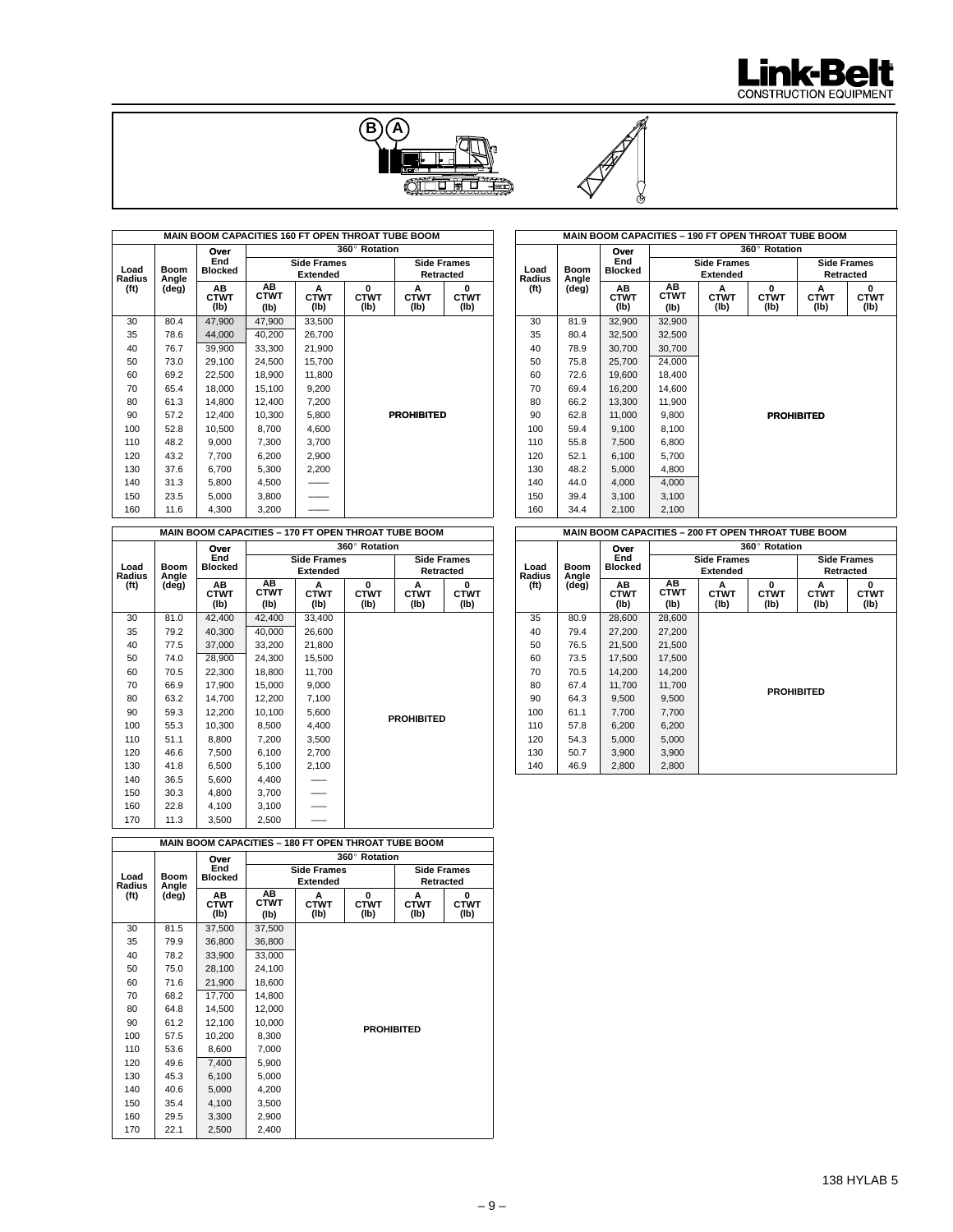## MAIN BOOM CAPACITIES 160 FT OPEN THROAT TUBE BOOM

| Load Radius (ft) | Boom Angle (deg) | Over End Blocked AB CTWT (lb) | 360° Rotation Side Frames Extended AB CTWT (lb) | Side Frames Extended A CTWT (lb) | Side Frames Extended 0 CTWT (lb) | Side Frames Retracted A CTWT (lb) | Side Frames Retracted 0 CTWT (lb) |
|---|---|---|---|---|---|---|---|
| 30 | 80.4 | 47,900 | 47,900 | 33,500 | | | |
| 35 | 78.6 | 44,000 | 40,200 | 26,700 | | | |
| 40 | 76.7 | 39,900 | 33,300 | 21,900 | | | |
| 50 | 73.0 | 29,100 | 24,500 | 15,700 | | | |
| 60 | 69.2 | 22,500 | 18,900 | 11,800 | | | |
| 70 | 65.4 | 18,000 | 15,100 | 9,200 | | | |
| 80 | 61.3 | 14,800 | 12,400 | 7,200 | | | |
| 90 | 57.2 | 12,400 | 10,300 | 5,800 | | PROHIBITED | |
| 100 | 52.8 | 10,500 | 8,700 | 4,600 | | | |
| 110 | 48.2 | 9,000 | 7,300 | 3,700 | | | |
| 120 | 43.2 | 7,700 | 6,200 | 2,900 | | | |
| 130 | 37.6 | 6,700 | 5,300 | 2,200 | | | |
| 140 | 31.3 | 5,800 | 4,500 | —— | | | |
| 150 | 23.5 | 5,000 | 3,800 | —— | | | |
| 160 | 11.6 | 4,300 | 3,200 | —— | | | |

## MAIN BOOM CAPACITIES – 170 FT OPEN THROAT TUBE BOOM

| Load Radius (ft) | Boom Angle (deg) | Over End Blocked AB CTWT (lb) | 360° Rotation Side Frames Extended AB CTWT (lb) | Side Frames Extended A CTWT (lb) | Side Frames Extended 0 CTWT (lb) | Side Frames Retracted A CTWT (lb) | Side Frames Retracted 0 CTWT (lb) |
|---|---|---|---|---|---|---|---|
| 30 | 81.0 | 42,400 | 42,400 | 33,400 | | | |
| 35 | 79.2 | 40,300 | 40,000 | 26,600 | | | |
| 40 | 77.5 | 37,000 | 33,200 | 21,800 | | | |
| 50 | 74.0 | 28,900 | 24,300 | 15,500 | | | |
| 60 | 70.5 | 22,300 | 18,800 | 11,700 | | | |
| 70 | 66.9 | 17,900 | 15,000 | 9,000 | | | |
| 80 | 63.2 | 14,700 | 12,200 | 7,100 | | | |
| 90 | 59.3 | 12,200 | 10,100 | 5,600 | | PROHIBITED | |
| 100 | 55.3 | 10,300 | 8,500 | 4,400 | | | |
| 110 | 51.1 | 8,800 | 7,200 | 3,500 | | | |
| 120 | 46.6 | 7,500 | 6,100 | 2,700 | | | |
| 130 | 41.8 | 6,500 | 5,100 | 2,100 | | | |
| 140 | 36.5 | 5,600 | 4,400 | —— | | | |
| 150 | 30.3 | 4,800 | 3,700 | —— | | | |
| 160 | 22.8 | 4,100 | 3,100 | —— | | | |
| 170 | 11.3 | 3,500 | 2,500 | —— | | | |

## MAIN BOOM CAPACITIES – 180 FT OPEN THROAT TUBE BOOM

| Load Radius (ft) | Boom Angle (deg) | Over End Blocked AB CTWT (lb) | 360° Rotation Side Frames Extended AB CTWT (lb) | Side Frames Extended A CTWT (lb) | Side Frames Extended 0 CTWT (lb) | Side Frames Retracted A CTWT (lb) | Side Frames Retracted 0 CTWT (lb) |
|---|---|---|---|---|---|---|---|
| 30 | 81.5 | 37,500 | 37,500 | | | | |
| 35 | 79.9 | 36,800 | 36,800 | | | | |
| 40 | 78.2 | 33,900 | 33,000 | | | | |
| 50 | 75.0 | 28,100 | 24,100 | | | | |
| 60 | 71.6 | 21,900 | 18,600 | | | | |
| 70 | 68.2 | 17,700 | 14,800 | | | | |
| 80 | 64.8 | 14,500 | 12,000 | | | | |
| 90 | 61.2 | 12,100 | 10,000 | | PROHIBITED | | |
| 100 | 57.5 | 10,200 | 8,300 | | | | |
| 110 | 53.6 | 8,600 | 7,000 | | | | |
| 120 | 49.6 | 7,400 | 5,900 | | | | |
| 130 | 45.3 | 6,100 | 5,000 | | | | |
| 140 | 40.6 | 5,000 | 4,200 | | | | |
| 150 | 35.4 | 4,100 | 3,500 | | | | |
| 160 | 29.5 | 3,300 | 2,900 | | | | |
| 170 | 22.1 | 2,500 | 2,400 | | | | |

## MAIN BOOM CAPACITIES – 190 FT OPEN THROAT TUBE BOOM

| Load Radius (ft) | Boom Angle (deg) | Over End Blocked AB CTWT (lb) | 360° Rotation Side Frames Extended AB CTWT (lb) | Side Frames Extended A CTWT (lb) | Side Frames Extended 0 CTWT (lb) | Side Frames Retracted A CTWT (lb) | Side Frames Retracted 0 CTWT (lb) |
|---|---|---|---|---|---|---|---|
| 30 | 81.9 | 32,900 | 32,900 | | | | |
| 35 | 80.4 | 32,500 | 32,500 | | | | |
| 40 | 78.9 | 30,700 | 30,700 | | | | |
| 50 | 75.8 | 25,700 | 24,000 | | | | |
| 60 | 72.6 | 19,600 | 18,400 | | | | |
| 70 | 69.4 | 16,200 | 14,600 | | | | |
| 80 | 66.2 | 13,300 | 11,900 | | | | |
| 90 | 62.8 | 11,000 | 9,800 | | PROHIBITED | | |
| 100 | 59.4 | 9,100 | 8,100 | | | | |
| 110 | 55.8 | 7,500 | 6,800 | | | | |
| 120 | 52.1 | 6,100 | 5,700 | | | | |
| 130 | 48.2 | 5,000 | 4,800 | | | | |
| 140 | 44.0 | 4,000 | 4,000 | | | | |
| 150 | 39.4 | 3,100 | 3,100 | | | | |
| 160 | 34.4 | 2,100 | 2,100 | | | | |

## MAIN BOOM CAPACITIES – 200 FT OPEN THROAT TUBE BOOM

| Load Radius (ft) | Boom Angle (deg) | Over End Blocked AB CTWT (lb) | 360° Rotation Side Frames Extended AB CTWT (lb) | Side Frames Extended A CTWT (lb) | Side Frames Extended 0 CTWT (lb) | Side Frames Retracted A CTWT (lb) | Side Frames Retracted 0 CTWT (lb) |
|---|---|---|---|---|---|---|---|
| 35 | 80.9 | 28,600 | 28,600 | | | | |
| 40 | 79.4 | 27,200 | 27,200 | | | | |
| 50 | 76.5 | 21,500 | 21,500 | | | | |
| 60 | 73.5 | 17,500 | 17,500 | | | | |
| 70 | 70.5 | 14,200 | 14,200 | | | | |
| 80 | 67.4 | 11,700 | 11,700 | | PROHIBITED | | |
| 90 | 64.3 | 9,500 | 9,500 | | | | |
| 100 | 61.1 | 7,700 | 7,700 | | | | |
| 110 | 57.8 | 6,200 | 6,200 | | | | |
| 120 | 54.3 | 5,000 | 5,000 | | | | |
| 130 | 50.7 | 3,900 | 3,900 | | | | |
| 140 | 46.9 | 2,800 | 2,800 | | | | |

138 HYLAB 5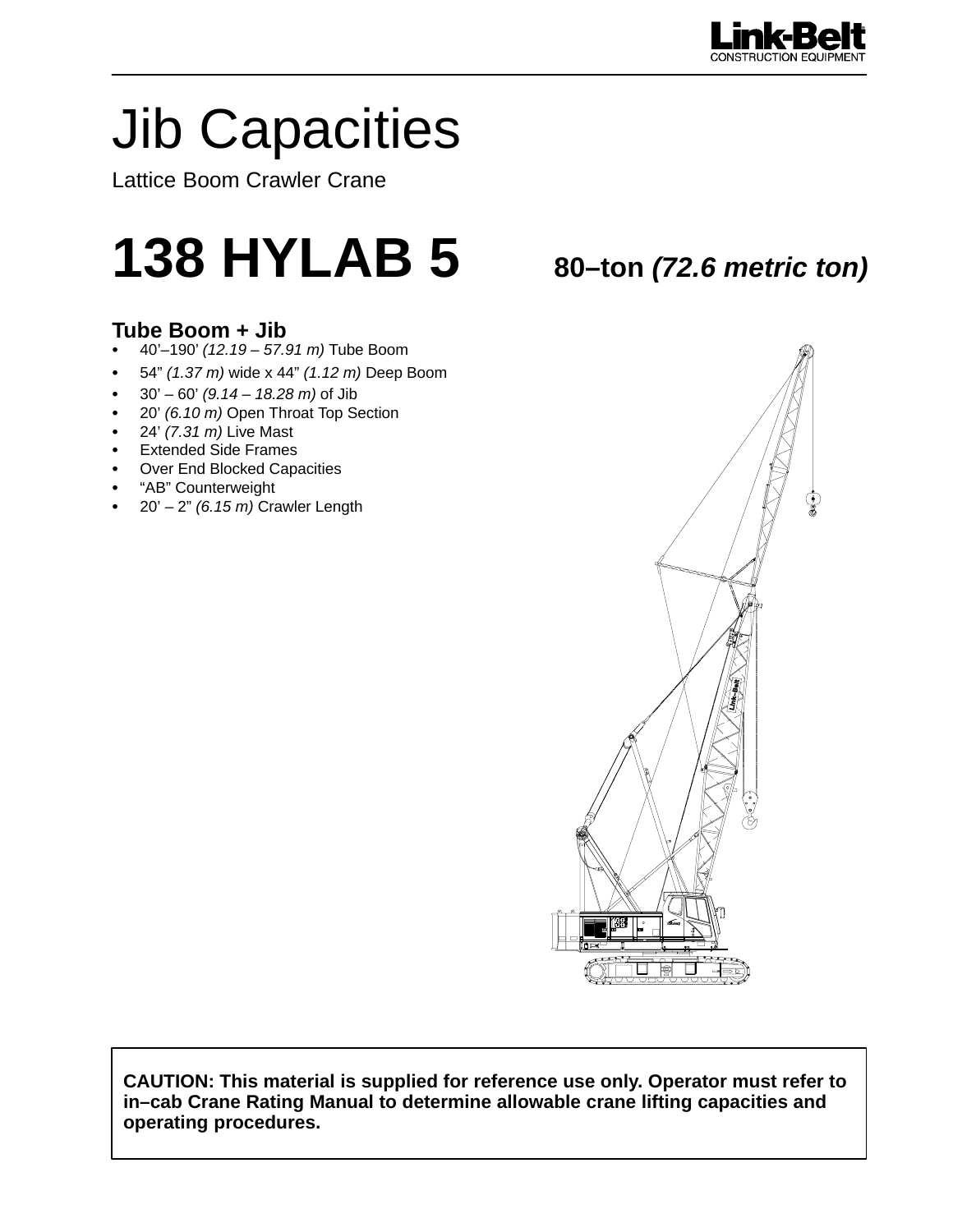Link-Belt
CONSTRUCTION EQUIPMENT

# Jib Capacities

Lattice Boom Crawler Crane

# 138 HYLAB 5

**80–ton *(72.6 metric ton)***

### Tube Boom + Jib

- 40’–190’ *(12.19 – 57.91 m)* Tube Boom
- 54” *(1.37 m)* wide x 44” *(1.12 m)* Deep Boom
- 30’ – 60’ *(9.14 – 18.28 m)* of Jib
- 20’ *(6.10 m)* Open Throat Top Section
- 24’ *(7.31 m)* Live Mast
- Extended Side Frames
- Over End Blocked Capacities
- “AB” Counterweight
- 20’ – 2” *(6.15 m)* Crawler Length

**CAUTION: This material is supplied for reference use only. Operator must refer to in–cab Crane Rating Manual to determine allowable crane lifting capacities and operating procedures.**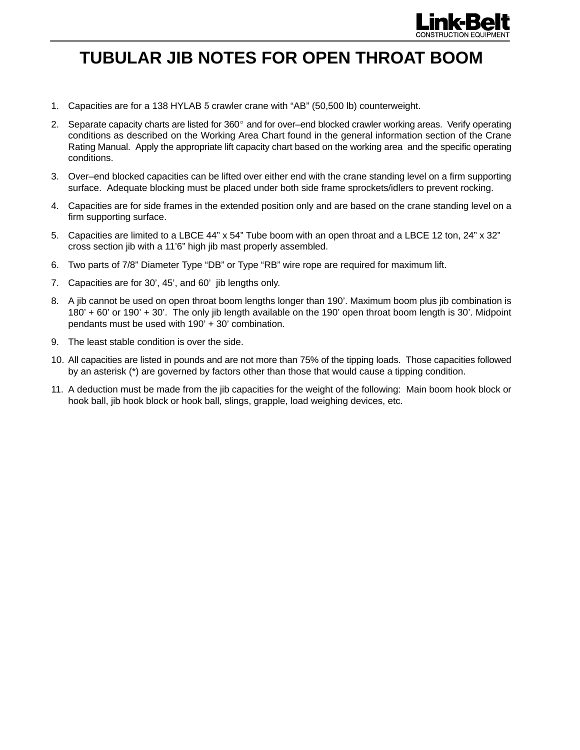# TUBULAR JIB NOTES FOR OPEN THROAT BOOM

1. Capacities are for a 138 HYLAB 5 crawler crane with “AB” (50,500 lb) counterweight.
2. Separate capacity charts are listed for 360° and for over–end blocked crawler working areas. Verify operating conditions as described on the Working Area Chart found in the general information section of the Crane Rating Manual. Apply the appropriate lift capacity chart based on the working area and the specific operating conditions.
3. Over–end blocked capacities can be lifted over either end with the crane standing level on a firm supporting surface. Adequate blocking must be placed under both side frame sprockets/idlers to prevent rocking.
4. Capacities are for side frames in the extended position only and are based on the crane standing level on a firm supporting surface.
5. Capacities are limited to a LBCE 44” x 54” Tube boom with an open throat and a LBCE 12 ton, 24” x 32” cross section jib with a 11’6” high jib mast properly assembled.
6. Two parts of 7/8” Diameter Type “DB” or Type “RB” wire rope are required for maximum lift.
7. Capacities are for 30’, 45’, and 60’ jib lengths only.
8. A jib cannot be used on open throat boom lengths longer than 190’. Maximum boom plus jib combination is 180’ + 60’ or 190’ + 30’. The only jib length available on the 190’ open throat boom length is 30’. Midpoint pendants must be used with 190’ + 30’ combination.
9. The least stable condition is over the side.
10. All capacities are listed in pounds and are not more than 75% of the tipping loads. Those capacities followed by an asterisk (*) are governed by factors other than those that would cause a tipping condition.
11. A deduction must be made from the jib capacities for the weight of the following: Main boom hook block or hook ball, jib hook block or hook ball, slings, grapple, load weighing devices, etc.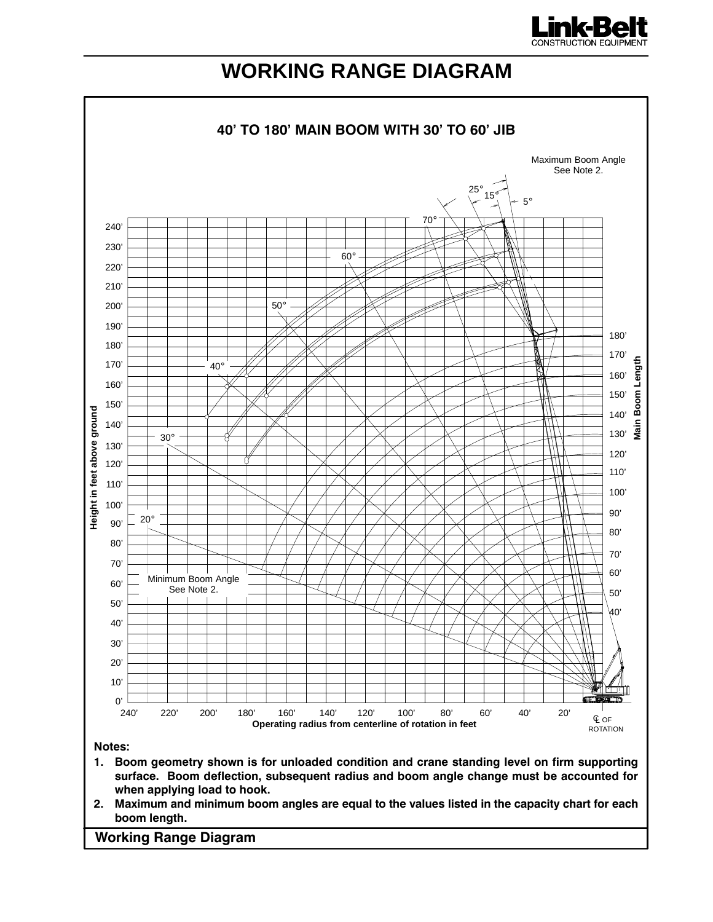# WORKING RANGE DIAGRAM

## 40' TO 180' MAIN BOOM WITH 30' TO 60' JIB

Maximum Boom Angle
See Note 2.

25° 15° 5°

70° 60° 50° 40° 30° 20°

Minimum Boom Angle
See Note 2.

Height in feet above ground: 0' 10' 20' 30' 40' 50' 60' 70' 80' 90' 100' 110' 120' 130' 140' 150' 160' 170' 180' 190' 200' 210' 220' 230' 240'

Main Boom Length: 40' 50' 60' 70' 80' 90' 100' 110' 120' 130' 140' 150' 160' 170' 180'

Operating radius from centerline of rotation in feet: 240' 220' 200' 180' 160' 140' 120' 100' 80' 60' 40' 20' ℄ OF ROTATION

**Notes:**

1. **Boom geometry shown is for unloaded condition and crane standing level on firm supporting surface. Boom deflection, subsequent radius and boom angle change must be accounted for when applying load to hook.**
2. **Maximum and minimum boom angles are equal to the values listed in the capacity chart for each boom length.**

**Working Range Diagram**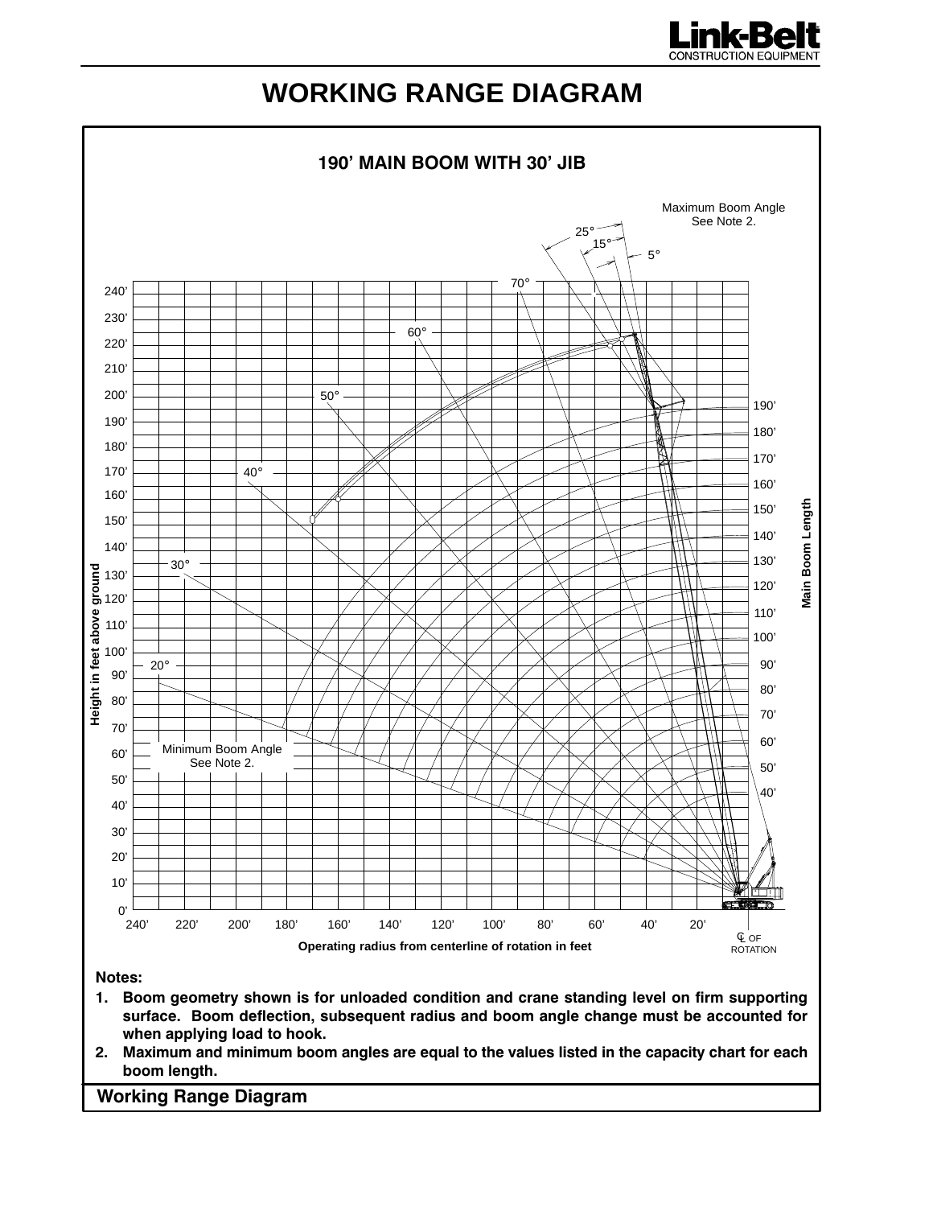# WORKING RANGE DIAGRAM

## 190' MAIN BOOM WITH 30' JIB

**Notes:**

1. **Boom geometry shown is for unloaded condition and crane standing level on firm supporting surface. Boom deflection, subsequent radius and boom angle change must be accounted for when applying load to hook.**
2. **Maximum and minimum boom angles are equal to the values listed in the capacity chart for each boom length.**

**Working Range Diagram**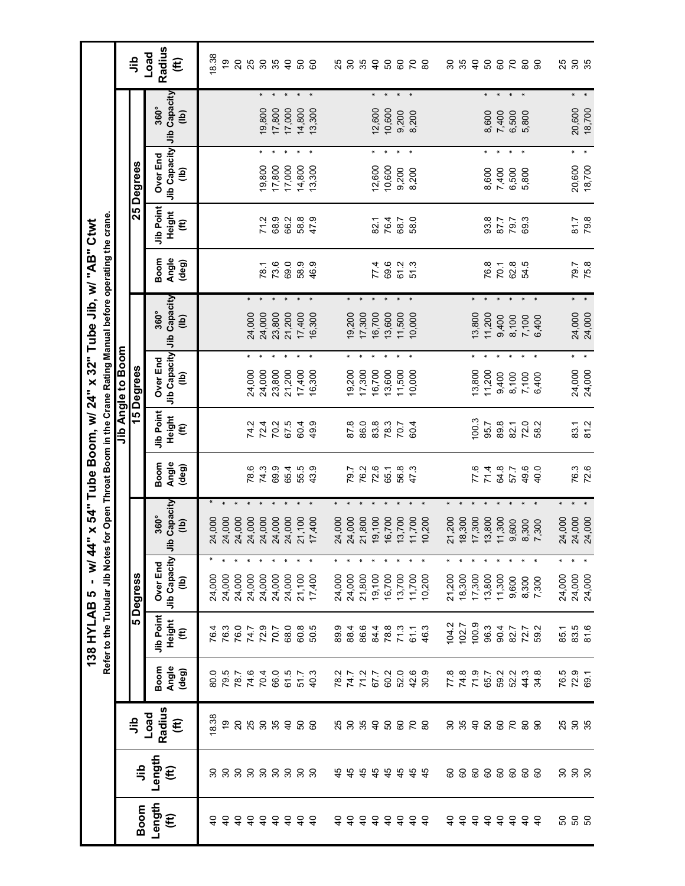# 138 HYLAB 5 - w/ 44" x 54" Tube Boom, w/ 24" x 32" Tube Jib, w/ "AB" Ctwt

Refer to the Tubular Jib Notes for Open Throat Boom in the Crane Rating Manual before operating the crane.

| Boom Length (ft) | Jib Length (ft) | Jib Load Radius (ft) | Jib Angle to Boom | | | | | | | | | | | | Jib Load Radius (ft) |
|---|---|---|---|---|---|---|---|---|---|---|---|---|---|---|---|
| | | | 5 Degress | | | | 15 Degrees | | | | 25 Degrees | | | | |
| | | | Boom Angle (deg) | Jib Point Height (ft) | Over End Jib Capacity (lb) | 360° Jib Capacity (lb) | Boom Angle (deg) | Jib Point Height (ft) | Over End Jib Capacity (lb) | 360° Jib Capacity (lb) | Boom Angle (deg) | Jib Point Height (ft) | Over End Jib Capacity (lb) | 360° Jib Capacity (lb) | |
| 40 | 30 | 18.38 | 80.0 | 76.4 | 24,000 * | 24,000 * | | | | | | | | | 18.38 |
| 40 | 30 | 19 | 79.5 | 76.3 | 24,000 * | 24,000 * | | | | | | | | | 19 |
| 40 | 30 | 20 | 78.7 | 76.0 | 24,000 * | 24,000 * | | | | | | | | | 20 |
| 40 | 30 | 25 | 74.6 | 74.7 | 24,000 * | 24,000 * | 78.6 | 74.2 | 24,000 * | 24,000 * | | | | | 25 |
| 40 | 30 | 30 | 70.4 | 72.9 | 24,000 * | 24,000 * | 74.3 | 72.4 | 24,000 * | 24,000 * | 78.1 | 71.2 | 19,800 * | 19,800 * | 30 |
| 40 | 30 | 35 | 66.0 | 70.7 | 24,000 * | 24,000 * | 69.9 | 70.2 | 23,800 * | 23,800 * | 73.6 | 68.9 | 17,800 * | 17,800 * | 35 |
| 40 | 30 | 40 | 61.5 | 68.0 | 24,000 * | 24,000 * | 65.4 | 67.5 | 21,200 * | 21,200 * | 69.0 | 66.2 | 17,000 * | 17,000 * | 40 |
| 40 | 30 | 50 | 51.7 | 60.8 | 21,100 * | 21,100 * | 55.5 | 60.4 | 17,400 * | 17,400 * | 58.9 | 58.8 | 14,800 * | 14,800 * | 50 |
| 40 | 30 | 60 | 40.3 | 50.5 | 17,400 * | 17,400 * | 43.9 | 49.9 | 16,300 * | 16,300 * | 46.9 | 47.9 | 13,300 * | 13,300 * | 60 |
| 40 | 45 | 25 | 78.2 | 89.9 | 24,000 * | 24,000 * | | | | | | | | | 25 |
| 40 | 45 | 30 | 74.7 | 88.4 | 24,000 * | 24,000 * | 79.7 | 87.8 | 19,200 * | 19,200 * | | | | | 30 |
| 40 | 45 | 35 | 71.2 | 86.6 | 21,800 * | 21,800 * | 76.2 | 86.0 | 17,300 * | 17,300 * | | | | | 35 |
| 40 | 45 | 40 | 67.7 | 84.4 | 19,100 * | 19,100 * | 72.6 | 83.8 | 16,700 * | 16,700 * | 77.4 | 82.1 | 12,600 * | 12,600 * | 40 |
| 40 | 45 | 50 | 60.2 | 78.8 | 16,700 * | 16,700 * | 65.1 | 78.3 | 13,600 * | 13,600 * | 69.6 | 76.4 | 10,600 * | 10,600 * | 50 |
| 40 | 45 | 60 | 52.0 | 71.3 | 13,700 * | 13,700 * | 56.8 | 70.7 | 11,500 * | 11,500 * | 61.2 | 68.7 | 9,200 * | 9,200 * | 60 |
| 40 | 45 | 70 | 42.6 | 61.1 | 11,700 * | 11,700 * | 47.3 | 60.4 | 10,000 * | 10,000 * | 51.3 | 58.0 | 8,200 * | 8,200 * | 70 |
| 40 | 45 | 80 | 30.9 | 46.3 | 10,200 * | 10,200 * | | | | | | | | | 80 |
| 40 | 60 | 30 | 77.8 | 104.2 | 21,200 * | 21,200 * | | | | | | | | | 30 |
| 40 | 60 | 35 | 74.8 | 102.7 | 18,300 * | 18,300 * | | | | | | | | | 35 |
| 40 | 60 | 40 | 71.9 | 100.9 | 17,300 * | 17,300 * | 77.6 | 100.3 | 13,800 * | 13,800 * | | | | | 40 |
| 40 | 60 | 50 | 65.7 | 96.3 | 13,800 * | 13,800 * | 71.4 | 95.7 | 11,200 * | 11,200 * | 76.8 | 93.8 | 8,600 * | 8,600 * | 50 |
| 40 | 60 | 60 | 59.2 | 90.4 | 11,300 * | 11,300 * | 64.8 | 89.8 | 9,400 * | 9,400 * | 70.1 | 87.7 | 7,400 * | 7,400 * | 60 |
| 40 | 60 | 70 | 52.2 | 82.7 | 9,600 * | 9,600 * | 57.7 | 82.1 | 8,100 * | 8,100 * | 62.8 | 79.7 | 6,500 * | 6,500 * | 70 |
| 40 | 60 | 80 | 44.3 | 72.7 | 8,300 * | 8,300 * | 49.6 | 72.0 | 7,100 * | 7,100 * | 54.5 | 69.3 | 5,800 * | 5,800 * | 80 |
| 40 | 60 | 90 | 34.8 | 59.2 | 7,300 * | 7,300 * | 40.0 | 58.2 | 6,400 * | 6,400 * | | | | | 90 |
| 50 | 30 | 25 | 76.5 | 85.1 | 24,000 * | 24,000 * | | | | | | | | | 25 |
| 50 | 30 | 30 | 72.9 | 83.5 | 24,000 * | 24,000 * | 76.3 | 83.1 | 24,000 * | 24,000 * | 79.7 | 81.7 | 20,600 * | 20,600 * | 30 |
| 50 | 30 | 35 | 69.1 | 81.6 | 24,000 * | 24,000 * | 72.6 | 81.2 | 24,000 * | 24,000 * | 75.8 | 79.8 | 18,700 * | 18,700 * | 35 |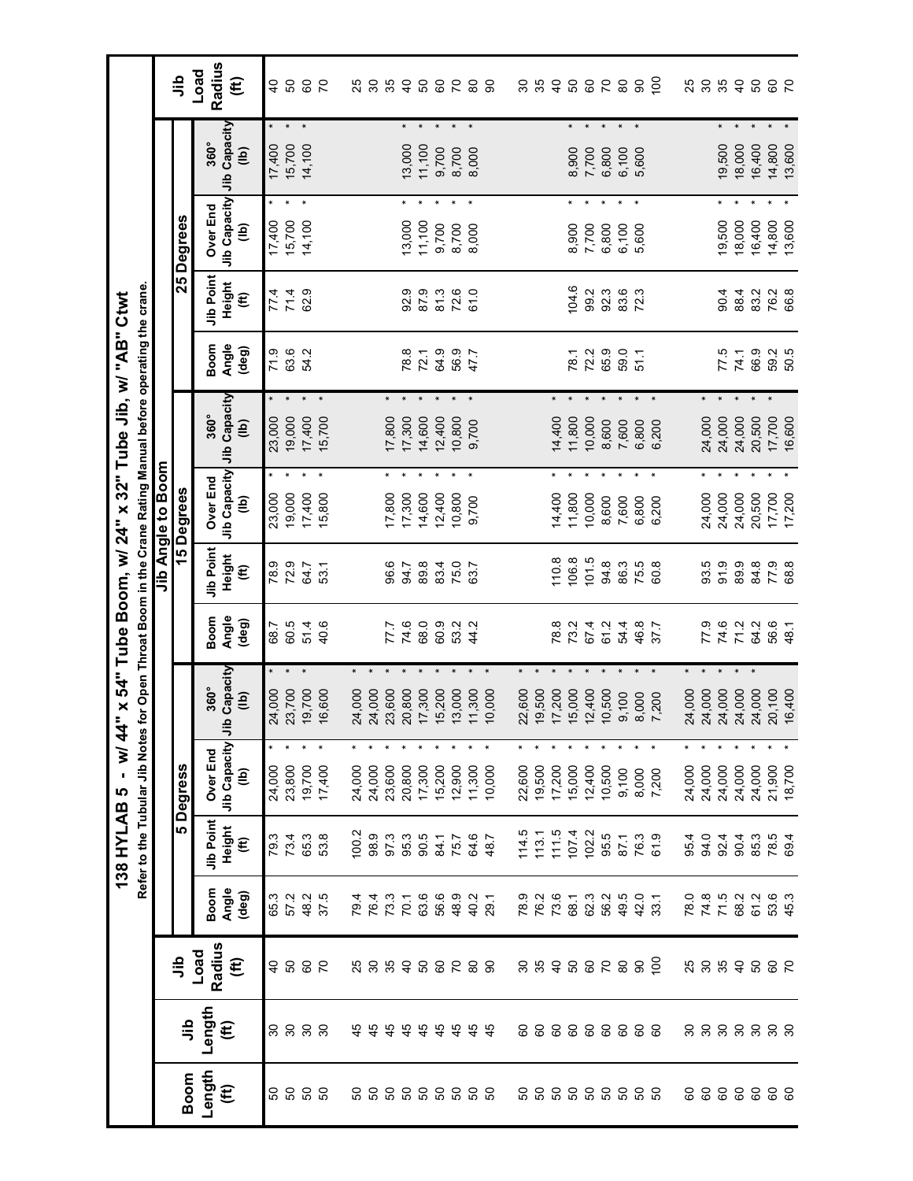# 138 HYLAB 5 - w/ 44" x 54" Tube Boom, w/ 24" x 32" Tube Jib, w/ "AB" Ctwt

Refer to the Tubular Jib Notes for Open Throat Boom in the Crane Rating Manual before operating the crane.

| Boom Length (ft) | Jib Length (ft) | Jib Load Radius (ft) | Jib Angle to Boom | | | | | | | | | | | | Jib Load Radius (ft) |
|---|---|---|---|---|---|---|---|---|---|---|---|---|---|---|---|
| | | | 5 Degress | | | | 15 Degrees | | | | 25 Degrees | | | | |
| | | | Boom Angle (deg) | Jib Point Height (ft) | Over End Jib Capacity (lb) | 360° Jib Capacity (lb) | Boom Angle (deg) | Jib Point Height (ft) | Over End Jib Capacity (lb) | 360° Jib Capacity (lb) | Boom Angle (deg) | Jib Point Height (ft) | Over End Jib Capacity (lb) | 360° Jib Capacity (lb) | |
| 50 | 30 | 40 | 65.3 | 79.3 | 24,000 * | 24,000 * | 68.7 | 78.9 | 23,000 * | 23,000 * | 71.9 | 77.4 | 17,400 * | 17,400 * | 40 |
| 50 | 30 | 50 | 57.2 | 73.4 | 23,800 * | 23,700 * | 60.5 | 72.9 | 19,000 * | 19,000 * | 63.6 | 71.4 | 15,700 * | 15,700 * | 50 |
| 50 | 30 | 60 | 48.2 | 65.3 | 19,700 * | 19,700 * | 51.4 | 64.7 | 17,400 * | 17,400 * | 54.2 | 62.9 | 14,100 * | 14,100 * | 60 |
| 50 | 30 | 70 | 37.5 | 53.8 | 17,400 * | 16,600 * | 40.6 | 53.1 | 15,800 * | 15,700 * | | | | | 70 |
| | | | | | | | | | | | | | | | |
| 50 | 45 | 25 | 79.4 | 100.2 | 24,000 * | 24,000 * | | | | | | | | | 25 |
| 50 | 45 | 30 | 76.4 | 98.9 | 24,000 * | 24,000 * | 77.7 | 96.6 | 17,800 * | 17,800 * | | | | | 30 |
| 50 | 45 | 35 | 73.3 | 97.3 | 23,600 * | 23,600 * | 74.6 | 94.7 | 17,300 * | 17,300 * | | | | | 35 |
| 50 | 45 | 40 | 70.1 | 95.3 | 20,800 * | 20,800 * | 68.0 | 89.8 | 14,600 * | 14,600 * | 78.8 | 92.9 | 13,000 * | 13,000 * | 40 |
| 50 | 45 | 50 | 63.6 | 90.5 | 17,300 * | 17,300 * | 60.9 | 83.4 | 12,400 * | 12,400 * | 72.1 | 87.9 | 11,100 * | 11,100 * | 50 |
| 50 | 45 | 60 | 56.6 | 84.1 | 15,200 * | 15,200 * | 53.2 | 75.0 | 10,800 * | 10,800 * | 64.9 | 81.3 | 9,700 * | 9,700 * | 60 |
| 50 | 45 | 70 | 48.9 | 75.7 | 12,900 * | 13,000 * | 44.2 | 63.7 | 9,700 * | 9,700 * | 56.9 | 72.6 | 8,700 * | 8,700 * | 70 |
| 50 | 45 | 80 | 40.2 | 64.6 | 11,300 * | 11,300 * | | | | | 47.7 | 61.0 | 8,000 * | 8,000 * | 80 |
| 50 | 45 | 90 | 29.1 | 48.7 | 10,000 * | 10,000 * | | | | | | | | | 90 |
| | | | | | | | | | | | | | | | |
| 50 | 60 | 30 | 78.9 | 114.5 | 22,600 * | 22,600 * | | | | | | | | | 30 |
| 50 | 60 | 35 | 76.2 | 113.1 | 19,500 * | 19,500 * | | | | | | | | | 35 |
| 50 | 60 | 40 | 73.6 | 111.5 | 17,200 * | 17,200 * | 78.8 | 110.8 | 14,400 * | 14,400 * | | | | | 40 |
| 50 | 60 | 50 | 68.1 | 107.4 | 15,000 * | 15,000 * | 73.2 | 106.8 | 11,800 * | 11,800 * | 78.1 | 104.6 | 8,900 * | 8,900 * | 50 |
| 50 | 60 | 60 | 62.3 | 102.2 | 12,400 * | 12,400 * | 67.4 | 101.5 | 10,000 * | 10,000 * | 72.2 | 99.2 | 7,700 * | 7,700 * | 60 |
| 50 | 60 | 70 | 56.2 | 95.5 | 10,500 * | 10,500 * | 61.2 | 94.8 | 8,600 * | 8,600 * | 65.9 | 92.3 | 6,800 * | 6,800 * | 70 |
| 50 | 60 | 80 | 49.5 | 87.1 | 9,100 * | 9,100 * | 54.4 | 86.3 | 7,600 * | 7,600 * | 59.0 | 83.6 | 6,100 * | 6,100 * | 80 |
| 50 | 60 | 90 | 42.0 | 76.3 | 8,000 * | 8,000 * | 46.8 | 75.5 | 6,800 * | 6,800 * | 51.1 | 72.3 | 5,600 * | 5,600 * | 90 |
| 50 | 60 | 100 | 33.1 | 61.9 | 7,200 * | 7,200 * | 37.7 | 60.8 | 6,200 * | 6,200 * | | | | | 100 |
| | | | | | | | | | | | | | | | |
| 60 | 30 | 25 | 78.0 | 95.4 | 24,000 * | 24,000 * | | | | | | | | | 25 |
| 60 | 30 | 30 | 74.8 | 94.0 | 24,000 * | 24,000 * | 77.9 | 93.5 | 24,000 * | 24,000 * | | | | | 30 |
| 60 | 30 | 35 | 71.5 | 92.4 | 24,000 * | 24,000 * | 74.6 | 91.9 | 24,000 * | 24,000 * | 77.5 | 90.4 | 19,500 * | 19,500 * | 35 |
| 60 | 30 | 40 | 68.2 | 90.4 | 24,000 * | 24,000 * | 71.2 | 89.9 | 24,000 * | 24,000 * | 74.1 | 88.4 | 18,000 * | 18,000 * | 40 |
| 60 | 30 | 50 | 61.2 | 85.3 | 24,000 * | 24,000 * | 64.2 | 84.8 | 20,500 * | 20,500 * | 66.9 | 83.2 | 16,400 * | 16,400 * | 50 |
| 60 | 30 | 60 | 53.6 | 78.5 | 21,900 * | 20,100 | 56.6 | 77.9 | 17,700 * | 17,700 * | 59.2 | 76.2 | 14,800 * | 14,800 * | 60 |
| 60 | 30 | 70 | 45.3 | 69.4 | 18,700 * | 16,400 | 48.1 | 68.8 | 17,200 * | 16,600 | 50.5 | 66.8 | 13,600 * | 13,600 * | 70 |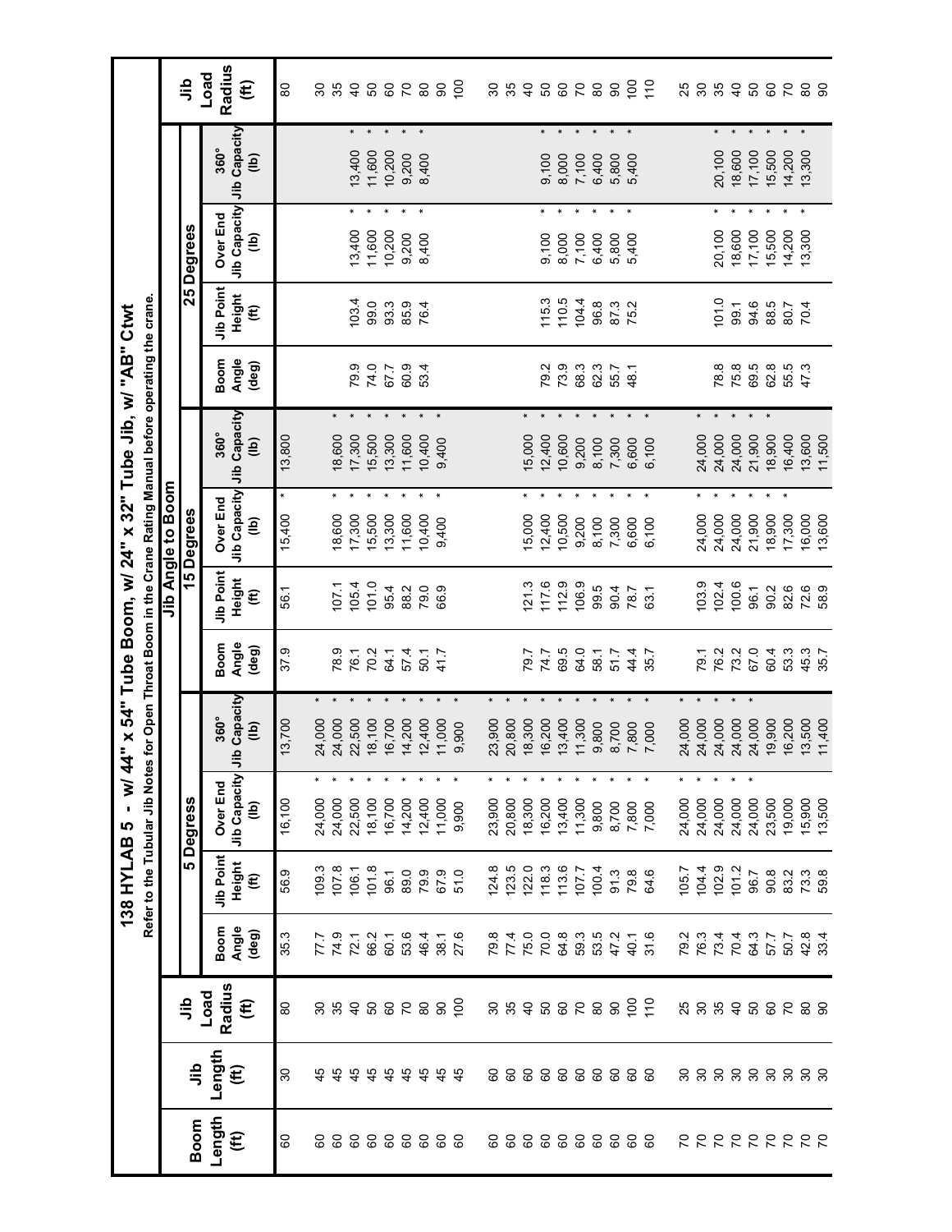# 138 HYLAB 5 - w/ 44" x 54" Tube Boom, w/ 24" x 32" Tube Jib, w/ "AB" Ctwt

Refer to the Tubular Jib Notes for Open Throat Boom in the Crane Rating Manual before operating the crane.

| Boom Length (ft) | Jib Length (ft) | Jib Load Radius (ft) | Jib Angle to Boom: 5 Degrees | | | | 15 Degrees | | | | 25 Degrees | | | | Jib Load Radius (ft) |
|---|---|---|---|---|---|---|---|---|---|---|---|---|---|---|---|
| | | | Boom Angle (deg) | Jib Point Height (ft) | Over End Jib Capacity (lb) | 360° Jib Capacity (lb) | Boom Angle (deg) | Jib Point Height (ft) | Over End Jib Capacity (lb) | 360° Jib Capacity (lb) | Boom Angle (deg) | Jib Point Height (ft) | Over End Jib Capacity (lb) | 360° Jib Capacity (lb) | |
| 60 | 30 | 80 | 35.3 | 56.9 | 16,100 | 13,700 | 37.9 | 56.1 | 15,400 * | 13,800 | | | | | 80 |
| 60 | 45 | 30 | 77.7 | 109.3 | 24,000 * | 24,000 * | | | | | | | | | 30 |
| 60 | 45 | 35 | 74.9 | 107.8 | 24,000 * | 24,000 * | 78.9 | 107.1 | 18,600 * | 18,600 * | | | | | 35 |
| 60 | 45 | 40 | 72.1 | 106.1 | 22,500 * | 22,500 * | 76.1 | 105.4 | 17,300 * | 17,300 * | 79.9 | 103.4 | 13,400 * | 13,400 * | 40 |
| 60 | 45 | 50 | 66.2 | 101.8 | 18,100 * | 18,100 * | 70.2 | 101.0 | 15,500 * | 15,500 * | 74.0 | 99.0 | 11,600 * | 11,600 * | 50 |
| 60 | 45 | 60 | 60.1 | 96.1 | 16,700 * | 16,700 * | 64.1 | 95.4 | 13,300 * | 13,300 * | 67.7 | 93.3 | 10,200 * | 10,200 * | 60 |
| 60 | 45 | 70 | 53.6 | 89.0 | 14,200 * | 14,200 * | 57.4 | 88.2 | 11,600 * | 11,600 * | 60.9 | 85.9 | 9,200 * | 9,200 * | 70 |
| 60 | 45 | 80 | 46.4 | 79.9 | 12,400 * | 12,400 * | 50.1 | 79.0 | 10,400 * | 10,400 * | 53.4 | 76.4 | 8,400 * | 8,400 * | 80 |
| 60 | 45 | 90 | 38.1 | 67.9 | 11,000 * | 11,000 * | 41.7 | 66.9 | 9,400 * | 9,400 * | | | | | 90 |
| 60 | 45 | 100 | 27.6 | 51.0 | 9,900 * | 9,900 * | | | | | | | | | 100 |
| 60 | 60 | 30 | 79.8 | 124.8 | 23,900 * | 23,900 * | | | | | | | | | 30 |
| 60 | 60 | 35 | 77.4 | 123.5 | 20,800 * | 20,800 * | | | | | | | | | 35 |
| 60 | 60 | 40 | 75.0 | 122.0 | 18,300 * | 18,300 * | 79.7 | 121.3 | 15,000 * | 15,000 * | | | | | 40 |
| 60 | 60 | 50 | 70.0 | 118.3 | 16,200 * | 16,200 * | 74.7 | 117.6 | 12,400 * | 12,400 * | 79.2 | 115.3 | 9,100 * | 9,100 * | 50 |
| 60 | 60 | 60 | 64.8 | 113.6 | 13,400 * | 13,400 * | 69.5 | 112.9 | 10,500 * | 10,600 * | 73.9 | 110.5 | 8,000 * | 8,000 * | 60 |
| 60 | 60 | 70 | 59.3 | 107.7 | 11,300 * | 11,300 * | 64.0 | 106.9 | 9,200 * | 9,200 * | 68.3 | 104.4 | 7,100 * | 7,100 * | 70 |
| 60 | 60 | 80 | 53.5 | 100.4 | 9,800 * | 9,800 * | 58.1 | 99.5 | 8,100 * | 8,100 * | 62.3 | 96.8 | 6,400 * | 6,400 * | 80 |
| 60 | 60 | 90 | 47.2 | 91.3 | 8,700 * | 8,700 * | 51.7 | 90.4 | 7,300 * | 7,300 * | 55.7 | 87.3 | 5,800 * | 5,800 * | 90 |
| 60 | 60 | 100 | 40.1 | 79.8 | 7,800 * | 7,800 * | 44.4 | 78.7 | 6,600 * | 6,600 * | 48.1 | 75.2 | 5,400 * | 5,400 * | 100 |
| 60 | 60 | 110 | 31.6 | 64.6 | 7,000 * | 7,000 * | 35.7 | 63.1 | 6,100 * | 6,100 * | | | | | 110 |
| 70 | 30 | 25 | 79.2 | 105.7 | 24,000 * | 24,000 * | | | | | | | | | 25 |
| 70 | 30 | 30 | 76.3 | 104.4 | 24,000 * | 24,000 * | 79.1 | 103.9 | 24,000 * | 24,000 * | | | | | 30 |
| 70 | 30 | 35 | 73.4 | 102.9 | 24,000 * | 24,000 * | 76.2 | 102.4 | 24,000 * | 24,000 * | 78.8 | 101.0 | 20,100 * | 20,100 * | 35 |
| 70 | 30 | 40 | 70.4 | 101.2 | 24,000 * | 24,000 * | 73.2 | 100.6 | 24,000 * | 24,000 * | 75.8 | 99.1 | 18,600 * | 18,600 * | 40 |
| 70 | 30 | 50 | 64.3 | 96.7 | 24,000 * | 24,000 * | 67.0 | 96.1 | 21,900 * | 21,900 * | 69.5 | 94.6 | 17,100 * | 17,100 * | 50 |
| 70 | 30 | 60 | 57.7 | 90.8 | 23,500 | 19,900 | 60.4 | 90.2 | 18,900 * | 18,900 * | 62.8 | 88.5 | 15,500 * | 15,500 * | 60 |
| 70 | 30 | 70 | 50.7 | 83.2 | 19,000 | 16,200 | 53.3 | 82.6 | 17,300 * | 16,400 | 55.5 | 80.7 | 14,200 * | 14,200 * | 70 |
| 70 | 30 | 80 | 42.8 | 73.3 | 15,900 | 13,500 | 45.3 | 72.6 | 16,000 | 13,600 | 47.3 | 70.4 | 13,300 * | 13,300 * | 80 |
| 70 | 30 | 90 | 33.4 | 59.8 | 13,500 | 11,400 | 35.7 | 58.9 | 13,600 | 11,500 | | | | | 90 |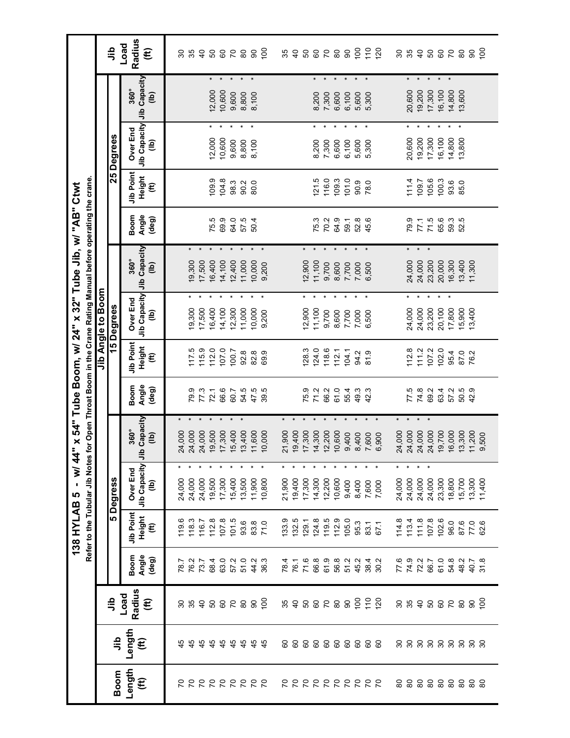# 138 HYLAB 5 - w/ 44" x 54" Tube Boom, w/ 24" x 32" Tube Jib, w/ "AB" Ctwt

Refer to the Tubular Jib Notes for Open Throat Boom in the Crane Rating Manual before operating the crane.

| Boom Length (ft) | Jib Length (ft) | Jib Load Radius (ft) | Jib Angle to Boom | | | | | | | | | | | | Jib Load Radius (ft) |
|---|---|---|---|---|---|---|---|---|---|---|---|---|---|---|---|
| | | | 5 Degress | | | | 15 Degrees | | | | 25 Degrees | | | | |
| | | | Boom Angle (deg) | Jib Point Height (ft) | Over End Jib Capacity (lb) | 360° Jib Capacity (lb) | Boom Angle (deg) | Jib Point Height (ft) | Over End Jib Capacity (lb) | 360° Jib Capacity (lb) | Boom Angle (deg) | Jib Point Height (ft) | Over End Jib Capacity (lb) | 360° Jib Capacity (lb) | |
| 70 | 45 | 30 | 78.7 | 119.6 | 24,000 * | 24,000 * | | | | | | | | | 30 |
| 70 | 45 | 35 | 76.2 | 118.3 | 24,000 * | 24,000 * | 79.9 | 117.5 | 19,300 * | 19,300 * | | | | | 35 |
| 70 | 45 | 40 | 73.7 | 116.7 | 24,000 * | 24,000 * | 77.3 | 115.9 | 17,500 * | 17,500 * | | | | | 40 |
| 70 | 45 | 50 | 68.4 | 112.8 | 19,500 * | 19,500 * | 72.1 | 112.0 | 16,400 * | 16,400 * | 75.5 | 109.9 | 12,000 * | 12,000 * | 50 |
| 70 | 45 | 60 | 63.0 | 107.8 | 17,300 * | 17,300 * | 66.6 | 107.0 | 14,100 * | 14,100 * | 69.9 | 104.8 | 10,600 * | 10,600 * | 60 |
| 70 | 45 | 70 | 57.2 | 101.5 | 15,400 * | 15,400 * | 60.7 | 100.7 | 12,300 * | 12,400 * | 64.0 | 98.3 | 9,600 * | 9,600 * | 70 |
| 70 | 45 | 80 | 51.0 | 93.6 | 13,500 * | 13,400 * | 54.5 | 92.8 | 11,000 * | 11,000 * | 57.5 | 90.2 | 8,800 * | 8,800 * | 80 |
| 70 | 45 | 90 | 44.2 | 83.8 | 11,900 * | 11,600 | 47.5 | 82.8 | 10,000 * | 10,000 * | 50.4 | 80.0 | 8,100 * | 8,100 * | 90 |
| 70 | 45 | 100 | 36.3 | 71.0 | 10,800 * | 10,000 | 39.5 | 69.9 | 9,200 * | 9,200 * | | | | | 100 |
| 70 | 60 | 35 | 78.4 | 133.9 | 21,900 * | 21,900 * | | | | | | | | | 35 |
| 70 | 60 | 40 | 76.1 | 132.5 | 19,400 * | 19,400 * | | | | | | | | | 40 |
| 70 | 60 | 50 | 71.6 | 129.1 | 17,300 * | 17,300 * | 75.9 | 128.3 | 12,900 * | 12,900 * | | | | | 50 |
| 70 | 60 | 60 | 66.8 | 124.8 | 14,300 * | 14,300 * | 71.2 | 124.0 | 11,100 * | 11,100 * | 75.3 | 121.5 | 8,200 * | 8,200 * | 60 |
| 70 | 60 | 70 | 61.9 | 119.5 | 12,200 * | 12,200 * | 66.2 | 118.6 | 9,700 * | 9,700 * | 70.2 | 116.0 | 7,300 * | 7,300 * | 70 |
| 70 | 60 | 80 | 56.8 | 112.9 | 10,600 * | 10,600 * | 61.0 | 112.1 | 8,600 * | 8,600 * | 64.9 | 109.3 | 6,600 * | 6,600 * | 80 |
| 70 | 60 | 90 | 51.2 | 105.0 | 9,400 * | 9,400 * | 55.4 | 104.1 | 7,700 * | 7,700 * | 59.1 | 101.0 | 6,100 * | 6,100 * | 90 |
| 70 | 60 | 100 | 45.2 | 95.3 | 8,400 * | 8,400 * | 49.3 | 94.2 | 7,000 * | 7,000 * | 52.8 | 90.9 | 5,600 * | 5,600 * | 100 |
| 70 | 60 | 110 | 38.4 | 83.1 | 7,600 * | 7,600 * | 42.3 | 81.9 | 6,500 * | 6,500 * | 45.6 | 78.0 | 5,300 * | 5,300 * | 110 |
| 70 | 60 | 120 | 30.2 | 67.1 | 7,000 * | 6,900 * | | | | | | | | | 120 |
| 80 | 30 | 30 | 77.6 | 114.8 | 24,000 * | 24,000 * | | | | | | | | | 30 |
| 80 | 30 | 35 | 74.9 | 113.4 | 24,000 * | 24,000 * | 77.5 | 112.8 | 24,000 * | 24,000 * | 79.9 | 111.4 | 20,600 * | 20,600 * | 35 |
| 80 | 30 | 40 | 72.2 | 111.8 | 24,000 * | 24,000 * | 74.8 | 111.2 | 24,000 * | 24,000 * | 77.1 | 109.7 | 19,200 * | 19,200 * | 40 |
| 80 | 30 | 50 | 66.7 | 107.8 | 24,000 * | 24,000 * | 69.2 | 107.2 | 23,200 * | 23,200 * | 71.5 | 105.6 | 17,300 * | 17,300 * | 50 |
| 80 | 30 | 60 | 61.0 | 102.6 | 23,300 | 19,700 | 63.4 | 102.0 | 20,100 * | 20,000 | 65.6 | 100.3 | 16,100 * | 16,100 * | 60 |
| 80 | 30 | 70 | 54.8 | 96.0 | 18,800 | 16,000 | 57.2 | 95.4 | 17,800 * | 16,300 | 59.3 | 93.6 | 14,800 * | 14,800 * | 70 |
| 80 | 30 | 80 | 48.2 | 87.6 | 15,700 | 13,300 | 50.5 | 87.0 | 15,900 | 13,400 | 52.5 | 85.0 | 13,800 * | 13,600 | 80 |
| 80 | 30 | 90 | 40.7 | 77.0 | 13,300 | 11,200 | 42.9 | 76.2 | 13,400 | 11,300 | | | | | 90 |
| 80 | 30 | 100 | 31.8 | 62.6 | 11,400 | 9,500 | | | | | | | | | 100 |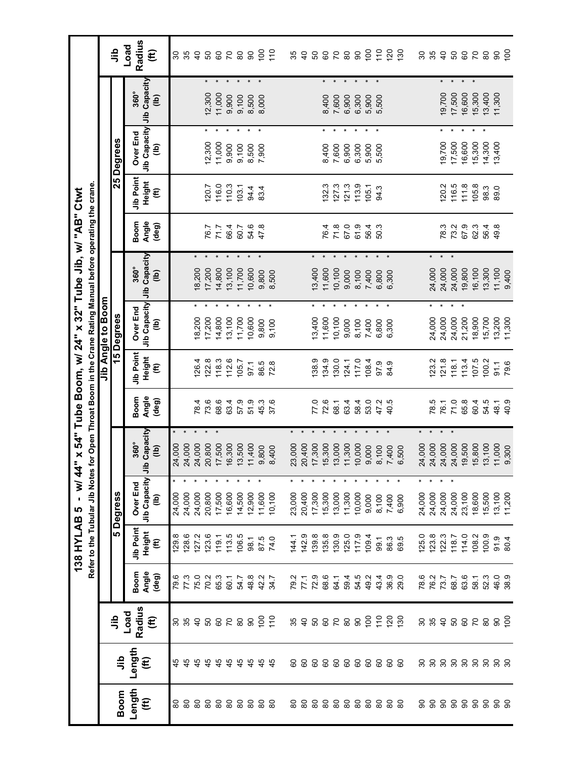# 138 HYLAB 5 - w/ 44" x 54" Tube Boom, w/ 24" x 32" Tube Jib, w/ "AB" Ctwt

Refer to the Tubular Jib Notes for Open Throat Boom in the Crane Rating Manual before operating the crane.

| Boom Length (ft) | Jib Length (ft) | Jib Load Radius (ft) | Jib Angle to Boom: 5 Degress – Boom Angle (deg) | 5 Degress – Jib Point Height (ft) | 5 Degress – Over End Jib Capacity (lb) | 5 Degress – 360° Jib Capacity (lb) | 15 Degrees – Boom Angle (deg) | 15 Degrees – Jib Point Height (ft) | 15 Degrees – Over End Jib Capacity (lb) | 15 Degrees – 360° Jib Capacity (lb) | 25 Degrees – Boom Angle (deg) | 25 Degrees – Jib Point Height (ft) | 25 Degrees – Over End Jib Capacity (lb) | 25 Degrees – 360° Jib Capacity (lb) | Jib Load Radius (ft) |
|---|---|---|---|---|---|---|---|---|---|---|---|---|---|---|---|
| 80 | 45 | 30 | 79.6 | 129.8 | 24,000 * | 24,000 * | | | | | | | | | 30 |
| 80 | 45 | 35 | 77.3 | 128.6 | 24,000 * | 24,000 * | | | | | | | | | 35 |
| 80 | 45 | 40 | 75.0 | 127.2 | 24,000 * | 24,000 * | 78.4 | 126.4 | 18,200 * | 18,200 * | | | | | 40 |
| 80 | 45 | 50 | 70.2 | 123.6 | 20,800 * | 20,800 * | 73.6 | 122.8 | 17,200 * | 17,200 * | 76.7 | 120.7 | 12,300 * | 12,300 * | 50 |
| 80 | 45 | 60 | 65.3 | 119.1 | 17,500 * | 17,500 * | 68.6 | 118.3 | 14,800 * | 14,800 * | 71.7 | 116.0 | 11,000 * | 11,000 * | 60 |
| 80 | 45 | 70 | 60.1 | 113.5 | 16,600 * | 16,300 | 63.4 | 112.6 | 13,100 * | 13,100 * | 66.4 | 110.3 | 9,900 * | 9,900 * | 70 |
| 80 | 45 | 80 | 54.7 | 106.5 | 14,500 * | 13,500 | 57.9 | 105.7 | 11,700 * | 11,700 * | 60.7 | 103.1 | 9,100 * | 9,100 * | 80 |
| 80 | 45 | 90 | 48.8 | 98.1 | 12,900 * | 11,400 | 51.9 | 97.1 | 10,600 * | 10,600 * | 54.6 | 94.4 | 8,500 * | 8,500 * | 90 |
| 80 | 45 | 100 | 42.2 | 87.5 | 11,600 * | 9,800 | 45.3 | 86.5 | 9,800 * | 9,800 * | 47.8 | 83.4 | 7,900 * | 8,000 * | 100 |
| 80 | 45 | 110 | 34.7 | 74.0 | 10,100 | 8,400 | 37.6 | 72.8 | 9,100 * | 8,500 | | | | | 110 |
| | | | | | | | | | | | | | | | |
| 80 | 60 | 35 | 79.2 | 144.1 | 23,000 * | 23,000 * | | | | | | | | | 35 |
| 80 | 60 | 40 | 77.1 | 142.9 | 20,400 * | 20,400 * | | | | | | | | | 40 |
| 80 | 60 | 50 | 72.9 | 139.8 | 17,300 * | 17,300 * | 77.0 | 138.9 | 13,400 * | 13,400 * | | | | | 50 |
| 80 | 60 | 60 | 68.6 | 135.8 | 15,300 * | 15,300 * | 72.6 | 134.9 | 11,600 * | 11,600 * | 76.4 | 132.3 | 8,400 * | 8,400 * | 60 |
| 80 | 60 | 70 | 64.1 | 130.9 | 13,000 * | 13,000 * | 68.1 | 130.0 | 10,100 * | 10,100 * | 71.8 | 127.3 | 7,600 * | 7,600 * | 70 |
| 80 | 60 | 80 | 59.4 | 125.0 | 11,300 * | 11,300 * | 63.4 | 124.1 | 9,000 * | 9,000 * | 67.0 | 121.3 | 6,900 * | 6,900 * | 80 |
| 80 | 60 | 90 | 54.5 | 117.9 | 10,000 * | 10,000 * | 58.4 | 117.0 | 8,100 * | 8,100 * | 61.9 | 113.9 | 6,300 * | 6,300 * | 90 |
| 80 | 60 | 100 | 49.2 | 109.4 | 9,000 * | 9,000 * | 53.0 | 108.4 | 7,400 * | 7,400 * | 56.4 | 105.1 | 5,900 * | 5,900 * | 100 |
| 80 | 60 | 110 | 43.4 | 99.1 | 8,100 * | 8,100 * | 47.2 | 97.9 | 6,800 * | 6,800 * | 50.3 | 94.3 | 5,500 * | 5,500 * | 110 |
| 80 | 60 | 120 | 36.9 | 86.3 | 7,400 * | 7,400 * | 40.5 | 84.9 | 6,300 * | 6,300 * | | | | | 120 |
| 80 | 60 | 130 | 29.0 | 69.5 | 6,900 * | 6,500 | | | | | | | | | 130 |
| | | | | | | | | | | | | | | | |
| 90 | 30 | 30 | 78.6 | 125.0 | 24,000 * | 24,000 * | 78.5 | 123.2 | 24,000 * | 24,000 * | | | | | 30 |
| 90 | 30 | 35 | 76.2 | 123.8 | 24,000 * | 24,000 * | 76.1 | 121.8 | 24,000 * | 24,000 * | 78.3 | 120.2 | 19,700 * | 19,700 * | 35 |
| 90 | 30 | 40 | 73.7 | 122.3 | 24,000 * | 24,000 * | 71.0 | 118.1 | 24,000 * | 24,000 * | 73.2 | 116.5 | 17,500 * | 17,500 * | 40 |
| 90 | 30 | 50 | 68.7 | 118.7 | 24,000 * | 24,000 * | 65.8 | 113.4 | 21,200 * | 19,800 | 67.9 | 111.8 | 16,600 * | 16,600 * | 50 |
| 90 | 30 | 60 | 63.6 | 114.0 | 23,100 | 19,500 | 60.4 | 107.5 | 18,900 | 16,100 | 62.3 | 105.8 | 15,300 * | 15,300 * | 60 |
| 90 | 30 | 70 | 58.1 | 108.2 | 18,600 | 15,800 | 54.5 | 100.2 | 15,700 | 13,300 | 56.4 | 98.3 | 14,300 * | 13,400 | 70 |
| 90 | 30 | 80 | 52.3 | 100.9 | 15,500 | 13,100 | 48.1 | 91.1 | 13,200 | 11,100 | 49.8 | 89.0 | 13,400 | 11,300 | 80 |
| 90 | 30 | 90 | 46.0 | 91.9 | 13,100 | 11,000 | 40.9 | 79.6 | 11,300 | 9,400 | | | | | 90 |
| 90 | 30 | 100 | 38.9 | 80.4 | 11,200 | 9,300 | | | | | | | | | 100 |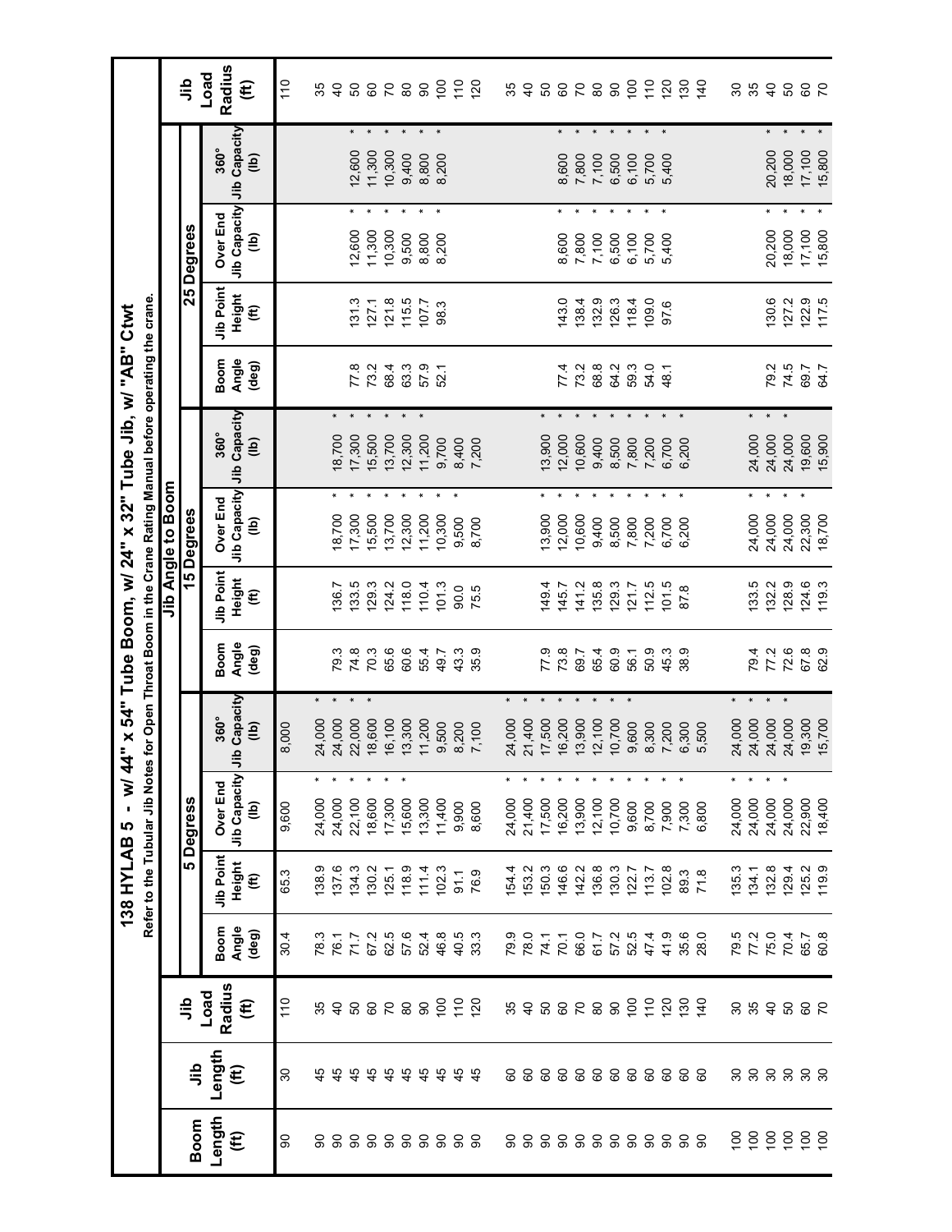# 138 HYLAB 5 - w/ 44" x 54" Tube Boom, w/ 24" x 32" Tube Jib, w/ "AB" Ctwt

Refer to the Tubular Jib Notes for Open Throat Boom in the Crane Rating Manual before operating the crane.

| Boom Length (ft) | Jib Length (ft) | Jib Load Radius (ft) | Jib Angle to Boom: 5 Degress | | | | 15 Degrees | | | | 25 Degrees | | | | Jib Load Radius (ft) |
|---|---|---|---|---|---|---|---|---|---|---|---|---|---|---|---|
| | | | Boom Angle (deg) | Jib Point Height (ft) | Over End Jib Capacity (lb) | 360° Jib Capacity (lb) | Boom Angle (deg) | Jib Point Height (ft) | Over End Jib Capacity (lb) | 360° Jib Capacity (lb) | Boom Angle (deg) | Jib Point Height (ft) | Over End Jib Capacity (lb) | 360° Jib Capacity (lb) | |
| 90 | 30 | 110 | 30.4 | 65.3 | 9,600 | 8,000 | | | | | | | | | 110 |
| 90 | 45 | 35 | 78.3 | 138.9 | 24,000 * | 24,000 * | | | | | | | | | 35 |
| 90 | 45 | 40 | 76.1 | 137.6 | 24,000 * | 24,000 * | 79.3 | 136.7 | 18,700 * | 18,700 * | | | | | 40 |
| 90 | 45 | 50 | 71.7 | 134.3 | 22,100 * | 22,000 * | 74.8 | 133.5 | 17,300 * | 17,300 * | 77.8 | 131.3 | 12,600 * | 12,600 * | 50 |
| 90 | 45 | 60 | 67.2 | 130.2 | 18,600 * | 18,600 * | 70.3 | 129.3 | 15,500 * | 15,500 * | 73.2 | 127.1 | 11,300 * | 11,300 * | 60 |
| 90 | 45 | 70 | 62.5 | 125.1 | 17,300 * | 16,100 | 65.6 | 124.2 | 13,700 * | 13,700 * | 68.4 | 121.8 | 10,300 * | 10,300 * | 70 |
| 90 | 45 | 80 | 57.6 | 118.9 | 15,600 * | 13,300 | 60.6 | 118.0 | 12,300 * | 12,300 * | 63.3 | 115.5 | 9,500 * | 9,400 * | 80 |
| 90 | 45 | 90 | 52.4 | 111.4 | 13,300 | 11,200 | 55.4 | 110.4 | 11,200 * | 11,200 * | 57.9 | 107.7 | 8,800 * | 8,800 * | 90 |
| 90 | 45 | 100 | 46.8 | 102.3 | 11,400 | 9,500 | 49.7 | 101.3 | 10,300 * | 9,700 | 52.1 | 98.3 | 8,200 * | 8,200 * | 100 |
| 90 | 45 | 110 | 40.5 | 91.1 | 9,900 | 8,200 | 43.3 | 90.0 | 9,500 * | 8,400 | | | | | 110 |
| 90 | 45 | 120 | 33.3 | 76.9 | 8,600 | 7,100 | 35.9 | 75.5 | 8,700 | 7,200 | | | | | 120 |
| 90 | 60 | 35 | 79.9 | 154.4 | 24,000 * | 24,000 * | | | | | | | | | 35 |
| 90 | 60 | 40 | 78.0 | 153.2 | 21,400 * | 21,400 * | | | | | | | | | 40 |
| 90 | 60 | 50 | 74.1 | 150.3 | 17,500 * | 17,500 * | 77.9 | 149.4 | 13,900 * | 13,900 * | | | | | 50 |
| 90 | 60 | 60 | 70.1 | 146.6 | 16,200 * | 16,200 * | 73.8 | 145.7 | 12,000 * | 12,000 * | 77.4 | 143.0 | 8,600 * | 8,600 * | 60 |
| 90 | 60 | 70 | 66.0 | 142.2 | 13,900 * | 13,900 * | 69.7 | 141.2 | 10,600 * | 10,600 * | 73.2 | 138.4 | 7,800 * | 7,800 * | 70 |
| 90 | 60 | 80 | 61.7 | 136.8 | 12,100 * | 12,100 * | 65.4 | 135.8 | 9,400 * | 9,400 * | 68.8 | 132.9 | 7,100 * | 7,100 * | 80 |
| 90 | 60 | 90 | 57.2 | 130.3 | 10,700 * | 10,700 * | 60.9 | 129.3 | 8,500 * | 8,500 * | 64.2 | 126.3 | 6,500 * | 6,500 * | 90 |
| 90 | 60 | 100 | 52.5 | 122.7 | 9,600 * | 9,600 * | 56.1 | 121.7 | 7,800 * | 7,800 * | 59.3 | 118.4 | 6,100 * | 6,100 * | 100 |
| 90 | 60 | 110 | 47.4 | 113.7 | 8,700 * | 8,300 | 50.9 | 112.5 | 7,200 * | 7,200 * | 54.0 | 109.0 | 5,700 * | 5,700 * | 110 |
| 90 | 60 | 120 | 41.9 | 102.8 | 7,900 * | 7,200 | 45.3 | 101.5 | 6,700 * | 6,700 * | 48.1 | 97.6 | 5,400 * | 5,400 * | 120 |
| 90 | 60 | 130 | 35.6 | 89.3 | 7,300 * | 6,300 | 38.9 | 87.8 | 6,200 * | 6,200 * | | | | | 130 |
| 90 | 60 | 140 | 28.0 | 71.8 | 6,800 | 5,500 | | | | | | | | | 140 |
| 100 | 30 | 30 | 79.5 | 135.3 | 24,000 * | 24,000 * | | | | | | | | | 30 |
| 100 | 30 | 35 | 77.2 | 134.1 | 24,000 * | 24,000 * | 79.4 | 133.5 | 24,000 * | 24,000 * | | | | | 35 |
| 100 | 30 | 40 | 75.0 | 132.8 | 24,000 * | 24,000 * | 77.2 | 132.2 | 24,000 * | 24,000 * | 79.2 | 130.6 | 20,200 * | 20,200 * | 40 |
| 100 | 30 | 50 | 70.4 | 129.4 | 24,000 * | 24,000 * | 72.6 | 128.9 | 24,000 * | 24,000 * | 74.5 | 127.2 | 18,000 * | 18,000 * | 50 |
| 100 | 30 | 60 | 65.7 | 125.2 | 22,900 | 19,300 | 67.8 | 124.6 | 22,300 * | 19,600 | 69.7 | 122.9 | 17,100 * | 17,100 * | 60 |
| 100 | 30 | 70 | 60.8 | 119.9 | 18,400 | 15,700 | 62.9 | 119.3 | 18,700 | 15,900 | 64.7 | 117.5 | 15,800 * | 15,800 * | 70 |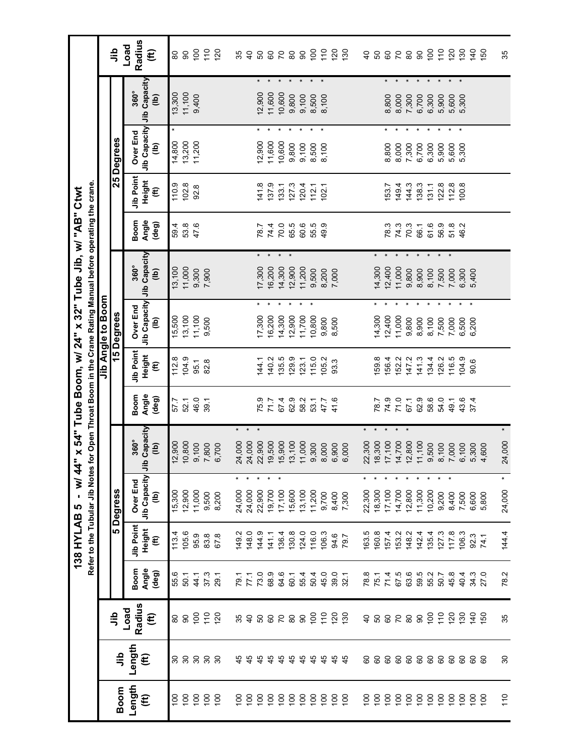# 138 HYLAB 5 - w/ 44" x 54" Tube Boom, w/ 24" x 32" Tube Jib, w/ "AB" Ctwt

Refer to the Tubular Jib Notes for Open Throat Boom in the Crane Rating Manual before operating the crane.

| Boom Length (ft) | Jib Length (ft) | Jib Load Radius (ft) | Jib Angle to Boom | | | | | | | | | | | | | Jib Load Radius (ft) |
|---|---|---|---|---|---|---|---|---|---|---|---|---|---|---|---|---|
| | | | 5 Degress | | | | 15 Degrees | | | | 25 Degrees | | | | | |
| | | | Boom Angle (deg) | Jib Point Height (ft) | Over End Jib Capacity (lb) | 360° Jib Capacity (lb) | Boom Angle (deg) | Jib Point Height (ft) | Over End Jib Capacity (lb) | 360° Jib Capacity (lb) | Boom Angle (deg) | Jib Point Height (ft) | Over End Jib Capacity (lb) | 360° Jib Capacity (lb) | | |
| 100 | 30 | 80 | 55.6 | 113.4 | 15,300 | 12,900 | 57.7 | 112.8 | 15,500 | 13,100 | 59.4 | 110.9 | 14,800 * | 13,300 | | 80 |
| 100 | 30 | 90 | 50.1 | 105.6 | 12,900 | 10,800 | 52.1 | 104.9 | 13,100 | 11,000 | 53.8 | 102.8 | 13,200 | 11,100 | | 90 |
| 100 | 30 | 100 | 44.1 | 95.9 | 11,000 | 9,100 | 46.0 | 95.1 | 11,100 | 9,300 | 47.6 | 92.8 | 11,200 | 9,400 | | 100 |
| 100 | 30 | 110 | 37.3 | 83.8 | 9,500 | 7,800 | 39.1 | 82.8 | 9,500 | 7,900 | | | | | | 110 |
| 100 | 30 | 120 | 29.1 | 67.8 | 8,200 | 6,700 | | | | | | | | | | 120 |
| | | | | | | | | | | | | | | | | |
| 100 | 45 | 35 | 79.1 | 149.2 | 24,000 * | 24,000 * | | | | | | | | | | 35 |
| 100 | 45 | 40 | 77.1 | 148.0 | 24,000 * | 24,000 * | | | | | | | | | | 40 |
| 100 | 45 | 50 | 73.0 | 144.9 | 22,900 * | 22,900 * | 75.9 | 144.1 | 17,300 * | 17,300 * | 78.7 | 141.8 | 12,900 * | 12,900 * | | 50 |
| 100 | 45 | 60 | 68.9 | 141.1 | 19,700 * | 19,500 | 71.7 | 140.2 | 16,200 * | 16,200 * | 74.4 | 137.9 | 11,600 * | 11,600 * | | 60 |
| 100 | 45 | 70 | 64.6 | 136.4 | 17,100 * | 15,900 | 67.4 | 135.5 | 14,300 * | 14,300 * | 70.0 | 133.1 | 10,600 * | 10,600 * | | 70 |
| 100 | 45 | 80 | 60.1 | 130.8 | 15,600 | 13,100 | 62.9 | 129.9 | 12,900 * | 12,900 * | 65.5 | 127.3 | 9,800 * | 9,800 * | | 80 |
| 100 | 45 | 90 | 55.4 | 124.0 | 13,100 | 11,000 | 58.2 | 123.1 | 11,700 * | 11,200 | 60.6 | 120.4 | 9,100 * | 9,100 * | | 90 |
| 100 | 45 | 100 | 50.4 | 116.0 | 11,200 | 9,300 | 53.1 | 115.0 | 10,800 * | 9,500 | 55.5 | 112.1 | 8,500 * | 8,500 * | | 100 |
| 100 | 45 | 110 | 45.0 | 106.3 | 9,700 | 8,000 | 47.7 | 105.2 | 9,800 | 8,200 | 49.9 | 102.1 | 8,100 * | 8,100 * | | 110 |
| 100 | 45 | 120 | 39.0 | 94.6 | 8,400 | 6,900 | 41.6 | 93.3 | 8,500 | 7,000 | | | | | | 120 |
| 100 | 45 | 130 | 32.1 | 79.7 | 7,300 | 6,000 | | | | | | | | | | 130 |
| | | | | | | | | | | | | | | | | |
| 100 | 60 | 40 | 78.8 | 163.5 | 22,300 * | 22,300 * | | | | | | | | | | 40 |
| 100 | 60 | 50 | 75.1 | 160.8 | 18,300 * | 18,300 * | 78.7 | 159.8 | 14,300 * | 14,300 * | | | | | | 50 |
| 100 | 60 | 60 | 71.4 | 157.4 | 17,100 * | 17,100 * | 74.9 | 156.4 | 12,400 * | 12,400 * | 78.3 | 153.7 | 8,800 * | 8,800 * | | 60 |
| 100 | 60 | 70 | 67.5 | 153.2 | 14,700 * | 14,700 * | 71.0 | 152.2 | 11,000 * | 11,000 * | 74.3 | 149.4 | 8,000 * | 8,000 * | | 70 |
| 100 | 60 | 80 | 63.6 | 148.2 | 12,800 * | 12,800 * | 67.1 | 147.2 | 9,800 * | 9,800 * | 70.3 | 144.3 | 7,300 * | 7,300 * | | 80 |
| 100 | 60 | 90 | 59.5 | 142.4 | 11,300 * | 11,100 | 62.9 | 141.3 | 8,900 * | 8,900 * | 66.1 | 138.3 | 6,700 * | 6,700 * | | 90 |
| 100 | 60 | 100 | 55.2 | 135.4 | 10,200 * | 9,500 | 58.6 | 134.4 | 8,100 * | 8,100 * | 61.6 | 131.1 | 6,300 * | 6,300 * | | 100 |
| 100 | 60 | 110 | 50.7 | 127.3 | 9,200 * | 8,100 | 54.0 | 126.2 | 7,500 * | 7,500 * | 56.9 | 122.8 | 5,900 * | 5,900 * | | 110 |
| 100 | 60 | 120 | 45.8 | 117.8 | 8,400 * | 7,000 | 49.1 | 116.5 | 7,000 * | 7,000 * | 51.8 | 112.8 | 5,600 * | 5,600 * | | 120 |
| 100 | 60 | 130 | 40.4 | 106.3 | 7,500 | 6,100 | 43.6 | 104.9 | 6,500 * | 6,300 | 46.2 | 100.8 | 5,300 * | 5,300 | | 130 |
| 100 | 60 | 140 | 34.3 | 92.3 | 6,600 | 5,300 | 37.4 | 90.6 | 6,200 * | 5,400 | | | | | | 140 |
| 100 | 60 | 150 | 27.0 | 74.1 | 5,800 | 4,600 | | | | | | | | | | 150 |
| | | | | | | | | | | | | | | | | |
| 110 | 30 | 35 | 78.2 | 144.4 | 24,000 * | 24,000 * | | | | | | | | | | 35 |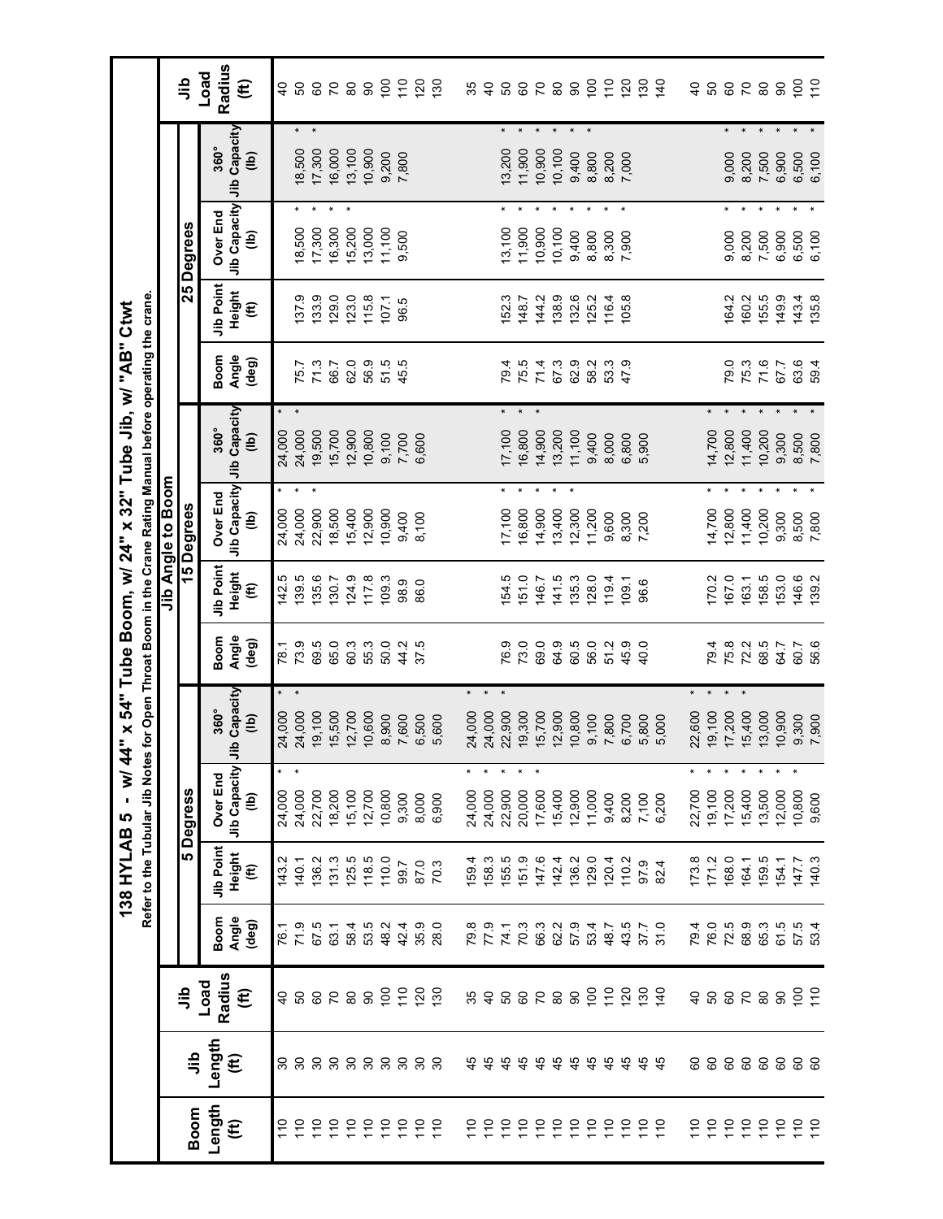# 138 HYLAB 5 - w/ 44" x 54" Tube Boom, w/ 24" x 32" Tube Jib, w/ "AB" Ctwt

Refer to the Tubular Jib Notes for Open Throat Boom in the Crane Rating Manual before operating the crane.

| Boom Length (ft) | Jib Length (ft) | Jib Load Radius (ft) | Jib Angle to Boom | | | | | | | | | | | | Jib Load Radius (ft) |
|---|---|---|---|---|---|---|---|---|---|---|---|---|---|---|---|
| | | | 5 Degrees | | | | 15 Degrees | | | | 25 Degrees | | | | |
| | | | Boom Angle (deg) | Jib Point Height (ft) | Over End Jib Capacity (lb) | 360° Jib Capacity (lb) | Boom Angle (deg) | Jib Point Height (ft) | Over End Jib Capacity (lb) | 360° Jib Capacity (lb) | Boom Angle (deg) | Jib Point Height (ft) | Over End Jib Capacity (lb) | 360° Jib Capacity (lb) | |
| 110 | 30 | 40 | 76.1 | 143.2 | 24,000 * | 24,000 * | 78.1 | 142.5 | 24,000 * | 24,000 * | | | | | 40 |
| 110 | 30 | 50 | 71.9 | 140.1 | 24,000 * | 24,000 * | 73.9 | 139.5 | 24,000 * | 24,000 * | 75.7 | 137.9 | 18,500 * | 18,500 * | 50 |
| 110 | 30 | 60 | 67.5 | 136.2 | 22,700 | 19,100 | 69.5 | 135.6 | 22,900 * | 19,500 | 71.3 | 133.9 | 17,300 * | 17,300 * | 60 |
| 110 | 30 | 70 | 63.1 | 131.3 | 18,200 | 15,500 | 65.0 | 130.7 | 18,500 | 15,700 | 66.7 | 129.0 | 16,300 * | 16,000 | 70 |
| 110 | 30 | 80 | 58.4 | 125.5 | 15,100 | 12,700 | 60.3 | 124.9 | 15,400 | 12,900 | 62.0 | 123.0 | 15,200 * | 13,100 | 80 |
| 110 | 30 | 90 | 53.5 | 118.5 | 12,700 | 10,600 | 55.3 | 117.8 | 12,900 | 10,800 | 56.9 | 115.8 | 13,000 | 10,900 | 90 |
| 110 | 30 | 100 | 48.2 | 110.0 | 10,800 | 8,900 | 50.0 | 109.3 | 10,900 | 9,100 | 51.5 | 107.1 | 11,100 | 9,200 | 100 |
| 110 | 30 | 110 | 42.4 | 99.7 | 9,300 | 7,600 | 44.2 | 98.9 | 9,400 | 7,700 | 45.5 | 96.5 | 9,500 | 7,800 | 110 |
| 110 | 30 | 120 | 35.9 | 87.0 | 8,000 | 6,500 | 37.5 | 86.0 | 8,100 | 6,600 | | | | | 120 |
| 110 | 30 | 130 | 28.0 | 70.3 | 6,900 | 5,600 | | | | | | | | | 130 |
| 110 | 45 | 35 | 79.8 | 159.4 | 24,000 * | 24,000 * | | | | | | | | | 35 |
| 110 | 45 | 40 | 77.9 | 158.3 | 24,000 * | 24,000 * | 76.9 | 154.5 | 17,100 * | 17,100 * | 79.4 | 152.3 | 13,100 * | 13,200 * | 40 |
| 110 | 45 | 50 | 74.1 | 155.5 | 22,900 * | 22,900 * | 73.0 | 151.0 | 16,800 * | 16,800 * | 75.5 | 148.7 | 11,900 * | 11,900 * | 50 |
| 110 | 45 | 60 | 70.3 | 151.9 | 20,000 * | 19,300 | 69.0 | 146.7 | 14,900 * | 14,900 * | 71.4 | 144.2 | 10,900 * | 10,900 * | 60 |
| 110 | 45 | 70 | 66.3 | 147.6 | 17,600 * | 15,700 | 64.9 | 141.5 | 13,400 * | 13,200 | 67.3 | 138.9 | 10,100 * | 10,100 * | 70 |
| 110 | 45 | 80 | 62.2 | 142.4 | 15,400 | 12,900 | 60.5 | 135.3 | 12,300 * | 11,100 | 62.9 | 132.6 | 9,400 * | 9,400 * | 80 |
| 110 | 45 | 90 | 57.9 | 136.2 | 12,900 | 10,800 | 56.0 | 128.0 | 11,200 | 9,400 | 58.2 | 125.2 | 8,800 * | 8,800 * | 90 |
| 110 | 45 | 100 | 53.4 | 129.0 | 11,000 | 9,100 | 51.2 | 119.4 | 9,600 | 8,000 | 53.3 | 116.4 | 8,300 * | 8,200 | 100 |
| 110 | 45 | 110 | 48.7 | 120.4 | 9,400 | 7,800 | 45.9 | 109.1 | 8,300 | 6,800 | 47.9 | 105.8 | 7,900 * | 7,000 | 110 |
| 110 | 45 | 120 | 43.5 | 110.2 | 8,200 | 6,700 | 40.0 | 96.6 | 7,200 | 5,900 | | | | | 120 |
| 110 | 45 | 130 | 37.7 | 97.9 | 7,100 | 5,800 | | | | | | | | | 130 |
| 110 | 45 | 140 | 31.0 | 82.4 | 6,200 | 5,000 | | | | | | | | | 140 |
| 110 | 60 | 40 | 79.4 | 173.8 | 22,700 * | 22,600 * | 79.4 | 170.2 | 14,700 * | 14,700 * | 79.0 | 164.2 | 9,000 * | 9,000 * | 40 |
| 110 | 60 | 50 | 76.0 | 171.2 | 19,100 * | 19,100 * | 75.8 | 167.0 | 12,800 * | 12,800 * | 75.3 | 160.2 | 8,200 * | 8,200 * | 50 |
| 110 | 60 | 60 | 72.5 | 168.0 | 17,200 * | 17,200 * | 72.2 | 163.1 | 11,400 * | 11,400 * | 71.6 | 155.5 | 7,500 * | 7,500 * | 60 |
| 110 | 60 | 70 | 68.9 | 164.1 | 15,400 * | 15,400 * | 68.5 | 158.5 | 10,200 * | 10,200 * | 67.7 | 149.9 | 6,900 * | 6,900 * | 70 |
| 110 | 60 | 80 | 65.3 | 159.5 | 13,500 * | 13,000 | 64.7 | 153.0 | 9,300 * | 9,300 * | 63.6 | 143.4 | 6,500 * | 6,500 * | 80 |
| 110 | 60 | 90 | 61.5 | 154.1 | 12,000 * | 10,900 | 60.7 | 146.6 | 8,500 * | 8,500 * | 59.4 | 135.8 | 6,100 * | 6,100 * | 90 |
| 110 | 60 | 100 | 57.5 | 147.7 | 10,800 * | 9,300 | 56.6 | 139.2 | 7,800 * | 7,800 * | | | | | 100 |
| 110 | 60 | 110 | 53.4 | 140.3 | 9,600 | 7,900 | | | | | | | | | 110 |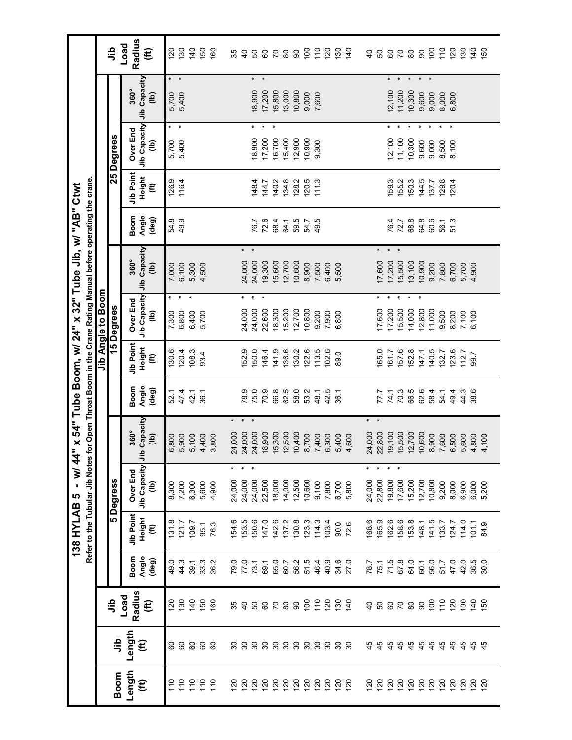# 138 HYLAB 5 - w/ 44" x 54" Tube Boom, w/ 24" x 32" Tube Jib, w/ "AB" Ctwt

Refer to the Tubular Jib Notes for Open Throat Boom in the Crane Rating Manual before operating the crane.

| Boom Length (ft) | Jib Length (ft) | Jib Load Radius (ft) | Jib Angle to Boom | | | | | | | | | | | | Jib Load Radius (ft) |
|---|---|---|---|---|---|---|---|---|---|---|---|---|---|---|---|
| | | | 5 Degress | | | | 15 Degrees | | | | 25 Degrees | | | | |
| | | | Boom Angle (deg) | Jib Point Height (ft) | Over End Jib Capacity (lb) | 360° Jib Capacity (lb) | Boom Angle (deg) | Jib Point Height (ft) | Over End Jib Capacity (lb) | 360° Jib Capacity (lb) | Boom Angle (deg) | Jib Point Height (ft) | Over End Jib Capacity (lb) | 360° Jib Capacity (lb) | |
| 110 | 60 | 120 | 49.0 | 131.8 | 8,300 | 6,800 | 52.1 | 130.6 | 7,300 * | 7,000 | 54.8 | 126.9 | 5,700 * | 5,700 * | 120 |
| 110 | 60 | 130 | 44.3 | 121.7 | 7,200 | 5,900 | 47.4 | 120.4 | 6,800 * | 6,100 | 49.9 | 116.4 | 5,400 * | 5,400 * | 130 |
| 110 | 60 | 140 | 39.1 | 109.7 | 6,300 | 5,100 | 42.1 | 108.3 | 6,400 * | 5,300 | | | | | 140 |
| 110 | 60 | 150 | 33.3 | 95.1 | 5,600 | 4,400 | 36.1 | 93.4 | 5,700 | 4,500 | | | | | 150 |
| 110 | 60 | 160 | 26.2 | 76.3 | 4,900 | 3,800 | | | | | | | | | 160 |
| 120 | 30 | 35 | 79.0 | 154.6 | 24,000 * | 24,000 * | | | | | | | | | 35 |
| 120 | 30 | 40 | 77.0 | 153.5 | 24,000 * | 24,000 * | 78.9 | 152.9 | 24,000 * | 24,000 * | | | | | 40 |
| 120 | 30 | 50 | 73.1 | 150.6 | 24,000 * | 24,000 * | 75.0 | 150.0 | 24,000 * | 24,000 * | 76.7 | 148.4 | 18,900 * | 18,900 * | 50 |
| 120 | 30 | 60 | 69.1 | 147.0 | 22,500 | 18,900 | 70.9 | 146.4 | 22,600 * | 19,300 | 72.6 | 144.7 | 17,200 * | 17,200 * | 60 |
| 120 | 30 | 70 | 65.0 | 142.6 | 18,000 | 15,300 | 66.8 | 141.9 | 18,300 | 15,600 | 68.4 | 140.2 | 16,700 * | 15,800 | 70 |
| 120 | 30 | 80 | 60.7 | 137.2 | 14,900 | 12,500 | 62.5 | 136.6 | 15,200 | 12,700 | 64.1 | 134.8 | 15,400 | 13,000 | 80 |
| 120 | 30 | 90 | 56.2 | 130.8 | 12,500 | 10,400 | 58.0 | 130.2 | 12,700 | 10,600 | 59.5 | 128.2 | 12,900 | 10,800 | 90 |
| 120 | 30 | 100 | 51.5 | 123.3 | 10,600 | 8,700 | 53.2 | 122.6 | 10,800 | 8,900 | 54.7 | 120.5 | 10,900 | 9,000 | 100 |
| 120 | 30 | 110 | 46.4 | 114.3 | 9,100 | 7,400 | 48.1 | 113.5 | 9,200 | 7,500 | 49.5 | 111.3 | 9,300 | 7,600 | 110 |
| 120 | 30 | 120 | 40.9 | 103.4 | 7,800 | 6,300 | 42.5 | 102.6 | 7,900 | 6,400 | | | | | 120 |
| 120 | 30 | 130 | 34.6 | 90.0 | 6,700 | 5,400 | 36.1 | 89.0 | 6,800 | 5,500 | | | | | 130 |
| 120 | 30 | 140 | 27.0 | 72.6 | 5,800 | 4,600 | | | | | | | | | 140 |
| 120 | 45 | 40 | 78.7 | 168.6 | 24,000 * | 24,000 * | | | | | | | | | 40 |
| 120 | 45 | 50 | 75.1 | 165.9 | 22,800 * | 22,800 * | 77.7 | 165.0 | 17,600 * | 17,600 * | 76.4 | 159.3 | 12,100 * | 12,100 * | 50 |
| 120 | 45 | 60 | 71.5 | 162.6 | 19,800 * | 19,100 | 74.1 | 161.7 | 17,200 * | 17,200 * | 72.7 | 155.2 | 11,100 * | 11,200 * | 60 |
| 120 | 45 | 70 | 67.8 | 158.6 | 17,600 * | 15,500 | 70.3 | 157.6 | 15,500 * | 15,500 * | 68.8 | 150.3 | 10,300 * | 10,300 * | 70 |
| 120 | 45 | 80 | 64.0 | 153.8 | 15,200 | 12,700 | 66.5 | 152.8 | 14,000 * | 13,100 | 64.8 | 144.5 | 9,600 * | 9,600 * | 80 |
| 120 | 45 | 90 | 60.1 | 148.1 | 12,700 | 10,600 | 62.6 | 147.1 | 12,800 * | 10,900 | 60.6 | 137.7 | 9,000 * | 9,000 * | 90 |
| 120 | 45 | 100 | 56.0 | 141.5 | 10,800 | 8,900 | 58.4 | 140.5 | 11,000 | 9,200 | 56.1 | 129.8 | 8,500 * | 8,000 | 100 |
| 120 | 45 | 110 | 51.7 | 133.7 | 9,200 | 7,600 | 54.1 | 132.7 | 9,500 | 7,800 | 51.3 | 120.4 | 8,100 | 6,800 | 110 |
| 120 | 45 | 120 | 47.0 | 124.7 | 8,000 | 6,500 | 49.4 | 123.6 | 8,200 | 6,700 | | | | | 120 |
| 120 | 45 | 130 | 42.0 | 114.0 | 6,900 | 5,600 | 44.3 | 112.7 | 7,100 | 5,700 | | | | | 130 |
| 120 | 45 | 140 | 36.5 | 101.1 | 6,000 | 4,800 | 38.6 | 99.7 | 6,100 | 4,900 | | | | | 140 |
| 120 | 45 | 150 | 30.0 | 84.9 | 5,200 | 4,100 | | | | | | | | | 150 |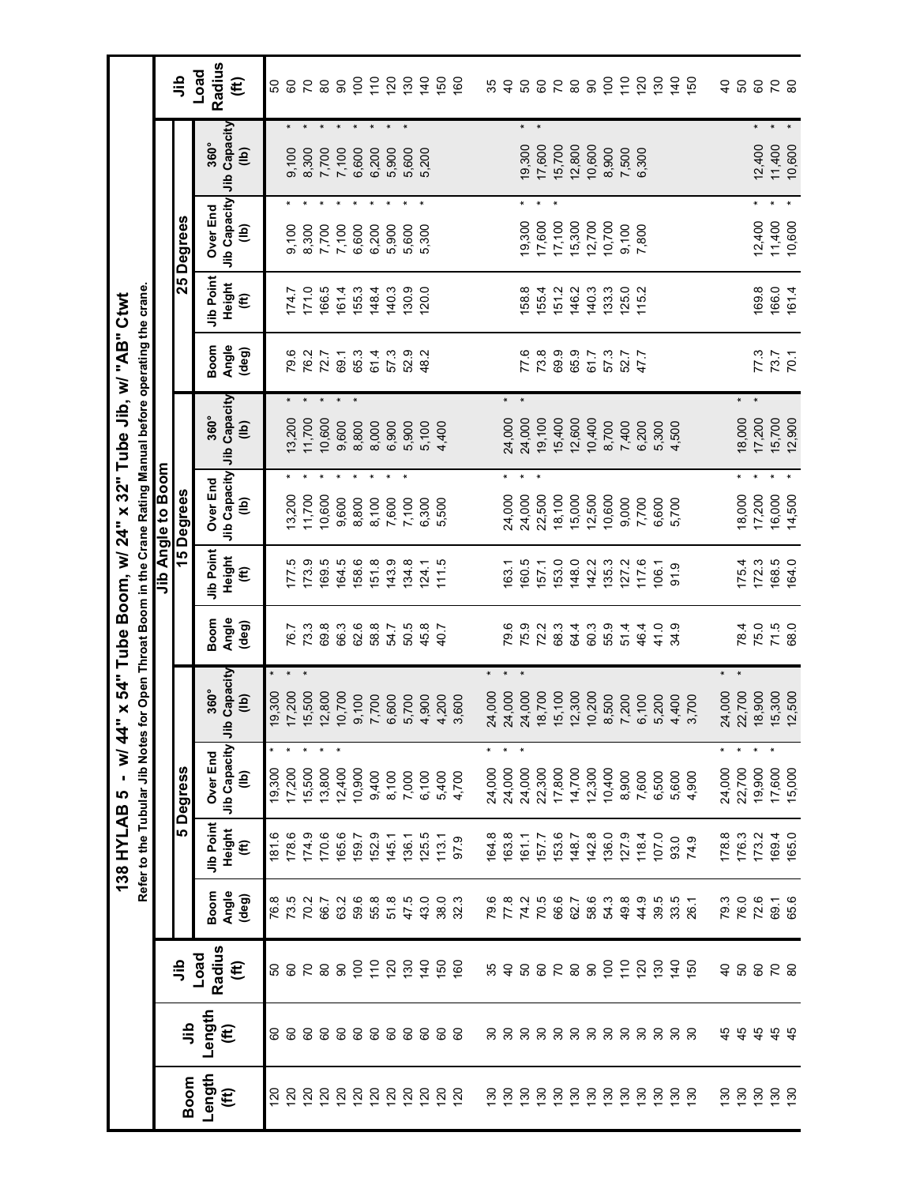# 138 HYLAB 5 - w/ 44" x 54" Tube Boom, w/ 24" x 32" Tube Jib, w/ "AB" Ctwt

Refer to the Tubular Jib Notes for Open Throat Boom in the Crane Rating Manual before operating the crane.

| Boom Length (ft) | Jib Length (ft) | Jib Load Radius (ft) | Jib Angle to Boom: 5 Degrees — Boom Angle (deg) | 5 Degrees — Jib Point Height (ft) | 5 Degrees — Over End Jib Capacity (lb) | 5 Degrees — 360° Jib Capacity (lb) | 15 Degrees — Boom Angle (deg) | 15 Degrees — Jib Point Height (ft) | 15 Degrees — Over End Jib Capacity (lb) | 15 Degrees — 360° Jib Capacity (lb) | 25 Degrees — Boom Angle (deg) | 25 Degrees — Jib Point Height (ft) | 25 Degrees — Over End Jib Capacity (lb) | 25 Degrees — 360° Jib Capacity (lb) | Jib Load Radius (ft) |
|---|---|---|---|---|---|---|---|---|---|---|---|---|---|---|---|
| 120 | 60 | 50 | 76.8 | 181.6 | 19,300 * | 19,300 * | 76.7 | 177.5 | 13,200 * | 13,200 * | 79.6 | 174.7 | 9,100 * | 9,100 * | 50 |
| 120 | 60 | 60 | 73.5 | 178.6 | 17,200 * | 17,200 * | 73.3 | 173.9 | 11,700 * | 11,700 * | 76.2 | 171.0 | 8,300 * | 8,300 * | 60 |
| 120 | 60 | 70 | 70.2 | 174.9 | 15,500 * | 15,500 * | 69.8 | 169.5 | 10,600 * | 10,600 * | 72.7 | 166.5 | 7,700 * | 7,700 * | 70 |
| 120 | 60 | 80 | 66.7 | 170.6 | 13,800 * | 12,800 | 66.3 | 164.5 | 9,600 * | 9,600 * | 69.1 | 161.4 | 7,100 * | 7,100 * | 80 |
| 120 | 60 | 90 | 63.2 | 165.6 | 12,400 * | 10,700 | 62.6 | 158.6 | 8,800 * | 8,800 * | 65.3 | 155.3 | 6,600 * | 6,600 * | 90 |
| 120 | 60 | 100 | 59.6 | 159.7 | 10,900 | 9,100 | 58.8 | 151.8 | 8,100 * | 8,000 | 61.4 | 148.4 | 6,200 * | 6,200 * | 100 |
| 120 | 60 | 110 | 55.8 | 152.9 | 9,400 | 7,700 | 54.7 | 143.9 | 7,600 * | 6,900 | 57.3 | 140.3 | 5,900 * | 5,900 * | 110 |
| 120 | 60 | 120 | 51.8 | 145.1 | 8,100 | 6,600 | 50.5 | 134.8 | 7,100 * | 5,900 | 52.9 | 130.9 | 5,600 * | 5,600 * | 120 |
| 120 | 60 | 130 | 47.5 | 136.1 | 7,000 | 5,700 | 45.8 | 124.1 | 6,300 | 5,100 | 48.2 | 120.0 | 5,300 * | 5,200 | 130 |
| 120 | 60 | 140 | 43.0 | 125.5 | 6,100 | 4,900 | 40.7 | 111.5 | 5,500 | 4,400 | | | | | 140 |
| 120 | 60 | 150 | 38.0 | 113.1 | 5,400 | 4,200 | | | | | | | | | 150 |
| 120 | 60 | 160 | 32.3 | 97.9 | 4,700 | 3,600 | | | | | | | | | 160 |
| | | | | | | | | | | | | | | | |
| 130 | 30 | 35 | 79.6 | 164.8 | 24,000 * | 24,000 * | 79.6 | 163.1 | 24,000 * | 24,000 * | | | | | 35 |
| 130 | 30 | 40 | 77.8 | 163.8 | 24,000 * | 24,000 * | 75.9 | 160.5 | 24,000 * | 24,000 * | 77.6 | 158.8 | 19,300 * | 19,300 * | 40 |
| 130 | 30 | 50 | 74.2 | 161.1 | 24,000 * | 24,000 * | 72.2 | 157.1 | 22,500 * | 19,100 | 73.8 | 155.4 | 17,600 * | 17,600 * | 50 |
| 130 | 30 | 60 | 70.5 | 157.7 | 22,300 | 18,700 | 68.3 | 153.0 | 18,100 | 15,400 | 69.9 | 151.2 | 17,100 * | 15,700 | 60 |
| 130 | 30 | 70 | 66.6 | 153.6 | 17,800 | 15,100 | 64.4 | 148.0 | 15,000 | 12,600 | 65.9 | 146.2 | 15,300 | 12,800 | 70 |
| 130 | 30 | 80 | 62.7 | 148.7 | 14,700 | 12,300 | 60.3 | 142.2 | 12,500 | 10,400 | 61.7 | 140.3 | 12,700 | 10,600 | 80 |
| 130 | 30 | 90 | 58.6 | 142.8 | 12,300 | 10,200 | 55.9 | 135.3 | 10,600 | 8,700 | 57.3 | 133.3 | 10,700 | 8,900 | 90 |
| 130 | 30 | 100 | 54.3 | 136.0 | 10,400 | 8,500 | 51.4 | 127.2 | 9,000 | 7,400 | 52.7 | 125.0 | 9,100 | 7,500 | 100 |
| 130 | 30 | 110 | 49.8 | 127.9 | 8,900 | 7,200 | 46.4 | 117.6 | 7,700 | 6,200 | 47.7 | 115.2 | 7,800 | 6,300 | 110 |
| 130 | 30 | 120 | 44.9 | 118.4 | 7,600 | 6,100 | 41.0 | 106.1 | 6,600 | 5,300 | | | | | 120 |
| 130 | 30 | 130 | 39.5 | 107.0 | 6,500 | 5,200 | 34.9 | 91.9 | 5,700 | 4,500 | | | | | 130 |
| 130 | 30 | 140 | 33.5 | 93.0 | 5,600 | 4,400 | | | | | | | | | 140 |
| 130 | 30 | 150 | 26.1 | 74.9 | 4,900 | 3,700 | | | | | | | | | 150 |
| | | | | | | | | | | | | | | | |
| 130 | 45 | 40 | 79.3 | 178.8 | 24,000 * | 24,000 * | 78.4 | 175.4 | 18,000 * | 18,000 * | 77.3 | 169.8 | 12,400 * | 12,400 * | 40 |
| 130 | 45 | 50 | 76.0 | 176.3 | 22,700 * | 22,700 * | 75.0 | 172.3 | 17,200 * | 17,200 * | 73.7 | 166.0 | 11,400 * | 11,400 * | 50 |
| 130 | 45 | 60 | 72.6 | 173.2 | 19,900 * | 18,900 | 71.5 | 168.5 | 16,000 * | 15,700 | 70.1 | 161.4 | 10,600 * | 10,600 * | 60 |
| 130 | 45 | 70 | 69.1 | 169.4 | 17,600 * | 15,300 | 68.0 | 164.0 | 14,500 * | 12,900 | | | | | 70 |
| 130 | 45 | 80 | 65.6 | 165.0 | 15,000 | 12,500 | | | | | | | | | 80 |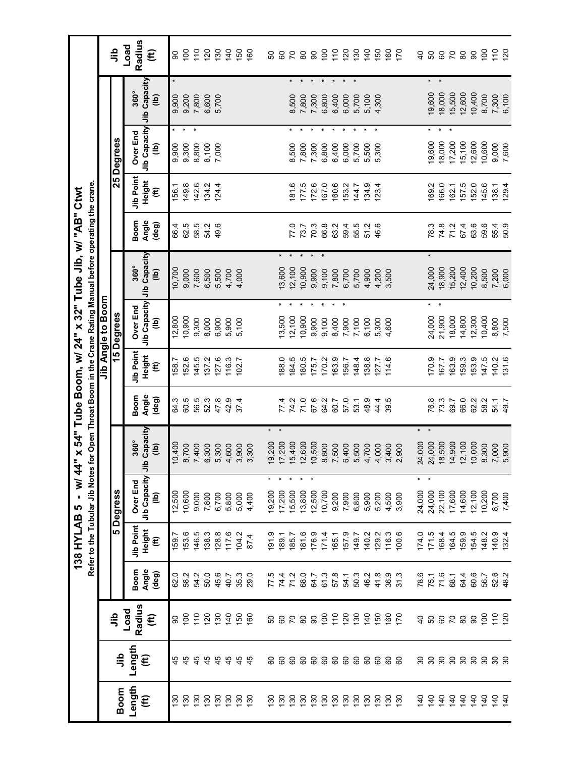# 138 HYLAB 5 - w/ 44" x 54" Tube Boom, w/ 24" x 32" Tube Jib, w/ "AB" Ctwt

Refer to the Tubular Jib Notes for Open Throat Boom in the Crane Rating Manual before operating the crane.

| Boom Length (ft) | Jib Length (ft) | Jib Load Radius (ft) | Jib Angle to Boom | | | | | | | | | | | | Jib Load Radius (ft) |
|---|---|---|---|---|---|---|---|---|---|---|---|---|---|---|---|
| | | | 5 Degress | | | | 15 Degrees | | | | 25 Degrees | | | | |
| | | | Boom Angle (deg) | Jib Point Height (ft) | Over End Jib Capacity (lb) | 360° Jib Capacity (lb) | Boom Angle (deg) | Jib Point Height (ft) | Over End Jib Capacity (lb) | 360° Jib Capacity (lb) | Boom Angle (deg) | Jib Point Height (ft) | Over End Jib Capacity (lb) | 360° Jib Capacity (lb) | |
| 130 | 45 | 90 | 62.0 | 159.7 | 12,500 | 10,400 | 64.3 | 158.7 | 12,800 | 10,700 | 66.4 | 156.1 | 9,900 * | 9,900 * | 90 |
| 130 | 45 | 100 | 58.2 | 153.6 | 10,600 | 8,700 | 60.5 | 152.6 | 10,900 | 9,000 | 62.5 | 149.8 | 9,300 * | 9,200 | 100 |
| 130 | 45 | 110 | 54.2 | 146.5 | 9,000 | 7,400 | 56.5 | 145.5 | 9,300 | 7,600 | 58.5 | 142.6 | 8,800 * | 7,800 | 110 |
| 130 | 45 | 120 | 50.0 | 138.3 | 7,800 | 6,300 | 52.3 | 137.2 | 8,000 | 6,500 | 54.2 | 134.2 | 8,100 | 6,600 | 120 |
| 130 | 45 | 130 | 45.6 | 128.8 | 6,700 | 5,300 | 47.8 | 127.6 | 6,900 | 5,500 | 49.6 | 124.4 | 7,000 | 5,700 | 130 |
| 130 | 45 | 140 | 40.7 | 117.6 | 5,800 | 4,600 | 42.9 | 116.3 | 5,900 | 4,700 | | | | | 140 |
| 130 | 45 | 150 | 35.3 | 104.2 | 5,000 | 3,900 | 37.4 | 102.7 | 5,100 | 4,000 | | | | | 150 |
| 130 | 45 | 160 | 29.0 | 87.4 | 4,400 | 3,300 | | | | | | | | | 160 |
| | | | | | | | | | | | | | | | |
| 130 | 60 | 50 | 77.5 | 191.9 | 19,200 * | 19,200 * | | | | | | | | | 50 |
| 130 | 60 | 60 | 74.4 | 189.1 | 17,200 * | 17,200 * | 77.4 | 188.0 | 13,500 * | 13,600 * | | | | | 60 |
| 130 | 60 | 70 | 71.2 | 185.7 | 15,500 * | 15,400 | 74.2 | 184.5 | 12,100 * | 12,100 * | 77.0 | 181.6 | 8,500 * | 8,500 * | 70 |
| 130 | 60 | 80 | 68.0 | 181.6 | 13,800 * | 12,600 | 71.0 | 180.5 | 10,900 * | 10,900 * | 73.7 | 177.5 | 7,800 * | 7,800 * | 80 |
| 130 | 60 | 90 | 64.7 | 176.9 | 12,500 * | 10,500 | 67.6 | 175.7 | 9,900 * | 9,900 * | 70.3 | 172.6 | 7,300 * | 7,300 * | 90 |
| 130 | 60 | 100 | 61.3 | 171.4 | 10,700 | 8,800 | 64.2 | 170.2 | 9,100 * | 9,100 * | 66.8 | 167.0 | 6,800 * | 6,800 * | 100 |
| 130 | 60 | 110 | 57.8 | 165.1 | 9,200 | 7,500 | 60.7 | 163.9 | 8,400 * | 7,800 | 63.2 | 160.6 | 6,400 * | 6,400 * | 110 |
| 130 | 60 | 120 | 54.1 | 157.9 | 7,900 | 6,400 | 57.0 | 156.7 | 7,900 | 6,700 | 59.4 | 153.2 | 6,000 * | 6,000 * | 120 |
| 130 | 60 | 130 | 50.3 | 149.7 | 6,800 | 5,500 | 53.1 | 148.4 | 7,100 | 5,700 | 55.5 | 144.7 | 5,700 * | 5,700 * | 130 |
| 130 | 60 | 140 | 46.2 | 140.2 | 5,900 | 4,700 | 48.9 | 138.8 | 6,100 | 4,900 | 51.2 | 134.9 | 5,500 * | 5,100 | 140 |
| 130 | 60 | 150 | 41.8 | 129.2 | 5,200 | 4,000 | 44.4 | 127.7 | 5,300 | 4,200 | 46.6 | 123.4 | 5,300 * | 4,300 | 150 |
| 130 | 60 | 160 | 36.9 | 116.3 | 4,500 | 3,400 | 39.5 | 114.6 | 4,600 | 3,500 | | | | | 160 |
| 130 | 60 | 170 | 31.3 | 100.6 | 3,900 | 2,900 | | | | | | | | | 170 |
| | | | | | | | | | | | | | | | |
| 140 | 30 | 40 | 78.6 | 174.0 | 24,000 * | 24,000 * | | | | | | | | | 40 |
| 140 | 30 | 50 | 75.1 | 171.5 | 24,000 * | 24,000 * | 76.8 | 170.9 | 24,000 * | 24,000 * | 78.3 | 169.2 | 19,600 * | 19,600 * | 50 |
| 140 | 30 | 60 | 71.6 | 168.4 | 22,100 | 18,500 | 73.3 | 167.7 | 21,900 * | 18,900 | 74.8 | 166.0 | 18,000 * | 18,000 * | 60 |
| 140 | 30 | 70 | 68.1 | 164.5 | 17,600 | 14,900 | 69.7 | 163.9 | 18,000 | 15,200 | 71.2 | 162.1 | 17,200 * | 15,500 | 70 |
| 140 | 30 | 80 | 64.4 | 159.9 | 14,600 | 12,100 | 66.0 | 159.3 | 14,800 | 12,400 | 67.4 | 157.5 | 15,100 | 12,600 | 80 |
| 140 | 30 | 90 | 60.6 | 154.5 | 12,100 | 10,000 | 62.2 | 153.9 | 12,300 | 10,200 | 63.6 | 152.0 | 12,600 | 10,400 | 90 |
| 140 | 30 | 100 | 56.7 | 148.2 | 10,200 | 8,300 | 58.2 | 147.5 | 10,400 | 8,500 | 59.6 | 145.6 | 10,600 | 8,700 | 100 |
| 140 | 30 | 110 | 52.6 | 140.9 | 8,700 | 7,000 | 54.1 | 140.2 | 8,800 | 7,200 | 55.4 | 138.1 | 9,000 | 7,300 | 110 |
| 140 | 30 | 120 | 48.2 | 132.4 | 7,400 | 5,900 | 49.7 | 131.6 | 7,500 | 6,000 | 50.9 | 129.4 | 7,600 | 6,100 | 120 |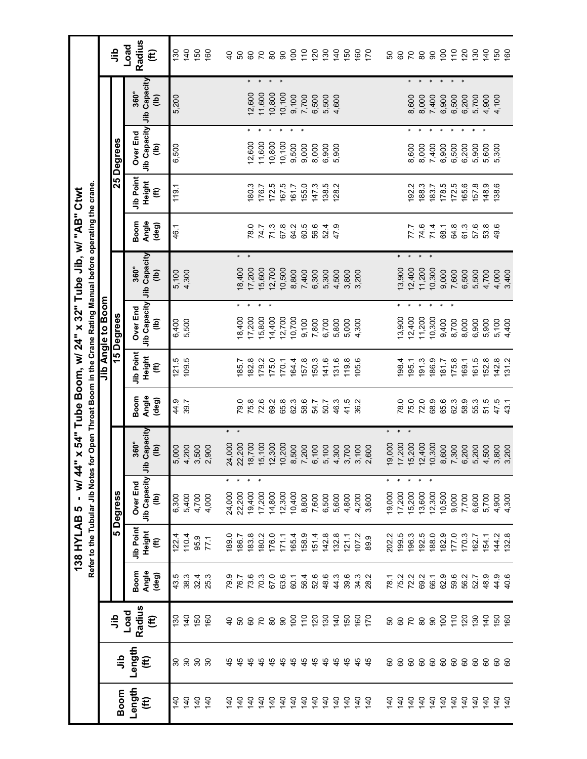# 138 HYLAB 5 - w/ 44" x 54" Tube Boom, w/ 24" x 32" Tube Jib, w/ "AB" Ctwt

Refer to the Tubular Jib Notes for Open Throat Boom in the Crane Rating Manual before operating the crane.

| Boom Length (ft) | Jib Length (ft) | Jib Load Radius (ft) | Jib Angle to Boom | | | | | | | | | | | | Jib Load Radius (ft) |
|---|---|---|---|---|---|---|---|---|---|---|---|---|---|---|---|
| | | | 5 Degrees | | | | 15 Degrees | | | | 25 Degrees | | | | |
| | | | Boom Angle (deg) | Jib Point Height (ft) | Over End Jib Capacity (lb) | 360° Jib Capacity (lb) | Boom Angle (deg) | Jib Point Height (ft) | Over End Jib Capacity (lb) | 360° Jib Capacity (lb) | Boom Angle (deg) | Jib Point Height (ft) | Over End Jib Capacity (lb) | 360° Jib Capacity (lb) | |
| 140 | 30 | 130 | 43.5 | 122.4 | 6,300 | 5,000 | 44.9 | 121.5 | 6,400 | 5,100 | 46.1 | 119.1 | 6,500 | 5,200 | 130 |
| 140 | 30 | 140 | 38.3 | 110.4 | 5,400 | 4,200 | 39.7 | 109.5 | 5,500 | 4,300 | | | | | 140 |
| 140 | 30 | 150 | 32.4 | 95.9 | 4,700 | 3,500 | | | | | | | | | 150 |
| 140 | 30 | 160 | 25.3 | 77.1 | 4,000 | 2,900 | | | | | | | | | 160 |
| 140 | 45 | 40 | 79.9 | 189.0 | 24,000 * | 24,000 * | | | | | | | | | 40 |
| 140 | 45 | 50 | 76.7 | 186.7 | 22,200 * | 22,200 * | 79.0 | 185.7 | 18,400 * | 18,400 * | | | | | 50 |
| 140 | 45 | 60 | 73.6 | 183.8 | 19,400 * | 18,700 | 75.8 | 182.8 | 17,200 * | 17,200 * | 78.0 | 180.3 | 12,600 * | 12,600 * | 60 |
| 140 | 45 | 70 | 70.3 | 180.2 | 17,200 * | 15,100 | 72.6 | 179.2 | 15,800 * | 15,600 | 74.7 | 176.7 | 11,600 * | 11,600 * | 70 |
| 140 | 45 | 80 | 67.0 | 176.0 | 14,800 | 12,300 | 69.2 | 175.0 | 14,400 * | 12,700 | 71.3 | 172.5 | 10,800 * | 10,800 * | 80 |
| 140 | 45 | 90 | 63.6 | 171.1 | 12,300 | 10,200 | 65.8 | 170.1 | 12,700 | 10,500 | 67.8 | 167.5 | 10,100 * | 10,100 * | 90 |
| 140 | 45 | 100 | 60.1 | 165.4 | 10,400 | 8,500 | 62.3 | 164.4 | 10,700 | 8,800 | 64.2 | 161.7 | 9,500 * | 9,100 | 100 |
| 140 | 45 | 110 | 56.4 | 158.9 | 8,800 | 7,200 | 58.6 | 157.8 | 9,100 | 7,400 | 60.5 | 155.0 | 9,000 * | 7,700 | 110 |
| 140 | 45 | 120 | 52.6 | 151.4 | 7,600 | 6,100 | 54.7 | 150.3 | 7,800 | 6,300 | 56.6 | 147.3 | 8,000 | 6,500 | 120 |
| 140 | 45 | 130 | 48.6 | 142.8 | 6,500 | 5,100 | 50.7 | 141.6 | 6,700 | 5,300 | 52.4 | 138.5 | 6,900 | 5,500 | 130 |
| 140 | 45 | 140 | 44.3 | 132.8 | 5,600 | 4,300 | 46.3 | 131.6 | 5,800 | 4,500 | 47.9 | 128.2 | 5,900 | 4,600 | 140 |
| 140 | 45 | 150 | 39.6 | 121.1 | 4,800 | 3,700 | 41.5 | 119.8 | 5,000 | 3,800 | | | | | 150 |
| 140 | 45 | 160 | 34.3 | 107.2 | 4,200 | 3,100 | 36.2 | 105.6 | 4,300 | 3,200 | | | | | 160 |
| 140 | 45 | 170 | 28.2 | 89.9 | 3,600 | 2,600 | | | | | | | | | 170 |
| 140 | 60 | 50 | 78.1 | 202.2 | 19,000 * | 19,000 * | 78.0 | 198.4 | 13,900 * | 13,900 * | | | | | 50 |
| 140 | 60 | 60 | 75.2 | 199.5 | 17,200 * | 17,200 * | 75.0 | 195.1 | 12,400 * | 12,400 * | | | | | 60 |
| 140 | 60 | 70 | 72.2 | 196.3 | 15,200 * | 15,200 * | 72.0 | 191.3 | 11,200 * | 11,200 * | 77.7 | 192.2 | 8,600 * | 8,600 * | 70 |
| 140 | 60 | 80 | 69.2 | 192.5 | 13,600 * | 12,400 | 68.9 | 186.9 | 10,300 * | 10,300 * | 74.6 | 188.3 | 8,000 * | 8,000 * | 80 |
| 140 | 60 | 90 | 66.1 | 188.0 | 12,300 * | 10,300 | 65.6 | 181.7 | 9,400 * | 9,000 | 71.4 | 183.7 | 7,400 * | 7,400 * | 90 |
| 140 | 60 | 100 | 62.9 | 182.9 | 10,500 | 8,600 | 62.3 | 175.8 | 8,700 * | 7,600 | 68.1 | 178.5 | 6,900 * | 6,900 * | 100 |
| 140 | 60 | 110 | 59.6 | 177.0 | 9,000 | 7,300 | 58.9 | 169.1 | 8,000 | 6,500 | 64.8 | 172.5 | 6,500 * | 6,500 * | 110 |
| 140 | 60 | 120 | 56.2 | 170.3 | 7,700 | 6,200 | 55.3 | 161.5 | 6,900 | 5,500 | 61.3 | 165.6 | 6,200 * | 6,200 * | 120 |
| 140 | 60 | 130 | 52.7 | 162.7 | 6,600 | 5,200 | 51.5 | 152.8 | 5,900 | 4,700 | 57.6 | 157.8 | 5,900 * | 5,700 | 130 |
| 140 | 60 | 140 | 48.9 | 154.1 | 5,700 | 4,500 | 47.5 | 142.8 | 5,100 | 4,000 | 53.8 | 148.9 | 5,600 * | 4,900 | 140 |
| 140 | 60 | 150 | 44.9 | 144.2 | 4,900 | 3,800 | 43.1 | 131.2 | 4,400 | 3,400 | 49.6 | 138.6 | 5,300 | 4,100 | 150 |
| 140 | 60 | 160 | 40.6 | 132.8 | 4,300 | 3,200 | | | | | | | | | 160 |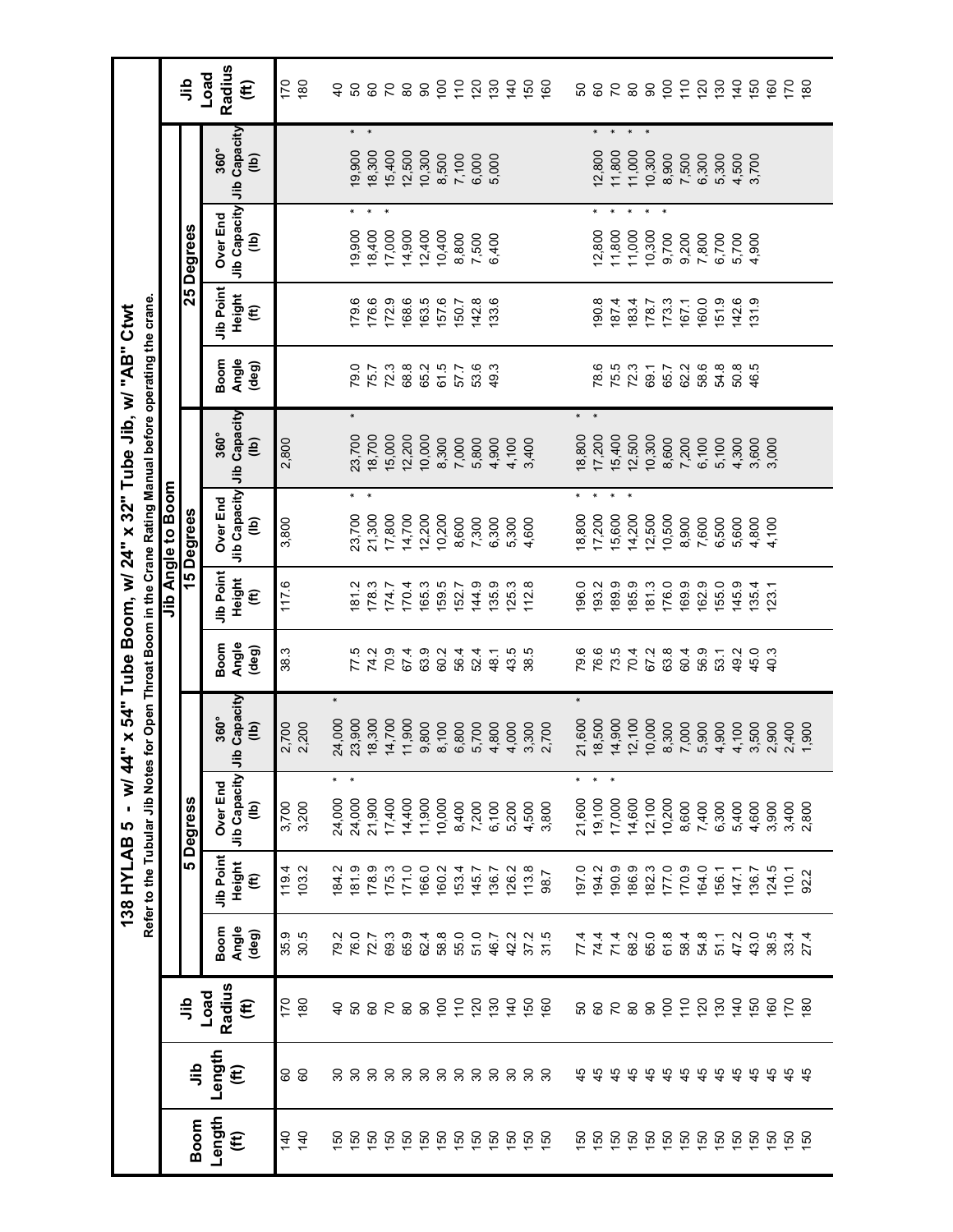# 138 HYLAB 5 - w/ 44" x 54" Tube Boom, w/ 24" x 32" Tube Jib, w/ "AB" Ctwt

Refer to the Tubular Jib Notes for Open Throat Boom in the Crane Rating Manual before operating the crane.

| Boom Length (ft) | Jib Length (ft) | Jib Load Radius (ft) | Jib Angle to Boom | | | | | | | | | | | | | Jib Load Radius (ft) |
|---|---|---|---|---|---|---|---|---|---|---|---|---|---|---|---|---|
| | | | 5 Degress | | | | 15 Degrees | | | | 25 Degrees | | | | | |
| | | | Boom Angle (deg) | Jib Point Height (ft) | Over End Jib Capacity (lb) | 360° Jib Capacity (lb) | Boom Angle (deg) | Jib Point Height (ft) | Over End Jib Capacity (lb) | 360° Jib Capacity (lb) | Boom Angle (deg) | Jib Point Height (ft) | Over End Jib Capacity (lb) | 360° Jib Capacity (lb) | | |
| 140 | 60 | 170 | 35.9 | 119.4 | 3,700 | 2,700 | 38.3 | 117.6 | 3,800 | 2,800 | | | | | | 170 |
| 140 | 60 | 180 | 30.5 | 103.2 | 3,200 | 2,200 | | | | | | | | | | 180 |
| 150 | 30 | 40 | 79.2 | 184.2 | 24,000 * | 24,000 * | | | | | 79.0 | 179.6 | 19,900 * | 19,900 * | | 40 |
| 150 | 30 | 50 | 76.0 | 181.9 | 24,000 * | 23,900 | 77.5 | 181.2 | 23,700 * | 23,700 * | 75.7 | 176.6 | 18,400 * | 18,300 * | | 50 |
| 150 | 30 | 60 | 72.7 | 178.9 | 21,900 | 18,300 | 74.2 | 178.3 | 21,300 * | 18,700 | 72.3 | 172.9 | 17,000 * | 15,400 | | 60 |
| 150 | 30 | 70 | 69.3 | 175.3 | 17,400 | 14,700 | 70.9 | 174.7 | 17,800 | 15,000 | 68.8 | 168.6 | 14,900 | 12,500 | | 70 |
| 150 | 30 | 80 | 65.9 | 171.0 | 14,400 | 11,900 | 67.4 | 170.4 | 14,700 | 12,200 | 65.2 | 163.5 | 12,400 | 10,300 | | 80 |
| 150 | 30 | 90 | 62.4 | 166.0 | 11,900 | 9,800 | 63.9 | 165.3 | 12,200 | 10,000 | 61.5 | 157.6 | 10,400 | 8,500 | | 90 |
| 150 | 30 | 100 | 58.8 | 160.2 | 10,000 | 8,100 | 60.2 | 159.5 | 10,200 | 8,300 | 57.7 | 150.7 | 8,800 | 7,100 | | 100 |
| 150 | 30 | 110 | 55.0 | 153.4 | 8,400 | 6,800 | 56.4 | 152.7 | 8,600 | 7,000 | 53.6 | 142.8 | 7,500 | 6,000 | | 110 |
| 150 | 30 | 120 | 51.0 | 145.7 | 7,200 | 5,700 | 52.4 | 144.9 | 7,300 | 5,800 | 49.3 | 133.6 | 6,400 | 5,000 | | 120 |
| 150 | 30 | 130 | 46.7 | 136.7 | 6,100 | 4,800 | 48.1 | 135.9 | 6,300 | 4,900 | | | | | | 130 |
| 150 | 30 | 140 | 42.2 | 126.2 | 5,200 | 4,000 | 43.5 | 125.3 | 5,300 | 4,100 | | | | | | 140 |
| 150 | 30 | 150 | 37.2 | 113.8 | 4,500 | 3,300 | 38.5 | 112.8 | 4,600 | 3,400 | | | | | | 150 |
| 150 | 30 | 160 | 31.5 | 98.7 | 3,800 | 2,700 | | | | | | | | | | 160 |
| 150 | 45 | 50 | 77.4 | 197.0 | 21,600 * | 21,600 * | 79.6 | 196.0 | 18,800 * | 18,800 * | | | | | | 50 |
| 150 | 45 | 60 | 74.4 | 194.2 | 19,100 * | 18,500 | 76.6 | 193.2 | 17,200 * | 17,200 * | 78.6 | 190.8 | 12,800 * | 12,800 * | | 60 |
| 150 | 45 | 70 | 71.4 | 190.9 | 17,000 * | 14,900 | 73.5 | 189.9 | 15,600 * | 15,400 | 75.5 | 187.4 | 11,800 * | 11,800 * | | 70 |
| 150 | 45 | 80 | 68.2 | 186.9 | 14,600 | 12,100 | 70.4 | 185.9 | 14,200 * | 12,500 | 72.3 | 183.4 | 11,000 * | 11,000 * | | 80 |
| 150 | 45 | 90 | 65.0 | 182.3 | 12,100 | 10,000 | 67.2 | 181.3 | 12,500 | 10,300 | 69.1 | 178.7 | 10,300 * | 10,300 * | | 90 |
| 150 | 45 | 100 | 61.8 | 177.0 | 10,200 | 8,300 | 63.8 | 176.0 | 10,500 | 8,600 | 65.7 | 173.3 | 9,700 | 8,900 | | 100 |
| 150 | 45 | 110 | 58.4 | 170.9 | 8,600 | 7,000 | 60.4 | 169.9 | 8,900 | 7,200 | 62.2 | 167.1 | 9,200 | 7,500 | | 110 |
| 150 | 45 | 120 | 54.8 | 164.0 | 7,400 | 5,900 | 56.9 | 162.9 | 7,600 | 6,100 | 58.6 | 160.0 | 7,800 | 6,300 | | 120 |
| 150 | 45 | 130 | 51.1 | 156.1 | 6,300 | 4,900 | 53.1 | 155.0 | 6,500 | 5,100 | 54.8 | 151.9 | 6,700 | 5,300 | | 130 |
| 150 | 45 | 140 | 47.2 | 147.1 | 5,400 | 4,100 | 49.2 | 145.9 | 5,600 | 4,300 | 50.8 | 142.6 | 5,700 | 4,500 | | 140 |
| 150 | 45 | 150 | 43.0 | 136.7 | 4,600 | 3,500 | 45.0 | 135.4 | 4,800 | 3,600 | 46.5 | 131.9 | 4,900 | 3,700 | | 150 |
| 150 | 45 | 160 | 38.5 | 124.5 | 3,900 | 2,900 | 40.3 | 123.1 | 4,100 | 3,000 | | | | | | 160 |
| 150 | 45 | 170 | 33.4 | 110.1 | 3,400 | 2,400 | | | | | | | | | | 170 |
| 150 | 45 | 180 | 27.4 | 92.2 | 2,800 | 1,900 | | | | | | | | | | 180 |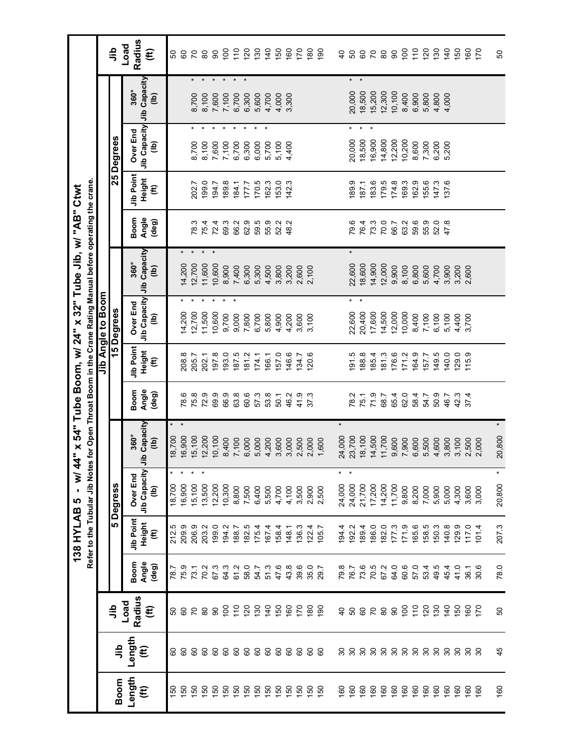# 138 HYLAB 5 - w/ 44" x 54" Tube Boom, w/ 24" x 32" Tube Jib, w/ "AB" Ctwt

Refer to the Tubular Jib Notes for Open Throat Boom in the Crane Rating Manual before operating the crane.

| Boom Length (ft) | Jib Length (ft) | Jib Load Radius (ft) | Jib Angle to Boom | | | | | | | | | | | | Jib Load Radius (ft) |
|---|---|---|---|---|---|---|---|---|---|---|---|---|---|---|---|
| | | | 5 Degrees | | | | 15 Degrees | | | | 25 Degrees | | | | |
| | | | Boom Angle (deg) | Jib Point Height (ft) | Over End Jib Capacity (lb) | 360° Jib Capacity (lb) | Boom Angle (deg) | Jib Point Height (ft) | Over End Jib Capacity (lb) | 360° Jib Capacity (lb) | Boom Angle (deg) | Jib Point Height (ft) | Over End Jib Capacity (lb) | 360° Jib Capacity (lb) | |
| 150 | 60 | 50 | 78.7 | 212.5 | 18,700 * | 18,700 * | | | | | | | | | 50 |
| 150 | 60 | 60 | 75.9 | 209.9 | 16,900 * | 16,900 * | 78.6 | 208.8 | 14,200 * | 14,200 * | | | | | 60 |
| 150 | 60 | 70 | 73.1 | 206.9 | 15,100 * | 15,100 | 75.8 | 205.7 | 12,700 * | 12,700 * | 78.3 | 202.7 | 8,700 * | 8,700 * | 70 |
| 150 | 60 | 80 | 70.2 | 203.2 | 13,500 * | 12,200 | 72.9 | 202.1 | 11,500 * | 11,600 * | 75.4 | 199.0 | 8,100 * | 8,100 * | 80 |
| 150 | 60 | 90 | 67.3 | 199.0 | 12,200 | 10,100 | 69.9 | 197.8 | 10,600 * | 10,600 * | 72.4 | 194.7 | 7,600 * | 7,600 * | 90 |
| 150 | 60 | 100 | 64.3 | 194.2 | 10,300 | 8,400 | 66.9 | 193.0 | 9,700 * | 8,900 | 69.3 | 189.8 | 7,100 * | 7,100 * | 100 |
| 150 | 60 | 110 | 61.2 | 188.7 | 8,800 | 7,100 | 63.8 | 187.5 | 9,000 * | 7,400 | 66.2 | 184.1 | 6,700 * | 6,700 * | 110 |
| 150 | 60 | 120 | 58.0 | 182.5 | 7,500 | 6,000 | 60.6 | 181.2 | 7,800 | 6,300 | 62.9 | 177.7 | 6,300 * | 6,300 * | 120 |
| 150 | 60 | 130 | 54.7 | 175.4 | 6,400 | 5,000 | 57.3 | 174.1 | 6,700 | 5,300 | 59.5 | 170.5 | 6,000 * | 5,600 | 130 |
| 150 | 60 | 140 | 51.3 | 167.4 | 5,500 | 4,200 | 53.8 | 166.1 | 5,800 | 4,500 | 55.9 | 162.3 | 5,700 * | 4,700 | 140 |
| 150 | 60 | 150 | 47.6 | 158.4 | 4,700 | 3,600 | 50.1 | 157.0 | 4,900 | 3,800 | 52.2 | 153.0 | 5,100 | 4,000 | 150 |
| 150 | 60 | 160 | 43.8 | 148.1 | 4,100 | 3,000 | 46.2 | 146.6 | 4,200 | 3,200 | 48.2 | 142.3 | 4,400 | 3,300 | 160 |
| 150 | 60 | 170 | 39.6 | 136.3 | 3,500 | 2,500 | 41.9 | 134.7 | 3,600 | 2,600 | | | | | 170 |
| 150 | 60 | 180 | 35.0 | 122.4 | 2,900 | 2,000 | 37.3 | 120.6 | 3,100 | 2,100 | | | | | 180 |
| 150 | 60 | 190 | 29.7 | 105.7 | 2,500 | 1,600 | | | | | | | | | 190 |
| 160 | 30 | 40 | 79.8 | 194.4 | 24,000 * | 24,000 * | | | | | 79.6 | 189.9 | 20,000 * | 20,000 * | 40 |
| 160 | 30 | 50 | 76.7 | 192.2 | 24,000 * | 23,700 | 78.2 | 191.5 | 22,600 * | 22,600 * | 76.4 | 187.1 | 18,500 * | 18,500 * | 50 |
| 160 | 30 | 60 | 73.6 | 189.4 | 21,700 | 18,100 | 75.1 | 188.8 | 20,400 * | 18,600 | 73.3 | 183.6 | 16,900 * | 15,200 | 60 |
| 160 | 30 | 70 | 70.5 | 186.0 | 17,200 | 14,500 | 71.9 | 185.4 | 17,600 | 14,900 | 70.0 | 179.5 | 14,800 | 12,300 | 70 |
| 160 | 30 | 80 | 67.2 | 182.0 | 14,200 | 11,700 | 68.7 | 181.3 | 14,500 | 12,000 | 66.7 | 174.8 | 12,200 | 10,100 | 80 |
| 160 | 30 | 90 | 64.0 | 177.3 | 11,700 | 9,600 | 65.4 | 176.6 | 12,000 | 9,900 | 63.2 | 169.3 | 10,200 | 8,400 | 90 |
| 160 | 30 | 100 | 60.6 | 171.9 | 9,800 | 7,900 | 62.0 | 171.2 | 10,000 | 8,100 | 59.6 | 162.9 | 8,600 | 6,900 | 100 |
| 160 | 30 | 110 | 57.0 | 165.6 | 8,200 | 6,600 | 58.4 | 164.9 | 8,400 | 6,800 | 55.9 | 155.6 | 7,300 | 5,800 | 110 |
| 160 | 30 | 120 | 53.4 | 158.5 | 7,000 | 5,500 | 54.7 | 157.7 | 7,100 | 5,600 | 52.0 | 147.3 | 6,200 | 4,800 | 120 |
| 160 | 30 | 130 | 49.5 | 150.3 | 5,900 | 4,600 | 50.9 | 149.5 | 6,100 | 4,700 | 47.8 | 137.6 | 5,200 | 4,000 | 130 |
| 160 | 30 | 140 | 45.4 | 140.8 | 5,000 | 3,800 | 46.7 | 140.0 | 5,100 | 3,900 | | | | | 140 |
| 160 | 30 | 150 | 41.0 | 129.9 | 4,300 | 3,100 | 42.3 | 129.0 | 4,400 | 3,200 | | | | | 150 |
| 160 | 30 | 160 | 36.1 | 117.0 | 3,600 | 2,500 | 37.4 | 115.9 | 3,700 | 2,600 | | | | | 160 |
| 160 | 30 | 170 | 30.6 | 101.4 | 3,000 | 2,000 | | | | | | | | | 170 |
| 160 | 45 | 50 | 78.0 | 207.3 | 20,800 * | 20,800 * | | | | | | | | | 50 |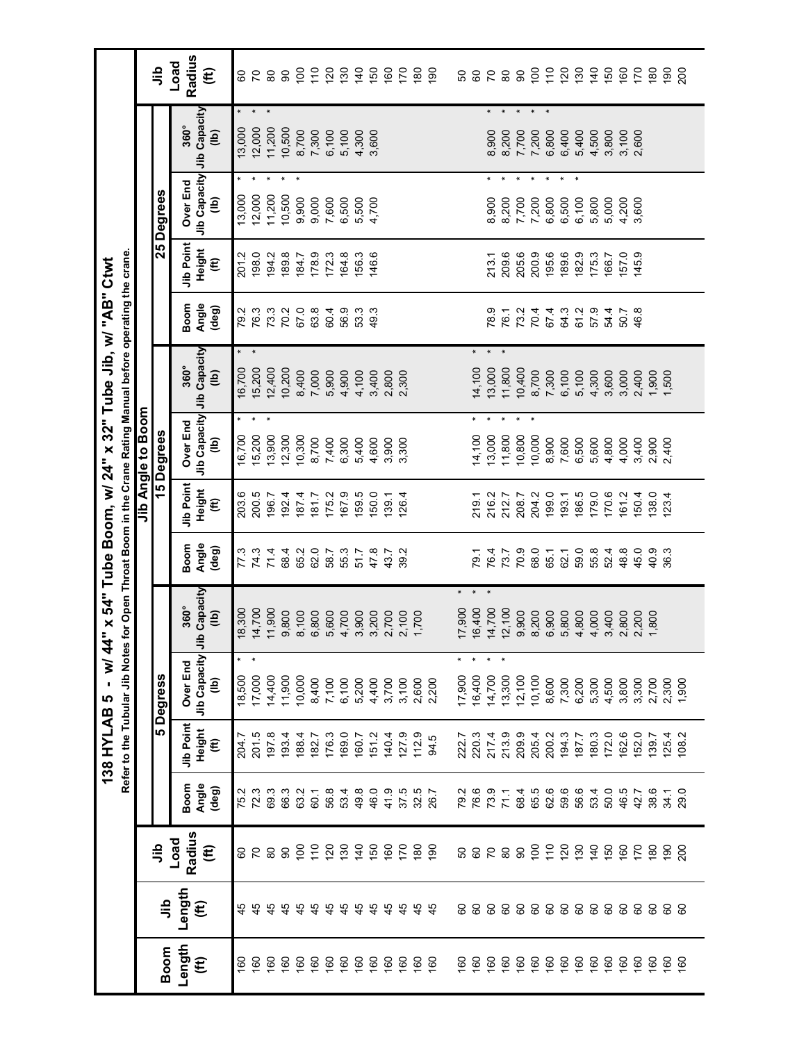# 138 HYLAB 5 - w/ 44" x 54" Tube Boom, w/ 24" x 32" Tube Jib, w/ "AB" Ctwt

Refer to the Tubular Jib Notes for Open Throat Boom in the Crane Rating Manual before operating the crane.

| Boom Length (ft) | Jib Length (ft) | Jib Load Radius (ft) | Jib Angle to Boom | | | | | | | | | | | | | Jib Load Radius (ft) |
|---|---|---|---|---|---|---|---|---|---|---|---|---|---|---|---|---|
| | | | 5 Degress | | | | 15 Degrees | | | | 25 Degrees | | | | | |
| | | | Boom Angle (deg) | Jib Point Height (ft) | Over End Jib Capacity (lb) | 360° Jib Capacity (lb) | Boom Angle (deg) | Jib Point Height (ft) | Over End Jib Capacity (lb) | 360° Jib Capacity (lb) | Boom Angle (deg) | Jib Point Height (ft) | Over End Jib Capacity (lb) | 360° Jib Capacity (lb) | | |
| 160 | 45 | 60 | 75.2 | 204.7 | 18,500 * | 18,300 | 77.3 | 203.6 | 16,700 * | 16,700 * | 79.2 | 201.2 | 13,000 * | 13,000 * | | 60 |
| 160 | 45 | 70 | 72.3 | 201.5 | 17,000 * | 14,700 | 74.3 | 200.5 | 15,200 * | 15,200 * | 76.3 | 198.0 | 12,000 * | 12,000 * | | 70 |
| 160 | 45 | 80 | 69.3 | 197.8 | 14,400 | 11,900 | 71.4 | 196.7 | 13,900 * | 12,400 | 73.3 | 194.2 | 11,200 * | 11,200 * | | 80 |
| 160 | 45 | 90 | 66.3 | 193.4 | 11,900 | 9,800 | 68.4 | 192.4 | 12,300 | 10,200 | 70.2 | 189.8 | 10,500 * | 10,500 | | 90 |
| 160 | 45 | 100 | 63.2 | 188.4 | 10,000 | 8,100 | 65.2 | 187.4 | 10,300 | 8,400 | 67.0 | 184.7 | 9,900 * | 8,700 | | 100 |
| 160 | 45 | 110 | 60.1 | 182.7 | 8,400 | 6,800 | 62.0 | 181.7 | 8,700 | 7,000 | 63.8 | 178.9 | 9,000 | 7,300 | | 110 |
| 160 | 45 | 120 | 56.8 | 176.3 | 7,100 | 5,600 | 58.7 | 175.2 | 7,400 | 5,900 | 60.4 | 172.3 | 7,600 | 6,100 | | 120 |
| 160 | 45 | 130 | 53.4 | 169.0 | 6,100 | 4,700 | 55.3 | 167.9 | 6,300 | 4,900 | 56.9 | 164.8 | 6,500 | 5,100 | | 130 |
| 160 | 45 | 140 | 49.8 | 160.7 | 5,200 | 3,900 | 51.7 | 159.5 | 5,400 | 4,100 | 53.3 | 156.3 | 5,500 | 4,300 | | 140 |
| 160 | 45 | 150 | 46.0 | 151.2 | 4,400 | 3,200 | 47.8 | 150.0 | 4,600 | 3,400 | 49.3 | 146.6 | 4,700 | 3,600 | | 150 |
| 160 | 45 | 160 | 41.9 | 140.4 | 3,700 | 2,700 | 43.7 | 139.1 | 3,900 | 2,800 | | | | | | 160 |
| 160 | 45 | 170 | 37.5 | 127.9 | 3,100 | 2,100 | 39.2 | 126.4 | 3,300 | 2,300 | | | | | | 170 |
| 160 | 45 | 180 | 32.5 | 112.9 | 2,600 | 1,700 | | | | | | | | | | 180 |
| 160 | 45 | 190 | 26.7 | 94.5 | 2,200 | | | | | | | | | | | 190 |
| | | | | | | | | | | | | | | | | |
| 160 | 60 | 50 | 79.2 | 222.7 | 17,900 * | 17,900 * | | | | | | | | | | 50 |
| 160 | 60 | 60 | 76.6 | 220.3 | 16,400 * | 16,400 * | 79.1 | 219.1 | 14,100 * | 14,100 * | | | | | | 60 |
| 160 | 60 | 70 | 73.9 | 217.4 | 14,700 * | 14,700 * | 76.4 | 216.2 | 13,000 * | 13,000 * | 78.9 | 213.1 | 8,900 * | 8,900 * | | 70 |
| 160 | 60 | 80 | 71.1 | 213.9 | 13,300 * | 12,100 | 73.7 | 212.7 | 11,800 * | 11,800 * | 76.1 | 209.6 | 8,200 * | 8,200 * | | 80 |
| 160 | 60 | 90 | 68.4 | 209.9 | 12,100 | 9,900 | 70.9 | 208.7 | 10,800 * | 10,400 | 73.2 | 205.6 | 7,700 * | 7,700 * | | 90 |
| 160 | 60 | 100 | 65.5 | 205.4 | 10,100 | 8,200 | 68.0 | 204.2 | 10,000 * | 8,700 | 70.4 | 200.9 | 7,200 * | 7,200 * | | 100 |
| 160 | 60 | 110 | 62.6 | 200.2 | 8,600 | 6,900 | 65.1 | 199.0 | 8,900 | 7,300 | 67.4 | 195.6 | 6,800 * | 6,800 * | | 110 |
| 160 | 60 | 120 | 59.6 | 194.3 | 7,300 | 5,800 | 62.1 | 193.1 | 7,600 | 6,100 | 64.3 | 189.6 | 6,500 * | 6,400 | | 120 |
| 160 | 60 | 130 | 56.6 | 187.7 | 6,200 | 4,800 | 59.0 | 186.5 | 6,500 | 5,100 | 61.2 | 182.9 | 6,100 | 5,400 | | 130 |
| 160 | 60 | 140 | 53.4 | 180.3 | 5,300 | 4,000 | 55.8 | 179.0 | 5,600 | 4,300 | 57.9 | 175.3 | 5,800 | 4,500 | | 140 |
| 160 | 60 | 150 | 50.0 | 172.0 | 4,500 | 3,400 | 52.4 | 170.6 | 4,800 | 3,600 | 54.4 | 166.7 | 5,000 | 3,800 | | 150 |
| 160 | 60 | 160 | 46.5 | 162.6 | 3,800 | 2,800 | 48.8 | 161.2 | 4,000 | 3,000 | 50.7 | 157.0 | 4,200 | 3,100 | | 160 |
| 160 | 60 | 170 | 42.7 | 152.0 | 3,300 | 2,200 | 45.0 | 150.4 | 3,400 | 2,400 | 46.8 | 145.9 | 3,600 | 2,600 | | 170 |
| 160 | 60 | 180 | 38.6 | 139.7 | 2,700 | 1,800 | 40.9 | 138.0 | 2,900 | 1,900 | | | | | | 180 |
| 160 | 60 | 190 | 34.1 | 125.4 | 2,300 | | 36.3 | 123.4 | 2,400 | 1,500 | | | | | | 190 |
| 160 | 60 | 200 | 29.0 | 108.2 | 1,900 | | | | | | | | | | | 200 |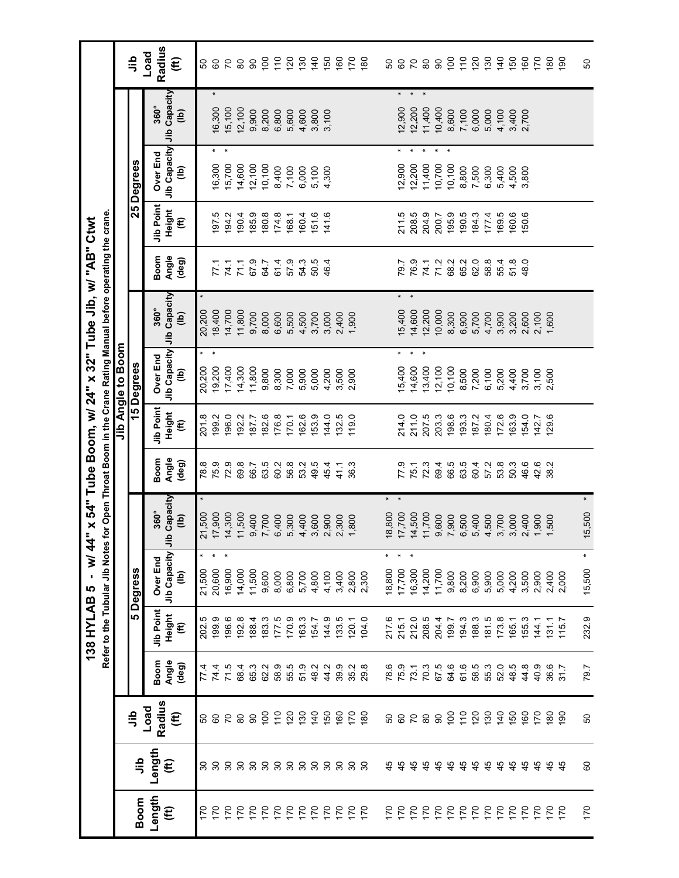# 138 HYLAB 5 - w/ 44" x 54" Tube Boom, w/ 24" x 32" Tube Jib, w/ "AB" Ctwt

Refer to the Tubular Jib Notes for Open Throat Boom in the Crane Rating Manual before operating the crane.

| Boom Length (ft) | Jib Length (ft) | Jib Load Radius (ft) | Jib Angle to Boom | | | | | | | | | | | | Jib Load Radius (ft) |
|---|---|---|---|---|---|---|---|---|---|---|---|---|---|---|---|
| | | | 5 Degrees | | | | 15 Degrees | | | | 25 Degrees | | | | |
| | | | Boom Angle (deg) | Jib Point Height (ft) | Over End Jib Capacity (lb) | 360° Jib Capacity (lb) | Boom Angle (deg) | Jib Point Height (ft) | Over End Jib Capacity (lb) | 360° Jib Capacity (lb) | Boom Angle (deg) | Jib Point Height (ft) | Over End Jib Capacity (lb) | 360° Jib Capacity (lb) | |
| 170 | 30 | 50 | 77.4 | 202.5 | 21,500 * | 21,500 * | 78.8 | 201.8 | 20,200 * | 20,200 * | | | | | 50 |
| 170 | 30 | 60 | 74.4 | 199.9 | 20,600 * | 17,900 | 75.9 | 199.2 | 19,200 * | 18,400 | 77.1 | 197.5 | 16,300 * | 16,300 * | 60 |
| 170 | 30 | 70 | 71.5 | 196.6 | 16,900 * | 14,300 | 72.9 | 196.0 | 17,400 | 14,700 | 74.1 | 194.2 | 15,700 * | 15,100 | 70 |
| 170 | 30 | 80 | 68.4 | 192.8 | 14,000 | 11,500 | 69.8 | 192.2 | 14,300 | 11,800 | 71.1 | 190.4 | 14,600 | 12,100 | 80 |
| 170 | 30 | 90 | 65.3 | 188.4 | 11,500 | 9,400 | 66.7 | 187.7 | 11,800 | 9,700 | 67.9 | 185.9 | 12,100 | 9,900 | 90 |
| 170 | 30 | 100 | 62.2 | 183.3 | 9,600 | 7,700 | 63.5 | 182.6 | 9,800 | 8,000 | 64.7 | 180.8 | 10,100 | 8,200 | 100 |
| 170 | 30 | 110 | 58.9 | 177.5 | 8,000 | 6,400 | 60.2 | 176.8 | 8,300 | 6,600 | 61.4 | 174.8 | 8,400 | 6,800 | 110 |
| 170 | 30 | 120 | 55.5 | 170.9 | 6,800 | 5,300 | 56.8 | 170.1 | 7,000 | 5,500 | 57.9 | 168.1 | 7,100 | 5,600 | 120 |
| 170 | 30 | 130 | 51.9 | 163.3 | 5,700 | 4,400 | 53.2 | 162.6 | 5,900 | 4,500 | 54.3 | 160.4 | 6,000 | 4,600 | 130 |
| 170 | 30 | 140 | 48.2 | 154.7 | 4,800 | 3,600 | 49.5 | 153.9 | 5,000 | 3,700 | 50.5 | 151.6 | 5,100 | 3,800 | 140 |
| 170 | 30 | 150 | 44.2 | 144.9 | 4,100 | 2,900 | 45.4 | 144.0 | 4,200 | 3,000 | 46.4 | 141.6 | 4,300 | 3,100 | 150 |
| 170 | 30 | 160 | 39.9 | 133.5 | 3,400 | 2,300 | 41.1 | 132.5 | 3,500 | 2,400 | | | | | 160 |
| 170 | 30 | 170 | 35.2 | 120.1 | 2,800 | 1,800 | 36.3 | 119.0 | 2,900 | 1,900 | | | | | 170 |
| 170 | 30 | 180 | 29.8 | 104.0 | 2,300 | | | | | | | | | | 180 |
| 170 | 45 | 50 | 78.6 | 217.6 | 18,800 * | 18,800 * | | | | | | | | | 50 |
| 170 | 45 | 60 | 75.9 | 215.1 | 17,700 * | 17,700 * | 77.9 | 214.0 | 15,400 * | 15,400 * | 79.7 | 211.5 | 12,900 * | 12,900 * | 60 |
| 170 | 45 | 70 | 73.1 | 212.0 | 16,300 * | 14,500 | 75.1 | 211.0 | 14,600 * | 14,600 * | 76.9 | 208.5 | 12,200 * | 12,200 * | 70 |
| 170 | 45 | 80 | 70.3 | 208.5 | 14,200 | 11,700 | 72.3 | 207.5 | 13,400 * | 12,200 | 74.1 | 204.9 | 11,400 * | 11,400 * | 80 |
| 170 | 45 | 90 | 67.5 | 204.4 | 11,700 | 9,600 | 69.4 | 203.3 | 12,100 | 10,000 | 71.2 | 200.7 | 10,700 * | 10,400 | 90 |
| 170 | 45 | 100 | 64.6 | 199.7 | 9,800 | 7,900 | 66.5 | 198.6 | 10,100 | 8,300 | 68.2 | 195.9 | 10,100 * | 8,600 | 100 |
| 170 | 45 | 110 | 61.6 | 194.3 | 8,200 | 6,500 | 63.5 | 193.3 | 8,500 | 6,900 | 65.2 | 190.5 | 8,800 | 7,100 | 110 |
| 170 | 45 | 120 | 58.5 | 188.3 | 6,900 | 5,400 | 60.4 | 187.2 | 7,200 | 5,700 | 62.0 | 184.3 | 7,500 | 6,000 | 120 |
| 170 | 45 | 130 | 55.3 | 181.5 | 5,900 | 4,500 | 57.2 | 180.4 | 6,100 | 4,700 | 58.8 | 177.4 | 6,300 | 5,000 | 130 |
| 170 | 45 | 140 | 52.0 | 173.8 | 5,000 | 3,700 | 53.8 | 172.6 | 5,200 | 3,900 | 55.4 | 169.5 | 5,400 | 4,100 | 140 |
| 170 | 45 | 150 | 48.5 | 165.1 | 4,200 | 3,000 | 50.3 | 163.9 | 4,400 | 3,200 | 51.8 | 160.6 | 4,500 | 3,400 | 150 |
| 170 | 45 | 160 | 44.8 | 155.3 | 3,500 | 2,400 | 46.6 | 154.0 | 3,700 | 2,600 | 48.0 | 150.6 | 3,800 | 2,700 | 160 |
| 170 | 45 | 170 | 40.9 | 144.1 | 2,900 | 1,900 | 42.6 | 142.7 | 3,100 | 2,100 | | | | | 170 |
| 170 | 45 | 180 | 36.6 | 131.1 | 2,400 | 1,500 | 38.2 | 129.6 | 2,500 | 1,600 | | | | | 180 |
| 170 | 45 | 190 | 31.7 | 115.7 | 2,000 | | | | | | | | | | 190 |
| 170 | 60 | 50 | 79.7 | 232.9 | 15,500 * | 15,500 * | | | | | | | | | 50 |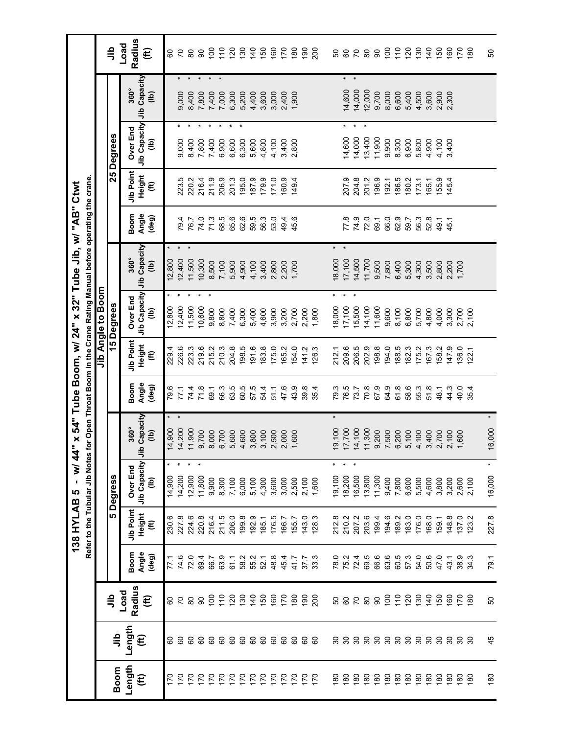# 138 HYLAB 5 - w/ 44" x 54" Tube Boom, w/ 24" x 32" Tube Jib, w/ "AB" Ctwt

Refer to the Tubular Jib Notes for Open Throat Boom in the Crane Rating Manual before operating the crane.

| Boom Length (ft) | Jib Length (ft) | Jib Load Radius (ft) | Jib Angle to Boom: 5 Degrees | | | | 15 Degrees | | | | 25 Degrees | | | | Jib Load Radius (ft) |
|---|---|---|---|---|---|---|---|---|---|---|---|---|---|---|---|
| | | | Boom Angle (deg) | Jib Point Height (ft) | Over End Jib Capacity (lb) | 360° Jib Capacity (lb) | Boom Angle (deg) | Jib Point Height (ft) | Over End Jib Capacity (lb) | 360° Jib Capacity (lb) | Boom Angle (deg) | Jib Point Height (ft) | Over End Jib Capacity (lb) | 360° Jib Capacity (lb) | |
| 170 | 60 | 60 | 77.1 | 230.6 | 14,900 * | 14,900 * | 79.6 | 229.4 | 12,800 * | 12,800 * | | | | | 60 |
| 170 | 60 | 70 | 74.6 | 227.8 | 14,200 * | 14,200 * | 77.1 | 226.6 | 12,400 * | 12,400 * | 79.4 | 223.5 | 9,000 * | 9,000 * | 70 |
| 170 | 60 | 80 | 72.0 | 224.6 | 12,900 * | 11,900 | 74.4 | 223.3 | 11,500 * | 11,500 * | 76.7 | 220.2 | 8,400 * | 8,400 * | 80 |
| 170 | 60 | 90 | 69.4 | 220.8 | 11,800 * | 9,700 | 71.8 | 219.6 | 10,600 * | 10,300 | 74.0 | 216.4 | 7,800 * | 7,800 * | 90 |
| 170 | 60 | 100 | 66.7 | 216.4 | 9,900 | 8,000 | 69.1 | 215.2 | 9,800 * | 8,500 | 71.3 | 211.9 | 7,400 * | 7,400 * | 100 |
| 170 | 60 | 110 | 63.9 | 211.5 | 8,300 | 6,700 | 66.3 | 210.3 | 8,800 | 7,100 | 68.5 | 206.9 | 6,900 * | 7,000 * | 110 |
| 170 | 60 | 120 | 61.1 | 206.0 | 7,100 | 5,600 | 63.5 | 204.8 | 7,400 | 5,900 | 65.6 | 201.3 | 6,600 * | 6,300 | 120 |
| 170 | 60 | 130 | 58.2 | 199.8 | 6,000 | 4,600 | 60.5 | 198.5 | 6,300 | 4,900 | 62.6 | 195.0 | 6,300 * | 5,200 | 130 |
| 170 | 60 | 140 | 55.2 | 192.9 | 5,100 | 3,800 | 57.5 | 191.6 | 5,400 | 4,100 | 59.5 | 187.9 | 5,600 | 4,400 | 140 |
| 170 | 60 | 150 | 52.1 | 185.1 | 4,300 | 3,100 | 54.4 | 183.8 | 4,600 | 3,400 | 56.3 | 179.9 | 4,800 | 3,600 | 150 |
| 170 | 60 | 160 | 48.8 | 176.5 | 3,600 | 2,500 | 51.1 | 175.0 | 3,900 | 2,800 | 53.0 | 171.0 | 4,100 | 3,000 | 160 |
| 170 | 60 | 170 | 45.4 | 166.7 | 3,000 | 2,000 | 47.6 | 165.2 | 3,200 | 2,200 | 49.4 | 160.9 | 3,400 | 2,400 | 170 |
| 170 | 60 | 180 | 41.7 | 155.7 | 2,500 | 1,600 | 43.9 | 154.0 | 2,700 | 1,700 | 45.6 | 149.4 | 2,800 | 1,900 | 180 |
| 170 | 60 | 190 | 37.7 | 143.0 | 2,100 | | 39.8 | 141.2 | 2,200 | | | | | | 190 |
| 170 | 60 | 200 | 33.3 | 128.3 | 1,600 | | 35.4 | 126.3 | 1,800 | | | | | | 200 |
| 180 | 30 | 50 | 78.0 | 212.8 | 19,100 * | 19,100 * | 79.3 | 212.1 | 18,000 * | 18,000 * | | | | | 50 |
| 180 | 30 | 60 | 75.2 | 210.2 | 18,200 * | 17,700 | 76.5 | 209.6 | 17,100 * | 17,100 * | 77.8 | 207.9 | 14,600 * | 14,600 * | 60 |
| 180 | 30 | 70 | 72.4 | 207.2 | 16,500 * | 14,100 | 73.7 | 206.5 | 15,500 * | 14,500 | 74.9 | 204.8 | 14,000 * | 14,000 * | 70 |
| 180 | 30 | 80 | 69.5 | 203.6 | 13,800 | 11,300 | 70.8 | 202.9 | 14,100 | 11,700 | 72.0 | 201.2 | 13,400 * | 12,000 | 80 |
| 180 | 30 | 90 | 66.6 | 199.4 | 11,300 | 9,200 | 67.9 | 198.8 | 11,600 | 9,500 | 69.1 | 196.9 | 11,900 | 9,700 | 90 |
| 180 | 30 | 100 | 63.6 | 194.6 | 9,400 | 7,500 | 64.9 | 194.0 | 9,600 | 7,800 | 66.0 | 192.1 | 9,900 | 8,000 | 100 |
| 180 | 30 | 110 | 60.5 | 189.2 | 7,800 | 6,200 | 61.8 | 188.5 | 8,100 | 6,400 | 62.9 | 186.5 | 8,300 | 6,600 | 110 |
| 180 | 30 | 120 | 57.3 | 183.0 | 6,600 | 5,100 | 58.6 | 182.3 | 6,800 | 5,300 | 59.7 | 180.2 | 6,900 | 5,400 | 120 |
| 180 | 30 | 130 | 54.0 | 176.0 | 5,500 | 4,100 | 55.3 | 175.2 | 5,700 | 4,300 | 56.3 | 173.1 | 5,800 | 4,500 | 130 |
| 180 | 30 | 140 | 50.6 | 168.0 | 4,600 | 3,400 | 51.8 | 167.3 | 4,800 | 3,500 | 52.8 | 165.1 | 4,900 | 3,600 | 140 |
| 180 | 30 | 150 | 47.0 | 159.1 | 3,800 | 2,700 | 48.1 | 158.2 | 4,000 | 2,800 | 49.1 | 155.9 | 4,100 | 2,900 | 150 |
| 180 | 30 | 160 | 43.1 | 148.8 | 3,200 | 2,100 | 44.3 | 147.9 | 3,300 | 2,200 | 45.1 | 145.4 | 3,400 | 2,300 | 160 |
| 180 | 30 | 170 | 38.9 | 137.0 | 2,600 | 1,600 | 40.0 | 136.0 | 2,700 | 1,700 | | | | | 170 |
| 180 | 30 | 180 | 34.3 | 123.2 | 2,100 | | 35.4 | 122.1 | 2,100 | | | | | | 180 |
| 180 | 45 | 50 | 79.1 | 227.8 | 16,000 * | 16,000 * | | | | | | | | | 50 |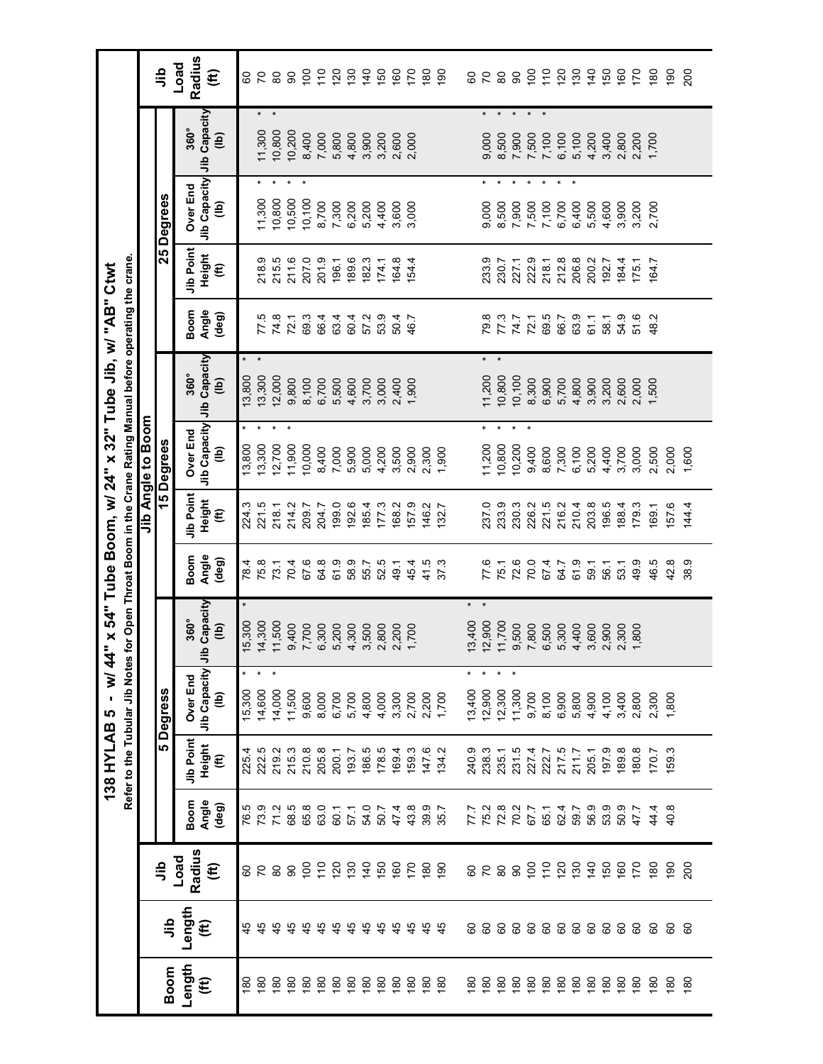# 138 HYLAB 5 - w/ 44" x 54" Tube Boom, w/ 24" x 32" Tube Jib, w/ "AB" Ctwt

Refer to the Tubular Jib Notes for Open Throat Boom in the Crane Rating Manual before operating the crane.

| Boom Length (ft) | Jib Length (ft) | Jib Load Radius (ft) | Jib Angle to Boom | | | | | | | | | | | | Jib Load Radius (ft) |
|---|---|---|---|---|---|---|---|---|---|---|---|---|---|---|---|
| | | | 5 Degress | | | | 15 Degrees | | | | 25 Degrees | | | | |
| | | | Boom Angle (deg) | Jib Point Height (ft) | Over End Jib Capacity (lb) | 360° Jib Capacity (lb) | Boom Angle (deg) | Jib Point Height (ft) | Over End Jib Capacity (lb) | 360° Jib Capacity (lb) | Boom Angle (deg) | Jib Point Height (ft) | Over End Jib Capacity (lb) | 360° Jib Capacity (lb) | |
| 180 | 45 | 60 | 76.5 | 225.4 | 15,300 * | 15,300 * | 78.4 | 224.3 | 13,800 * | 13,800 * | | | | | 60 |
| 180 | 45 | 70 | 73.9 | 222.5 | 14,600 * | 14,300 | 75.8 | 221.5 | 13,300 * | 13,300 * | 77.5 | 218.9 | 11,300 * | 11,300 * | 70 |
| 180 | 45 | 80 | 71.2 | 219.2 | 14,000 * | 11,500 | 73.1 | 218.1 | 12,700 * | 12,000 | 74.8 | 215.5 | 10,800 * | 10,800 * | 80 |
| 180 | 45 | 90 | 68.5 | 215.3 | 11,500 | 9,400 | 70.4 | 214.2 | 11,900 * | 9,800 | 72.1 | 211.6 | 10,500 * | 10,200 | 90 |
| 180 | 45 | 100 | 65.8 | 210.8 | 9,600 | 7,700 | 67.6 | 209.7 | 10,000 | 8,100 | 69.3 | 207.0 | 10,100 * | 8,400 | 100 |
| 180 | 45 | 110 | 63.0 | 205.8 | 8,000 | 6,300 | 64.8 | 204.7 | 8,400 | 6,700 | 66.4 | 201.9 | 8,700 | 7,000 | 110 |
| 180 | 45 | 120 | 60.1 | 200.1 | 6,700 | 5,200 | 61.9 | 199.0 | 7,000 | 5,500 | 63.4 | 196.1 | 7,300 | 5,800 | 120 |
| 180 | 45 | 130 | 57.1 | 193.7 | 5,700 | 4,300 | 58.9 | 192.6 | 5,900 | 4,600 | 60.4 | 189.6 | 6,200 | 4,800 | 130 |
| 180 | 45 | 140 | 54.0 | 186.5 | 4,800 | 3,500 | 55.7 | 185.4 | 5,000 | 3,700 | 57.2 | 182.3 | 5,200 | 3,900 | 140 |
| 180 | 45 | 150 | 50.7 | 178.5 | 4,000 | 2,800 | 52.5 | 177.3 | 4,200 | 3,000 | 53.9 | 174.1 | 4,400 | 3,200 | 150 |
| 180 | 45 | 160 | 47.4 | 169.4 | 3,300 | 2,200 | 49.1 | 168.2 | 3,500 | 2,400 | 50.4 | 164.8 | 3,600 | 2,600 | 160 |
| 180 | 45 | 170 | 43.8 | 159.3 | 2,700 | 1,700 | 45.4 | 157.9 | 2,900 | 1,900 | 46.7 | 154.4 | 3,000 | 2,000 | 170 |
| 180 | 45 | 180 | 39.9 | 147.6 | 2,200 | | 41.5 | 146.2 | 2,300 | | | | | | 180 |
| 180 | 45 | 190 | 35.7 | 134.2 | 1,700 | | 37.3 | 132.7 | 1,900 | | | | | | 190 |
| 180 | 60 | 60 | 77.7 | 240.9 | 13,400 * | 13,400 * | | | | | | | | | 60 |
| 180 | 60 | 70 | 75.2 | 238.3 | 12,900 * | 12,900 * | 77.6 | 237.0 | 11,200 * | 11,200 * | 79.8 | 233.9 | 9,000 * | 9,000 * | 70 |
| 180 | 60 | 80 | 72.8 | 235.1 | 12,300 * | 11,700 | 75.1 | 233.9 | 10,800 * | 10,800 * | 77.3 | 230.7 | 8,500 * | 8,500 * | 80 |
| 180 | 60 | 90 | 70.2 | 231.5 | 11,300 * | 9,500 | 72.6 | 230.3 | 10,200 * | 10,100 | 74.7 | 227.1 | 7,900 * | 7,900 * | 90 |
| 180 | 60 | 100 | 67.7 | 227.4 | 9,700 | 7,800 | 70.0 | 226.2 | 9,400 * | 8,300 | 72.1 | 222.9 | 7,500 * | 7,500 * | 100 |
| 180 | 60 | 110 | 65.1 | 222.7 | 8,100 | 6,500 | 67.4 | 221.5 | 8,600 | 6,900 | 69.5 | 218.1 | 7,100 * | 7,100 * | 110 |
| 180 | 60 | 120 | 62.4 | 217.5 | 6,900 | 5,300 | 64.7 | 216.2 | 7,300 | 5,700 | 66.7 | 212.8 | 6,700 * | 6,100 | 120 |
| 180 | 60 | 130 | 59.7 | 211.7 | 5,800 | 4,400 | 61.9 | 210.4 | 6,100 | 4,800 | 63.9 | 206.8 | 6,400 | 5,100 | 130 |
| 180 | 60 | 140 | 56.9 | 205.1 | 4,900 | 3,600 | 59.1 | 203.8 | 5,200 | 3,900 | 61.1 | 200.2 | 5,500 | 4,200 | 140 |
| 180 | 60 | 150 | 53.9 | 197.9 | 4,100 | 2,900 | 56.1 | 196.5 | 4,400 | 3,200 | 58.1 | 192.7 | 4,600 | 3,400 | 150 |
| 180 | 60 | 160 | 50.9 | 189.8 | 3,400 | 2,300 | 53.1 | 188.4 | 3,700 | 2,600 | 54.9 | 184.4 | 3,900 | 2,800 | 160 |
| 180 | 60 | 170 | 47.7 | 180.8 | 2,800 | 1,800 | 49.9 | 179.3 | 3,000 | 2,000 | 51.6 | 175.1 | 3,200 | 2,200 | 170 |
| 180 | 60 | 180 | 44.4 | 170.7 | 2,300 | | 46.5 | 169.1 | 2,500 | 1,500 | 48.2 | 164.7 | 2,700 | 1,700 | 180 |
| 180 | 60 | 190 | 40.8 | 159.3 | 1,800 | | 42.8 | 157.6 | 2,000 | | | | | | 190 |
| 180 | 60 | 200 | | | | | 38.9 | 144.4 | 1,600 | | | | | | 200 |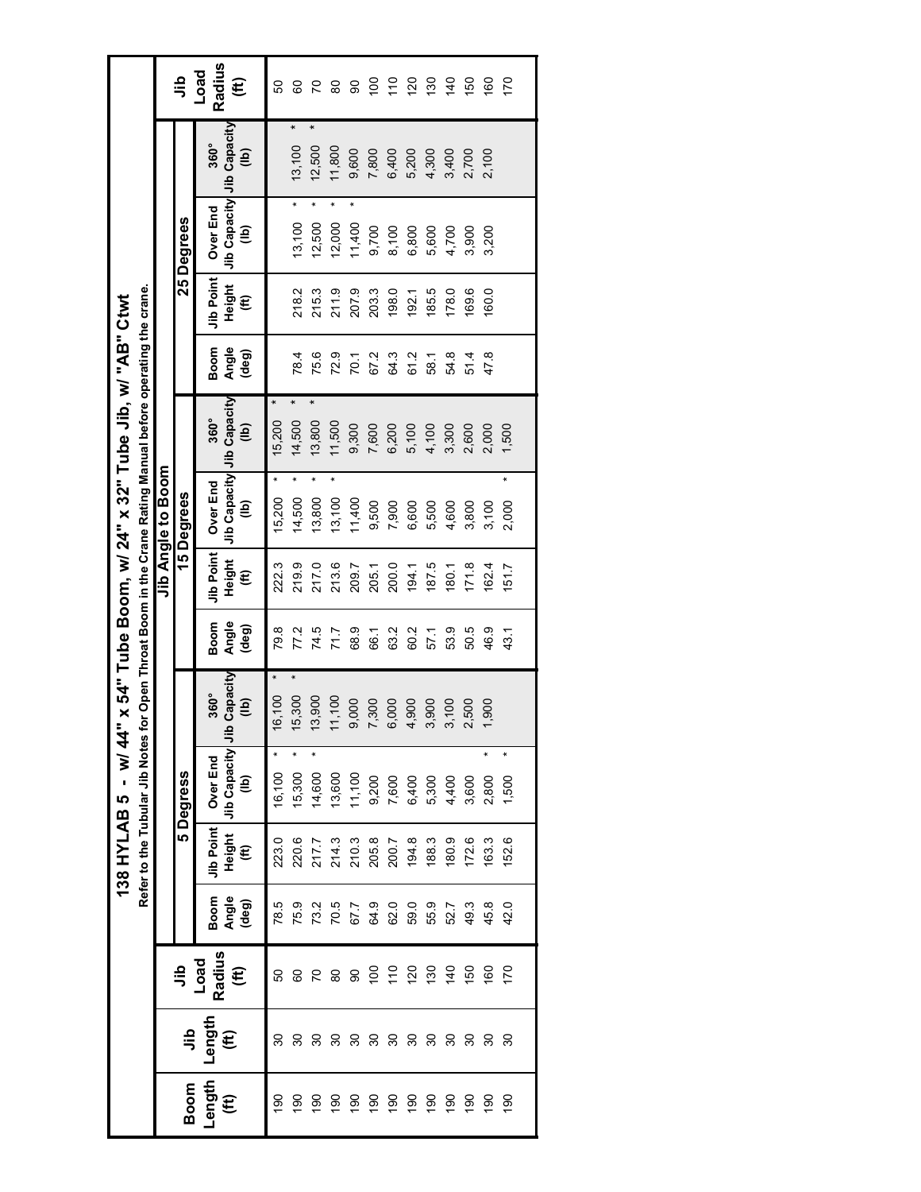# 138 HYLAB 5 - w/ 44" x 54" Tube Boom, w/ 24" x 32" Tube Jib, w/ "AB" Ctwt

Refer to the Tubular Jib Notes for Open Throat Boom in the Crane Rating Manual before operating the crane.

| Boom Length (ft) | Jib Length (ft) | Jib Load Radius (ft) | Jib Angle to Boom | | | | | | | | | | | | Jib Load Radius (ft) |
|---|---|---|---|---|---|---|---|---|---|---|---|---|---|---|---|
| | | | 5 Degress | | | | 15 Degrees | | | | 25 Degrees | | | | |
| | | | Boom Angle (deg) | Jib Point Height (ft) | Over End Jib Capacity (lb) | 360° Jib Capacity (lb) | Boom Angle (deg) | Jib Point Height (ft) | Over End Jib Capacity (lb) | 360° Jib Capacity (lb) | Boom Angle (deg) | Jib Point Height (ft) | Over End Jib Capacity (lb) | 360° Jib Capacity (lb) | |
| 190 | 30 | 50 | 78.5 | 223.0 | 16,100 * | 16,100 * | 79.8 | 222.3 | 15,200 * | 15,200 * | | | | | 50 |
| 190 | 30 | 60 | 75.9 | 220.6 | 15,300 * | 15,300 * | 77.2 | 219.9 | 14,500 * | 14,500 * | 78.4 | 218.2 | 13,100 * | 13,100 * | 60 |
| 190 | 30 | 70 | 73.2 | 217.7 | 14,600 * | 13,900 | 74.5 | 217.0 | 13,800 * | 13,800 * | 75.6 | 215.3 | 12,500 * | 12,500 * | 70 |
| 190 | 30 | 80 | 70.5 | 214.3 | 13,600 | 11,100 | 71.7 | 213.6 | 13,100 * | 11,500 | 72.9 | 211.9 | 12,000 * | 11,800 | 80 |
| 190 | 30 | 90 | 67.7 | 210.3 | 11,100 | 9,000 | 68.9 | 209.7 | 11,400 | 9,300 | 70.1 | 207.9 | 11,400 * | 9,600 | 90 |
| 190 | 30 | 100 | 64.9 | 205.8 | 9,200 | 7,300 | 66.1 | 205.1 | 9,500 | 7,600 | 67.2 | 203.3 | 9,700 | 7,800 | 100 |
| 190 | 30 | 110 | 62.0 | 200.7 | 7,600 | 6,000 | 63.2 | 200.0 | 7,900 | 6,200 | 64.3 | 198.0 | 8,100 | 6,400 | 110 |
| 190 | 30 | 120 | 59.0 | 194.8 | 6,400 | 4,900 | 60.2 | 194.1 | 6,600 | 5,100 | 61.2 | 192.1 | 6,800 | 5,200 | 120 |
| 190 | 30 | 130 | 55.9 | 188.3 | 5,300 | 3,900 | 57.1 | 187.5 | 5,500 | 4,100 | 58.1 | 185.5 | 5,600 | 4,300 | 130 |
| 190 | 30 | 140 | 52.7 | 180.9 | 4,400 | 3,100 | 53.9 | 180.1 | 4,600 | 3,300 | 54.8 | 178.0 | 4,700 | 3,400 | 140 |
| 190 | 30 | 150 | 49.3 | 172.6 | 3,600 | 2,500 | 50.5 | 171.8 | 3,800 | 2,600 | 51.4 | 169.6 | 3,900 | 2,700 | 150 |
| 190 | 30 | 160 | 45.8 | 163.3 | 2,800 * | 1,900 | 46.9 | 162.4 | 3,100 | 2,000 | 47.8 | 160.0 | 3,200 | 2,100 | 160 |
| 190 | 30 | 170 | 42.0 | 152.6 | 1,500 * | | 43.1 | 151.7 | 2,000 * | 1,500 | | | | | 170 |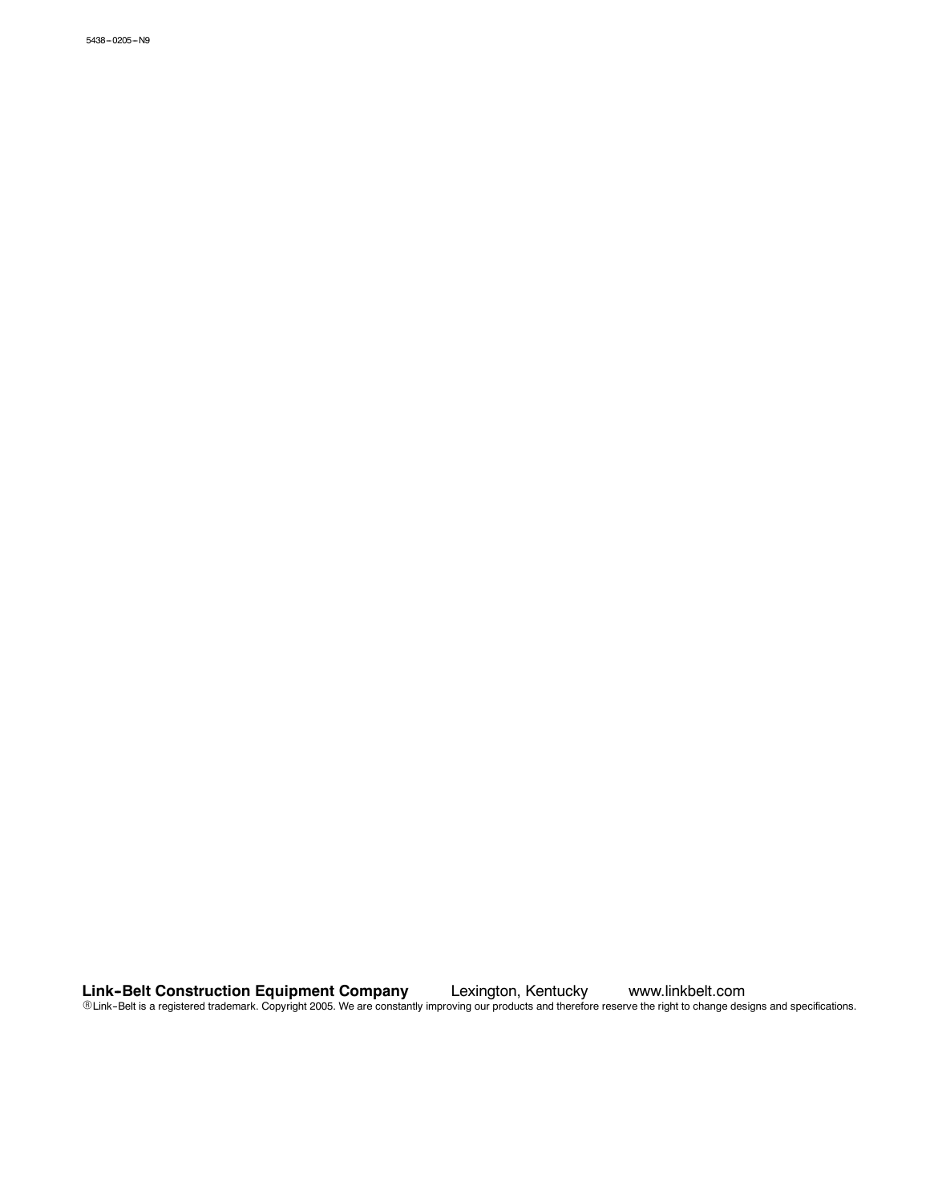5438-0205-N9

**Link-Belt Construction Equipment Company** Lexington, Kentucky www.linkbelt.com

®Link-Belt is a registered trademark. Copyright 2005. We are constantly improving our products and therefore reserve the right to change designs and specifications.